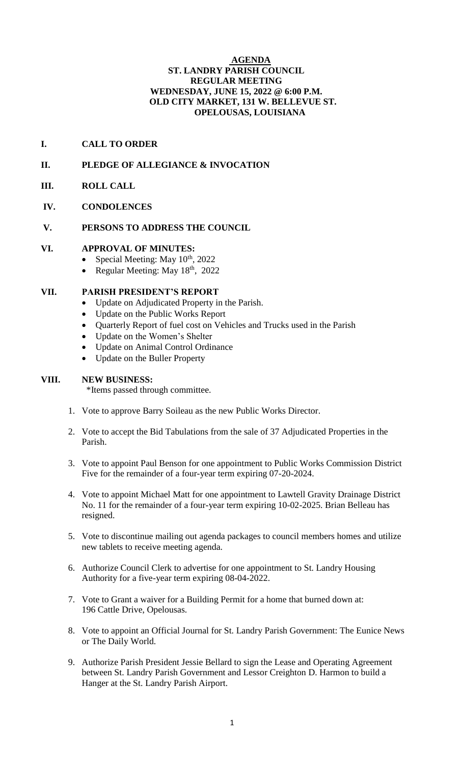# AGENDA

## ST. LANDRY PARISH COUNCIL
## REGULAR MEETING
## WEDNESDAY, JUNE 15, 2022 @ 6:00 P.M.
## OLD CITY MARKET, 131 W. BELLEVUE ST.
## OPELOUSAS, LOUISIANA

**I. CALL TO ORDER**

**II. PLEDGE OF ALLEGIANCE & INVOCATION**

**III. ROLL CALL**

**IV. CONDOLENCES**

**V. PERSONS TO ADDRESS THE COUNCIL**

**VI. APPROVAL OF MINUTES:**

- Special Meeting: May 10th, 2022
- Regular Meeting: May 18th, 2022

**VII. PARISH PRESIDENT'S REPORT**

- Update on Adjudicated Property in the Parish.
- Update on the Public Works Report
- Quarterly Report of fuel cost on Vehicles and Trucks used in the Parish
- Update on the Women's Shelter
- Update on Animal Control Ordinance
- Update on the Buller Property

**VIII. NEW BUSINESS:**

*Items passed through committee.

1. Vote to approve Barry Soileau as the new Public Works Director.
2. Vote to accept the Bid Tabulations from the sale of 37 Adjudicated Properties in the Parish.
3. Vote to appoint Paul Benson for one appointment to Public Works Commission District Five for the remainder of a four-year term expiring 07-20-2024.
4. Vote to appoint Michael Matt for one appointment to Lawtell Gravity Drainage District No. 11 for the remainder of a four-year term expiring 10-02-2025. Brian Belleau has resigned.
5. Vote to discontinue mailing out agenda packages to council members homes and utilize new tablets to receive meeting agenda.
6. Authorize Council Clerk to advertise for one appointment to St. Landry Housing Authority for a five-year term expiring 08-04-2022.
7. Vote to Grant a waiver for a Building Permit for a home that burned down at: 196 Cattle Drive, Opelousas.
8. Vote to appoint an Official Journal for St. Landry Parish Government: The Eunice News or The Daily World.
9. Authorize Parish President Jessie Bellard to sign the Lease and Operating Agreement between St. Landry Parish Government and Lessor Creighton D. Harmon to build a Hanger at the St. Landry Parish Airport.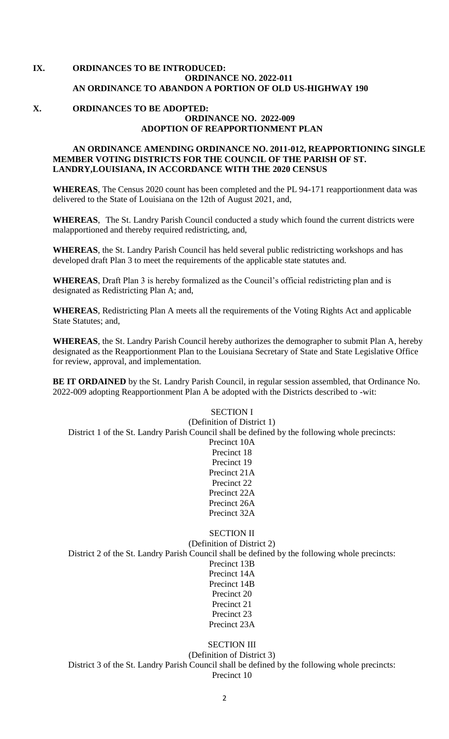## IX. ORDINANCES TO BE INTRODUCED:

**ORDINANCE NO. 2022-011**
**AN ORDINANCE TO ABANDON A PORTION OF OLD US-HIGHWAY 190**

## X. ORDINANCES TO BE ADOPTED:

**ORDINANCE NO. 2022-009**
**ADOPTION OF REAPPORTIONMENT PLAN**

**AN ORDINANCE AMENDING ORDINANCE NO. 2011-012, REAPPORTIONING SINGLE MEMBER VOTING DISTRICTS FOR THE COUNCIL OF THE PARISH OF ST. LANDRY,LOUISIANA, IN ACCORDANCE WITH THE 2020 CENSUS**

**WHEREAS**, The Census 2020 count has been completed and the PL 94-171 reapportionment data was delivered to the State of Louisiana on the 12th of August 2021, and,

**WHEREAS**, The St. Landry Parish Council conducted a study which found the current districts were malapportioned and thereby required redistricting, and,

**WHEREAS**, the St. Landry Parish Council has held several public redistricting workshops and has developed draft Plan 3 to meet the requirements of the applicable state statutes and.

**WHEREAS**, Draft Plan 3 is hereby formalized as the Council's official redistricting plan and is designated as Redistricting Plan A; and,

**WHEREAS**, Redistricting Plan A meets all the requirements of the Voting Rights Act and applicable State Statutes; and,

**WHEREAS**, the St. Landry Parish Council hereby authorizes the demographer to submit Plan A, hereby designated as the Reapportionment Plan to the Louisiana Secretary of State and State Legislative Office for review, approval, and implementation.

**BE IT ORDAINED** by the St. Landry Parish Council, in regular session assembled, that Ordinance No. 2022-009 adopting Reapportionment Plan A be adopted with the Districts described to -wit:

SECTION I
(Definition of District 1)
District 1 of the St. Landry Parish Council shall be defined by the following whole precincts:

Precinct 10A
Precinct 18
Precinct 19
Precinct 21A
Precinct 22
Precinct 22A
Precinct 26A
Precinct 32A

SECTION II
(Definition of District 2)
District 2 of the St. Landry Parish Council shall be defined by the following whole precincts:

Precinct 13B
Precinct 14A
Precinct 14B
Precinct 20
Precinct 21
Precinct 23
Precinct 23A

SECTION III
(Definition of District 3)
District 3 of the St. Landry Parish Council shall be defined by the following whole precincts:

Precinct 10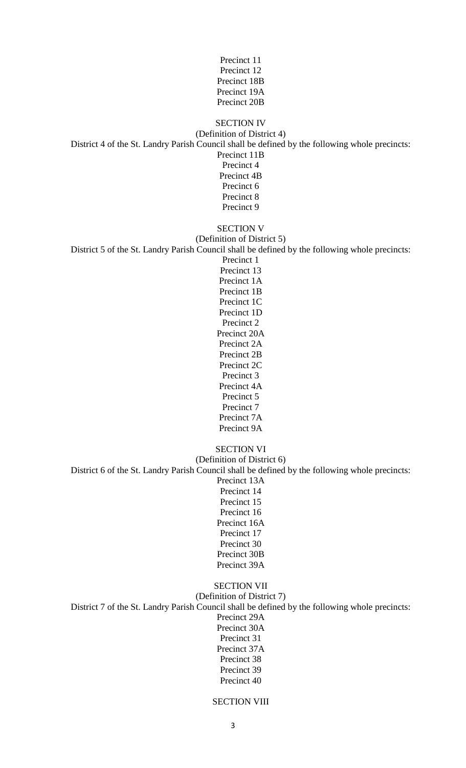Precinct 11
Precinct 12
Precinct 18B
Precinct 19A
Precinct 20B

SECTION IV

(Definition of District 4)

District 4 of the St. Landry Parish Council shall be defined by the following whole precincts:

Precinct 11B
Precinct 4
Precinct 4B
Precinct 6
Precinct 8
Precinct 9

SECTION V

(Definition of District 5)

District 5 of the St. Landry Parish Council shall be defined by the following whole precincts:

Precinct 1
Precinct 13
Precinct 1A
Precinct 1B
Precinct 1C
Precinct 1D
Precinct 2
Precinct 20A
Precinct 2A
Precinct 2B
Precinct 2C
Precinct 3
Precinct 4A
Precinct 5
Precinct 7
Precinct 7A
Precinct 9A

SECTION VI

(Definition of District 6)

District 6 of the St. Landry Parish Council shall be defined by the following whole precincts:

Precinct 13A
Precinct 14
Precinct 15
Precinct 16
Precinct 16A
Precinct 17
Precinct 30
Precinct 30B
Precinct 39A

SECTION VII

(Definition of District 7)

District 7 of the St. Landry Parish Council shall be defined by the following whole precincts:

Precinct 29A
Precinct 30A
Precinct 31
Precinct 37A
Precinct 38
Precinct 39
Precinct 40

SECTION VIII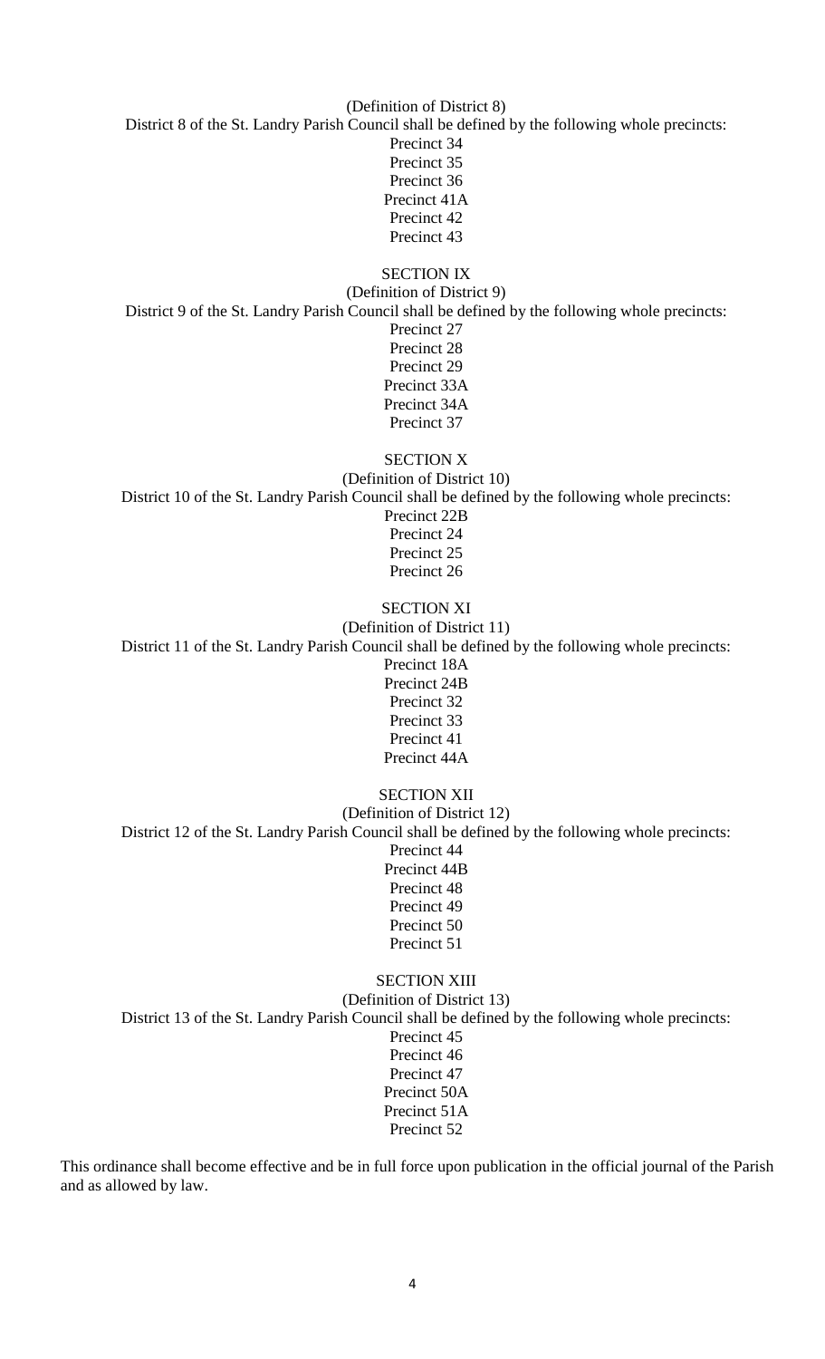(Definition of District 8)

District 8 of the St. Landry Parish Council shall be defined by the following whole precincts:

Precinct 34
Precinct 35
Precinct 36
Precinct 41A
Precinct 42
Precinct 43

SECTION IX

(Definition of District 9)

District 9 of the St. Landry Parish Council shall be defined by the following whole precincts:

Precinct 27
Precinct 28
Precinct 29
Precinct 33A
Precinct 34A
Precinct 37

SECTION X

(Definition of District 10)

District 10 of the St. Landry Parish Council shall be defined by the following whole precincts:

Precinct 22B
Precinct 24
Precinct 25
Precinct 26

SECTION XI

(Definition of District 11)

District 11 of the St. Landry Parish Council shall be defined by the following whole precincts:

Precinct 18A
Precinct 24B
Precinct 32
Precinct 33
Precinct 41
Precinct 44A

SECTION XII

(Definition of District 12)

District 12 of the St. Landry Parish Council shall be defined by the following whole precincts:

Precinct 44
Precinct 44B
Precinct 48
Precinct 49
Precinct 50
Precinct 51

SECTION XIII

(Definition of District 13)

District 13 of the St. Landry Parish Council shall be defined by the following whole precincts:

Precinct 45
Precinct 46
Precinct 47
Precinct 50A
Precinct 51A
Precinct 52

This ordinance shall become effective and be in full force upon publication in the official journal of the Parish and as allowed by law.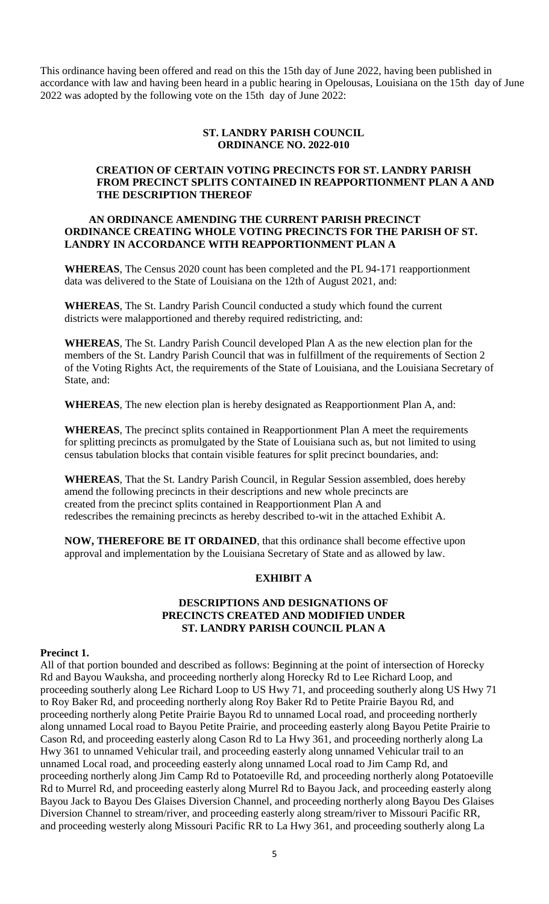This ordinance having been offered and read on this the 15th day of June 2022, having been published in accordance with law and having been heard in a public hearing in Opelousas, Louisiana on the 15th day of June 2022 was adopted by the following vote on the 15th day of June 2022:

**ST. LANDRY PARISH COUNCIL**
**ORDINANCE NO. 2022-010**

**CREATION OF CERTAIN VOTING PRECINCTS FOR ST. LANDRY PARISH FROM PRECINCT SPLITS CONTAINED IN REAPPORTIONMENT PLAN A AND THE DESCRIPTION THEREOF**

**AN ORDINANCE AMENDING THE CURRENT PARISH PRECINCT ORDINANCE CREATING WHOLE VOTING PRECINCTS FOR THE PARISH OF ST. LANDRY IN ACCORDANCE WITH REAPPORTIONMENT PLAN A**

**WHEREAS**, The Census 2020 count has been completed and the PL 94-171 reapportionment data was delivered to the State of Louisiana on the 12th of August 2021, and:

**WHEREAS**, The St. Landry Parish Council conducted a study which found the current districts were malapportioned and thereby required redistricting, and:

**WHEREAS**, The St. Landry Parish Council developed Plan A as the new election plan for the members of the St. Landry Parish Council that was in fulfillment of the requirements of Section 2 of the Voting Rights Act, the requirements of the State of Louisiana, and the Louisiana Secretary of State, and:

**WHEREAS**, The new election plan is hereby designated as Reapportionment Plan A, and:

**WHEREAS**, The precinct splits contained in Reapportionment Plan A meet the requirements for splitting precincts as promulgated by the State of Louisiana such as, but not limited to using census tabulation blocks that contain visible features for split precinct boundaries, and:

**WHEREAS**, That the St. Landry Parish Council, in Regular Session assembled, does hereby amend the following precincts in their descriptions and new whole precincts are created from the precinct splits contained in Reapportionment Plan A and redescribes the remaining precincts as hereby described to-wit in the attached Exhibit A.

**NOW, THEREFORE BE IT ORDAINED**, that this ordinance shall become effective upon approval and implementation by the Louisiana Secretary of State and as allowed by law.

**EXHIBIT A**

**DESCRIPTIONS AND DESIGNATIONS OF PRECINCTS CREATED AND MODIFIED UNDER ST. LANDRY PARISH COUNCIL PLAN A**

**Precinct 1.**

All of that portion bounded and described as follows: Beginning at the point of intersection of Horecky Rd and Bayou Wauksha, and proceeding northerly along Horecky Rd to Lee Richard Loop, and proceeding southerly along Lee Richard Loop to US Hwy 71, and proceeding southerly along US Hwy 71 to Roy Baker Rd, and proceeding northerly along Roy Baker Rd to Petite Prairie Bayou Rd, and proceeding northerly along Petite Prairie Bayou Rd to unnamed Local road, and proceeding northerly along unnamed Local road to Bayou Petite Prairie, and proceeding easterly along Bayou Petite Prairie to Cason Rd, and proceeding easterly along Cason Rd to La Hwy 361, and proceeding northerly along La Hwy 361 to unnamed Vehicular trail, and proceeding easterly along unnamed Vehicular trail to an unnamed Local road, and proceeding easterly along unnamed Local road to Jim Camp Rd, and proceeding northerly along Jim Camp Rd to Potatoeville Rd, and proceeding northerly along Potatoeville Rd to Murrel Rd, and proceeding easterly along Murrel Rd to Bayou Jack, and proceeding easterly along Bayou Jack to Bayou Des Glaises Diversion Channel, and proceeding northerly along Bayou Des Glaises Diversion Channel to stream/river, and proceeding easterly along stream/river to Missouri Pacific RR, and proceeding westerly along Missouri Pacific RR to La Hwy 361, and proceeding southerly along La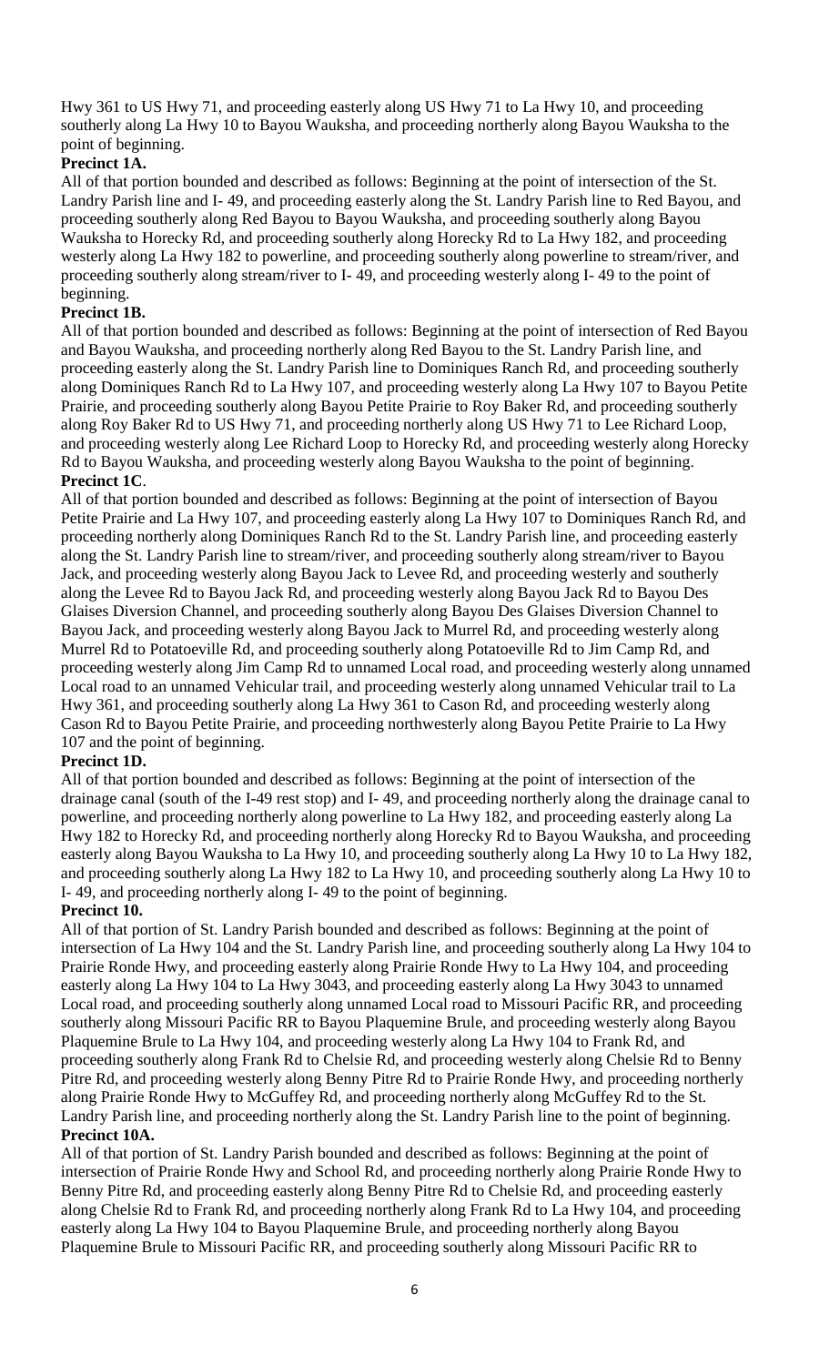Hwy 361 to US Hwy 71, and proceeding easterly along US Hwy 71 to La Hwy 10, and proceeding southerly along La Hwy 10 to Bayou Wauksha, and proceeding northerly along Bayou Wauksha to the point of beginning.

**Precinct 1A.**

All of that portion bounded and described as follows: Beginning at the point of intersection of the St. Landry Parish line and I- 49, and proceeding easterly along the St. Landry Parish line to Red Bayou, and proceeding southerly along Red Bayou to Bayou Wauksha, and proceeding southerly along Bayou Wauksha to Horecky Rd, and proceeding southerly along Horecky Rd to La Hwy 182, and proceeding westerly along La Hwy 182 to powerline, and proceeding southerly along powerline to stream/river, and proceeding southerly along stream/river to I- 49, and proceeding westerly along I- 49 to the point of beginning.

**Precinct 1B.**

All of that portion bounded and described as follows: Beginning at the point of intersection of Red Bayou and Bayou Wauksha, and proceeding northerly along Red Bayou to the St. Landry Parish line, and proceeding easterly along the St. Landry Parish line to Dominiques Ranch Rd, and proceeding southerly along Dominiques Ranch Rd to La Hwy 107, and proceeding westerly along La Hwy 107 to Bayou Petite Prairie, and proceeding southerly along Bayou Petite Prairie to Roy Baker Rd, and proceeding southerly along Roy Baker Rd to US Hwy 71, and proceeding northerly along US Hwy 71 to Lee Richard Loop, and proceeding westerly along Lee Richard Loop to Horecky Rd, and proceeding westerly along Horecky Rd to Bayou Wauksha, and proceeding westerly along Bayou Wauksha to the point of beginning.

**Precinct 1C**.

All of that portion bounded and described as follows: Beginning at the point of intersection of Bayou Petite Prairie and La Hwy 107, and proceeding easterly along La Hwy 107 to Dominiques Ranch Rd, and proceeding northerly along Dominiques Ranch Rd to the St. Landry Parish line, and proceeding easterly along the St. Landry Parish line to stream/river, and proceeding southerly along stream/river to Bayou Jack, and proceeding westerly along Bayou Jack to Levee Rd, and proceeding westerly and southerly along the Levee Rd to Bayou Jack Rd, and proceeding westerly along Bayou Jack Rd to Bayou Des Glaises Diversion Channel, and proceeding southerly along Bayou Des Glaises Diversion Channel to Bayou Jack, and proceeding westerly along Bayou Jack to Murrel Rd, and proceeding westerly along Murrel Rd to Potatoeville Rd, and proceeding southerly along Potatoeville Rd to Jim Camp Rd, and proceeding westerly along Jim Camp Rd to unnamed Local road, and proceeding westerly along unnamed Local road to an unnamed Vehicular trail, and proceeding westerly along unnamed Vehicular trail to La Hwy 361, and proceeding southerly along La Hwy 361 to Cason Rd, and proceeding westerly along Cason Rd to Bayou Petite Prairie, and proceeding northwesterly along Bayou Petite Prairie to La Hwy 107 and the point of beginning.

**Precinct 1D.**

All of that portion bounded and described as follows: Beginning at the point of intersection of the drainage canal (south of the I-49 rest stop) and I- 49, and proceeding northerly along the drainage canal to powerline, and proceeding northerly along powerline to La Hwy 182, and proceeding easterly along La Hwy 182 to Horecky Rd, and proceeding northerly along Horecky Rd to Bayou Wauksha, and proceeding easterly along Bayou Wauksha to La Hwy 10, and proceeding southerly along La Hwy 10 to La Hwy 182, and proceeding southerly along La Hwy 182 to La Hwy 10, and proceeding southerly along La Hwy 10 to I- 49, and proceeding northerly along I- 49 to the point of beginning.

**Precinct 10.**

All of that portion of St. Landry Parish bounded and described as follows: Beginning at the point of intersection of La Hwy 104 and the St. Landry Parish line, and proceeding southerly along La Hwy 104 to Prairie Ronde Hwy, and proceeding easterly along Prairie Ronde Hwy to La Hwy 104, and proceeding easterly along La Hwy 104 to La Hwy 3043, and proceeding easterly along La Hwy 3043 to unnamed Local road, and proceeding southerly along unnamed Local road to Missouri Pacific RR, and proceeding southerly along Missouri Pacific RR to Bayou Plaquemine Brule, and proceeding westerly along Bayou Plaquemine Brule to La Hwy 104, and proceeding westerly along La Hwy 104 to Frank Rd, and proceeding southerly along Frank Rd to Chelsie Rd, and proceeding westerly along Chelsie Rd to Benny Pitre Rd, and proceeding westerly along Benny Pitre Rd to Prairie Ronde Hwy, and proceeding northerly along Prairie Ronde Hwy to McGuffey Rd, and proceeding northerly along McGuffey Rd to the St. Landry Parish line, and proceeding northerly along the St. Landry Parish line to the point of beginning.

**Precinct 10A.**

All of that portion of St. Landry Parish bounded and described as follows: Beginning at the point of intersection of Prairie Ronde Hwy and School Rd, and proceeding northerly along Prairie Ronde Hwy to Benny Pitre Rd, and proceeding easterly along Benny Pitre Rd to Chelsie Rd, and proceeding easterly along Chelsie Rd to Frank Rd, and proceeding northerly along Frank Rd to La Hwy 104, and proceeding easterly along La Hwy 104 to Bayou Plaquemine Brule, and proceeding northerly along Bayou Plaquemine Brule to Missouri Pacific RR, and proceeding southerly along Missouri Pacific RR to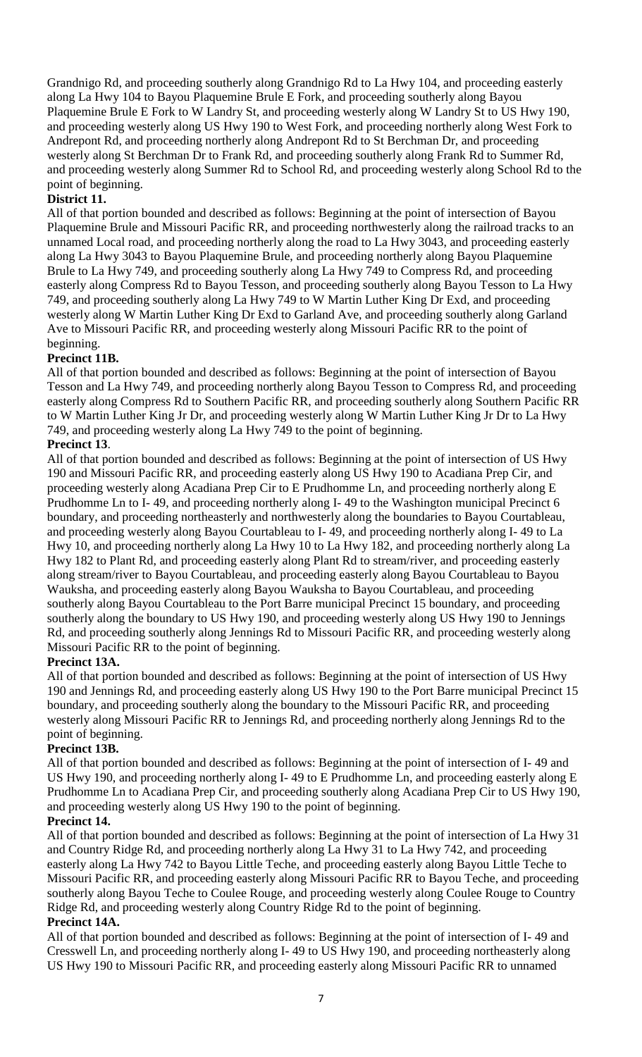Grandnigo Rd, and proceeding southerly along Grandnigo Rd to La Hwy 104, and proceeding easterly along La Hwy 104 to Bayou Plaquemine Brule E Fork, and proceeding southerly along Bayou Plaquemine Brule E Fork to W Landry St, and proceeding westerly along W Landry St to US Hwy 190, and proceeding westerly along US Hwy 190 to West Fork, and proceeding northerly along West Fork to Andrepont Rd, and proceeding northerly along Andrepont Rd to St Berchman Dr, and proceeding westerly along St Berchman Dr to Frank Rd, and proceeding southerly along Frank Rd to Summer Rd, and proceeding westerly along Summer Rd to School Rd, and proceeding westerly along School Rd to the point of beginning.

**District 11.**

All of that portion bounded and described as follows: Beginning at the point of intersection of Bayou Plaquemine Brule and Missouri Pacific RR, and proceeding northwesterly along the railroad tracks to an unnamed Local road, and proceeding northerly along the road to La Hwy 3043, and proceeding easterly along La Hwy 3043 to Bayou Plaquemine Brule, and proceeding northerly along Bayou Plaquemine Brule to La Hwy 749, and proceeding southerly along La Hwy 749 to Compress Rd, and proceeding easterly along Compress Rd to Bayou Tesson, and proceeding southerly along Bayou Tesson to La Hwy 749, and proceeding southerly along La Hwy 749 to W Martin Luther King Dr Exd, and proceeding westerly along W Martin Luther King Dr Exd to Garland Ave, and proceeding southerly along Garland Ave to Missouri Pacific RR, and proceeding westerly along Missouri Pacific RR to the point of beginning.

**Precinct 11B.**

All of that portion bounded and described as follows: Beginning at the point of intersection of Bayou Tesson and La Hwy 749, and proceeding northerly along Bayou Tesson to Compress Rd, and proceeding easterly along Compress Rd to Southern Pacific RR, and proceeding southerly along Southern Pacific RR to W Martin Luther King Jr Dr, and proceeding westerly along W Martin Luther King Jr Dr to La Hwy 749, and proceeding westerly along La Hwy 749 to the point of beginning.

**Precinct 13**.

All of that portion bounded and described as follows: Beginning at the point of intersection of US Hwy 190 and Missouri Pacific RR, and proceeding easterly along US Hwy 190 to Acadiana Prep Cir, and proceeding westerly along Acadiana Prep Cir to E Prudhomme Ln, and proceeding northerly along E Prudhomme Ln to I- 49, and proceeding northerly along I- 49 to the Washington municipal Precinct 6 boundary, and proceeding northeasterly and northwesterly along the boundaries to Bayou Courtableau, and proceeding westerly along Bayou Courtableau to I- 49, and proceeding northerly along I- 49 to La Hwy 10, and proceeding northerly along La Hwy 10 to La Hwy 182, and proceeding northerly along La Hwy 182 to Plant Rd, and proceeding easterly along Plant Rd to stream/river, and proceeding easterly along stream/river to Bayou Courtableau, and proceeding easterly along Bayou Courtableau to Bayou Wauksha, and proceeding easterly along Bayou Wauksha to Bayou Courtableau, and proceeding southerly along Bayou Courtableau to the Port Barre municipal Precinct 15 boundary, and proceeding southerly along the boundary to US Hwy 190, and proceeding westerly along US Hwy 190 to Jennings Rd, and proceeding southerly along Jennings Rd to Missouri Pacific RR, and proceeding westerly along Missouri Pacific RR to the point of beginning.

**Precinct 13A.**

All of that portion bounded and described as follows: Beginning at the point of intersection of US Hwy 190 and Jennings Rd, and proceeding easterly along US Hwy 190 to the Port Barre municipal Precinct 15 boundary, and proceeding southerly along the boundary to the Missouri Pacific RR, and proceeding westerly along Missouri Pacific RR to Jennings Rd, and proceeding northerly along Jennings Rd to the point of beginning.

**Precinct 13B.**

All of that portion bounded and described as follows: Beginning at the point of intersection of I- 49 and US Hwy 190, and proceeding northerly along I- 49 to E Prudhomme Ln, and proceeding easterly along E Prudhomme Ln to Acadiana Prep Cir, and proceeding southerly along Acadiana Prep Cir to US Hwy 190, and proceeding westerly along US Hwy 190 to the point of beginning.

**Precinct 14.**

All of that portion bounded and described as follows: Beginning at the point of intersection of La Hwy 31 and Country Ridge Rd, and proceeding northerly along La Hwy 31 to La Hwy 742, and proceeding easterly along La Hwy 742 to Bayou Little Teche, and proceeding easterly along Bayou Little Teche to Missouri Pacific RR, and proceeding easterly along Missouri Pacific RR to Bayou Teche, and proceeding southerly along Bayou Teche to Coulee Rouge, and proceeding westerly along Coulee Rouge to Country Ridge Rd, and proceeding westerly along Country Ridge Rd to the point of beginning.

**Precinct 14A.**

All of that portion bounded and described as follows: Beginning at the point of intersection of I- 49 and Cresswell Ln, and proceeding northerly along I- 49 to US Hwy 190, and proceeding northeasterly along US Hwy 190 to Missouri Pacific RR, and proceeding easterly along Missouri Pacific RR to unnamed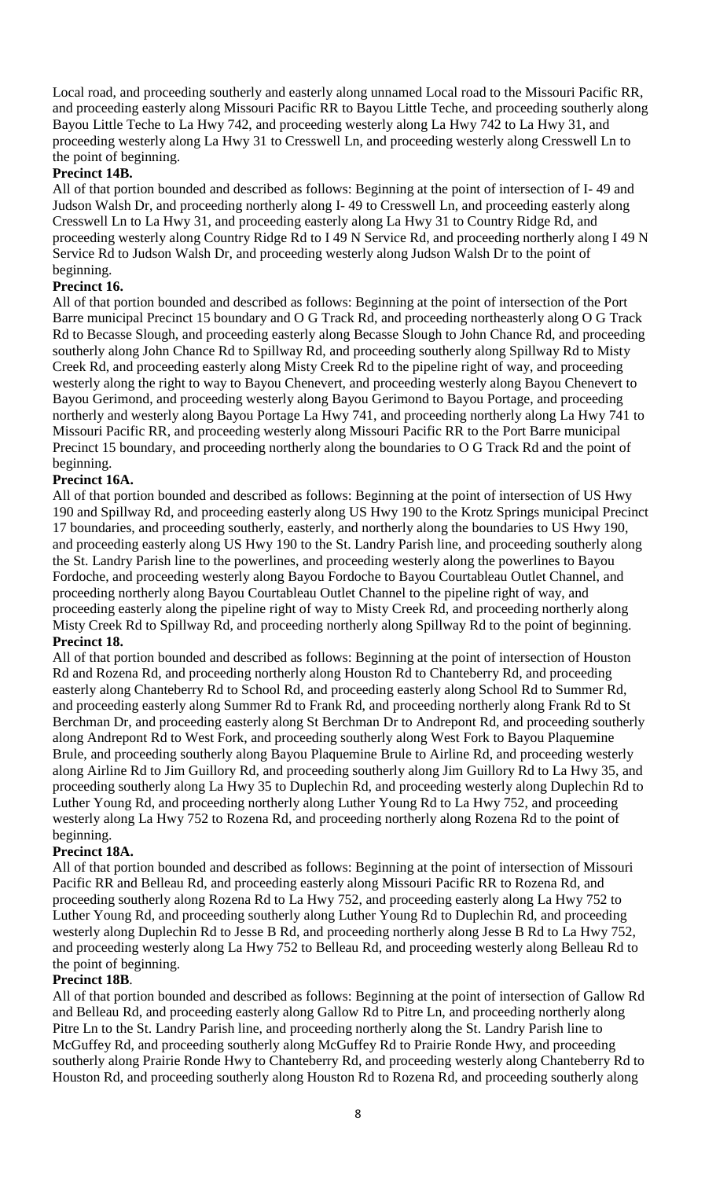Local road, and proceeding southerly and easterly along unnamed Local road to the Missouri Pacific RR, and proceeding easterly along Missouri Pacific RR to Bayou Little Teche, and proceeding southerly along Bayou Little Teche to La Hwy 742, and proceeding westerly along La Hwy 742 to La Hwy 31, and proceeding westerly along La Hwy 31 to Cresswell Ln, and proceeding westerly along Cresswell Ln to the point of beginning.

**Precinct 14B.**

All of that portion bounded and described as follows: Beginning at the point of intersection of I- 49 and Judson Walsh Dr, and proceeding northerly along I- 49 to Cresswell Ln, and proceeding easterly along Cresswell Ln to La Hwy 31, and proceeding easterly along La Hwy 31 to Country Ridge Rd, and proceeding westerly along Country Ridge Rd to I 49 N Service Rd, and proceeding northerly along I 49 N Service Rd to Judson Walsh Dr, and proceeding westerly along Judson Walsh Dr to the point of beginning.

**Precinct 16.**

All of that portion bounded and described as follows: Beginning at the point of intersection of the Port Barre municipal Precinct 15 boundary and O G Track Rd, and proceeding northeasterly along O G Track Rd to Becasse Slough, and proceeding easterly along Becasse Slough to John Chance Rd, and proceeding southerly along John Chance Rd to Spillway Rd, and proceeding southerly along Spillway Rd to Misty Creek Rd, and proceeding easterly along Misty Creek Rd to the pipeline right of way, and proceeding westerly along the right to way to Bayou Chenevert, and proceeding westerly along Bayou Chenevert to Bayou Gerimond, and proceeding westerly along Bayou Gerimond to Bayou Portage, and proceeding northerly and westerly along Bayou Portage La Hwy 741, and proceeding northerly along La Hwy 741 to Missouri Pacific RR, and proceeding westerly along Missouri Pacific RR to the Port Barre municipal Precinct 15 boundary, and proceeding northerly along the boundaries to O G Track Rd and the point of beginning.

**Precinct 16A.**

All of that portion bounded and described as follows: Beginning at the point of intersection of US Hwy 190 and Spillway Rd, and proceeding easterly along US Hwy 190 to the Krotz Springs municipal Precinct 17 boundaries, and proceeding southerly, easterly, and northerly along the boundaries to US Hwy 190, and proceeding easterly along US Hwy 190 to the St. Landry Parish line, and proceeding southerly along the St. Landry Parish line to the powerlines, and proceeding westerly along the powerlines to Bayou Fordoche, and proceeding westerly along Bayou Fordoche to Bayou Courtableau Outlet Channel, and proceeding northerly along Bayou Courtableau Outlet Channel to the pipeline right of way, and proceeding easterly along the pipeline right of way to Misty Creek Rd, and proceeding northerly along Misty Creek Rd to Spillway Rd, and proceeding northerly along Spillway Rd to the point of beginning.

**Precinct 18.**

All of that portion bounded and described as follows: Beginning at the point of intersection of Houston Rd and Rozena Rd, and proceeding northerly along Houston Rd to Chanteberry Rd, and proceeding easterly along Chanteberry Rd to School Rd, and proceeding easterly along School Rd to Summer Rd, and proceeding easterly along Summer Rd to Frank Rd, and proceeding northerly along Frank Rd to St Berchman Dr, and proceeding easterly along St Berchman Dr to Andrepont Rd, and proceeding southerly along Andrepont Rd to West Fork, and proceeding southerly along West Fork to Bayou Plaquemine Brule, and proceeding southerly along Bayou Plaquemine Brule to Airline Rd, and proceeding westerly along Airline Rd to Jim Guillory Rd, and proceeding southerly along Jim Guillory Rd to La Hwy 35, and proceeding southerly along La Hwy 35 to Duplechin Rd, and proceeding westerly along Duplechin Rd to Luther Young Rd, and proceeding northerly along Luther Young Rd to La Hwy 752, and proceeding westerly along La Hwy 752 to Rozena Rd, and proceeding northerly along Rozena Rd to the point of beginning.

**Precinct 18A.**

All of that portion bounded and described as follows: Beginning at the point of intersection of Missouri Pacific RR and Belleau Rd, and proceeding easterly along Missouri Pacific RR to Rozena Rd, and proceeding southerly along Rozena Rd to La Hwy 752, and proceeding easterly along La Hwy 752 to Luther Young Rd, and proceeding southerly along Luther Young Rd to Duplechin Rd, and proceeding westerly along Duplechin Rd to Jesse B Rd, and proceeding northerly along Jesse B Rd to La Hwy 752, and proceeding westerly along La Hwy 752 to Belleau Rd, and proceeding westerly along Belleau Rd to the point of beginning.

**Precinct 18B**.

All of that portion bounded and described as follows: Beginning at the point of intersection of Gallow Rd and Belleau Rd, and proceeding easterly along Gallow Rd to Pitre Ln, and proceeding northerly along Pitre Ln to the St. Landry Parish line, and proceeding northerly along the St. Landry Parish line to McGuffey Rd, and proceeding southerly along McGuffey Rd to Prairie Ronde Hwy, and proceeding southerly along Prairie Ronde Hwy to Chanteberry Rd, and proceeding westerly along Chanteberry Rd to Houston Rd, and proceeding southerly along Houston Rd to Rozena Rd, and proceeding southerly along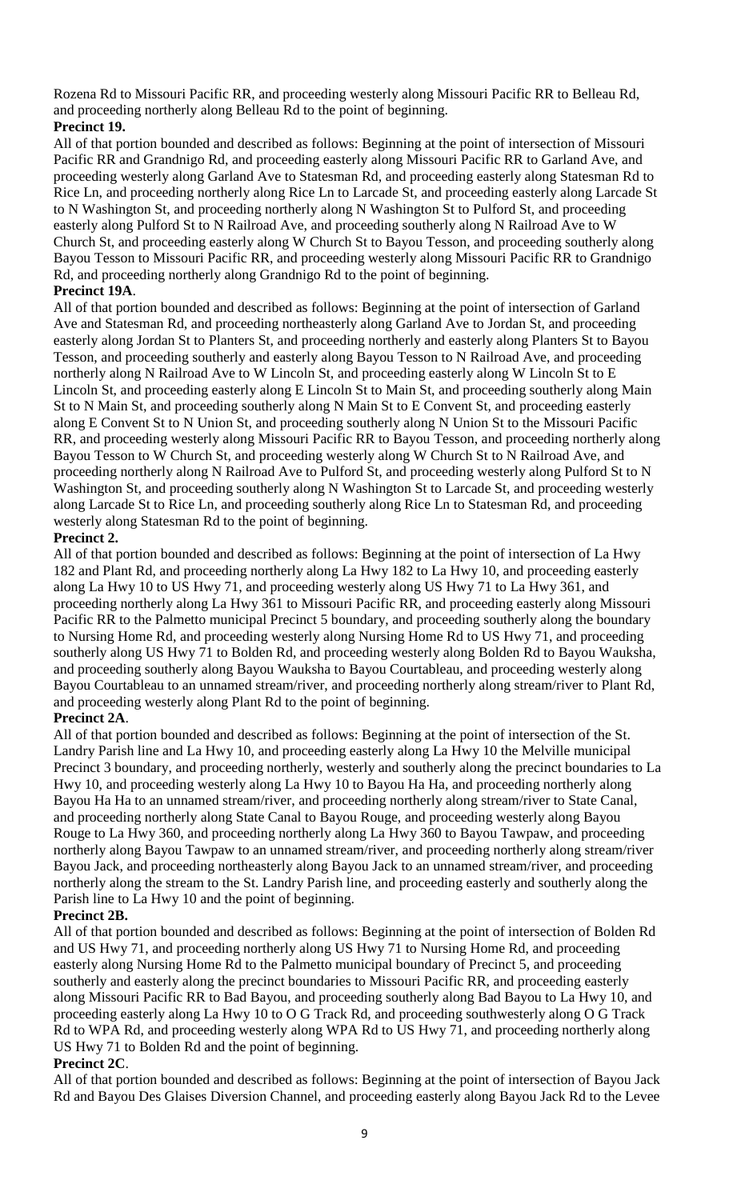Rozena Rd to Missouri Pacific RR, and proceeding westerly along Missouri Pacific RR to Belleau Rd, and proceeding northerly along Belleau Rd to the point of beginning.

**Precinct 19.**

All of that portion bounded and described as follows: Beginning at the point of intersection of Missouri Pacific RR and Grandnigo Rd, and proceeding easterly along Missouri Pacific RR to Garland Ave, and proceeding westerly along Garland Ave to Statesman Rd, and proceeding easterly along Statesman Rd to Rice Ln, and proceeding northerly along Rice Ln to Larcade St, and proceeding easterly along Larcade St to N Washington St, and proceeding northerly along N Washington St to Pulford St, and proceeding easterly along Pulford St to N Railroad Ave, and proceeding southerly along N Railroad Ave to W Church St, and proceeding easterly along W Church St to Bayou Tesson, and proceeding southerly along Bayou Tesson to Missouri Pacific RR, and proceeding westerly along Missouri Pacific RR to Grandnigo Rd, and proceeding northerly along Grandnigo Rd to the point of beginning.

**Precinct 19A**.

All of that portion bounded and described as follows: Beginning at the point of intersection of Garland Ave and Statesman Rd, and proceeding northeasterly along Garland Ave to Jordan St, and proceeding easterly along Jordan St to Planters St, and proceeding northerly and easterly along Planters St to Bayou Tesson, and proceeding southerly and easterly along Bayou Tesson to N Railroad Ave, and proceeding northerly along N Railroad Ave to W Lincoln St, and proceeding easterly along W Lincoln St to E Lincoln St, and proceeding easterly along E Lincoln St to Main St, and proceeding southerly along Main St to N Main St, and proceeding southerly along N Main St to E Convent St, and proceeding easterly along E Convent St to N Union St, and proceeding southerly along N Union St to the Missouri Pacific RR, and proceeding westerly along Missouri Pacific RR to Bayou Tesson, and proceeding northerly along Bayou Tesson to W Church St, and proceeding westerly along W Church St to N Railroad Ave, and proceeding northerly along N Railroad Ave to Pulford St, and proceeding westerly along Pulford St to N Washington St, and proceeding southerly along N Washington St to Larcade St, and proceeding westerly along Larcade St to Rice Ln, and proceeding southerly along Rice Ln to Statesman Rd, and proceeding westerly along Statesman Rd to the point of beginning.

**Precinct 2.**

All of that portion bounded and described as follows: Beginning at the point of intersection of La Hwy 182 and Plant Rd, and proceeding northerly along La Hwy 182 to La Hwy 10, and proceeding easterly along La Hwy 10 to US Hwy 71, and proceeding westerly along US Hwy 71 to La Hwy 361, and proceeding northerly along La Hwy 361 to Missouri Pacific RR, and proceeding easterly along Missouri Pacific RR to the Palmetto municipal Precinct 5 boundary, and proceeding southerly along the boundary to Nursing Home Rd, and proceeding westerly along Nursing Home Rd to US Hwy 71, and proceeding southerly along US Hwy 71 to Bolden Rd, and proceeding westerly along Bolden Rd to Bayou Wauksha, and proceeding southerly along Bayou Wauksha to Bayou Courtableau, and proceeding westerly along Bayou Courtableau to an unnamed stream/river, and proceeding northerly along stream/river to Plant Rd, and proceeding westerly along Plant Rd to the point of beginning.

**Precinct 2A**.

All of that portion bounded and described as follows: Beginning at the point of intersection of the St. Landry Parish line and La Hwy 10, and proceeding easterly along La Hwy 10 the Melville municipal Precinct 3 boundary, and proceeding northerly, westerly and southerly along the precinct boundaries to La Hwy 10, and proceeding westerly along La Hwy 10 to Bayou Ha Ha, and proceeding northerly along Bayou Ha Ha to an unnamed stream/river, and proceeding northerly along stream/river to State Canal, and proceeding northerly along State Canal to Bayou Rouge, and proceeding westerly along Bayou Rouge to La Hwy 360, and proceeding northerly along La Hwy 360 to Bayou Tawpaw, and proceeding northerly along Bayou Tawpaw to an unnamed stream/river, and proceeding northerly along stream/river Bayou Jack, and proceeding northeasterly along Bayou Jack to an unnamed stream/river, and proceeding northerly along the stream to the St. Landry Parish line, and proceeding easterly and southerly along the Parish line to La Hwy 10 and the point of beginning.

**Precinct 2B.**

All of that portion bounded and described as follows: Beginning at the point of intersection of Bolden Rd and US Hwy 71, and proceeding northerly along US Hwy 71 to Nursing Home Rd, and proceeding easterly along Nursing Home Rd to the Palmetto municipal boundary of Precinct 5, and proceeding southerly and easterly along the precinct boundaries to Missouri Pacific RR, and proceeding easterly along Missouri Pacific RR to Bad Bayou, and proceeding southerly along Bad Bayou to La Hwy 10, and proceeding easterly along La Hwy 10 to O G Track Rd, and proceeding southwesterly along O G Track Rd to WPA Rd, and proceeding westerly along WPA Rd to US Hwy 71, and proceeding northerly along US Hwy 71 to Bolden Rd and the point of beginning.

**Precinct 2C**.

All of that portion bounded and described as follows: Beginning at the point of intersection of Bayou Jack Rd and Bayou Des Glaises Diversion Channel, and proceeding easterly along Bayou Jack Rd to the Levee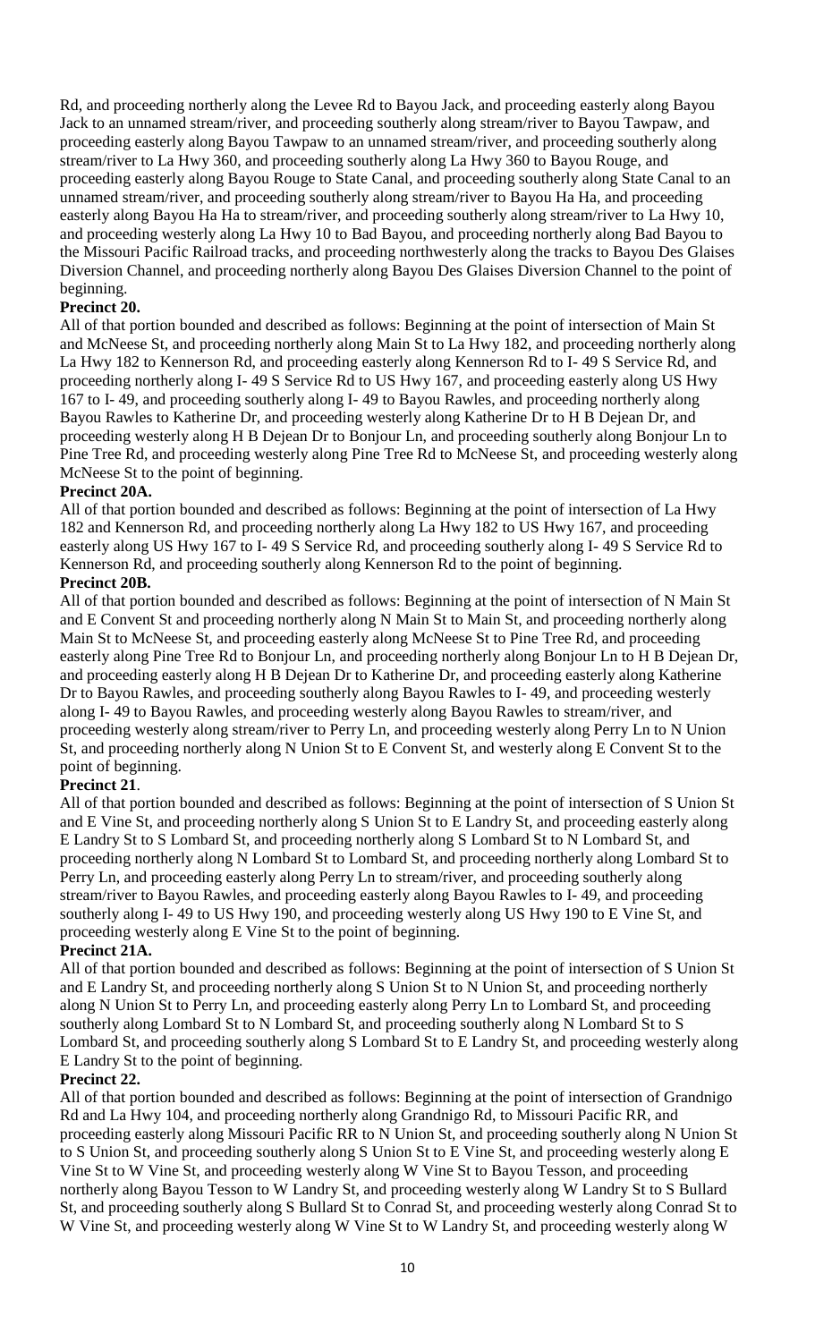Rd, and proceeding northerly along the Levee Rd to Bayou Jack, and proceeding easterly along Bayou Jack to an unnamed stream/river, and proceeding southerly along stream/river to Bayou Tawpaw, and proceeding easterly along Bayou Tawpaw to an unnamed stream/river, and proceeding southerly along stream/river to La Hwy 360, and proceeding southerly along La Hwy 360 to Bayou Rouge, and proceeding easterly along Bayou Rouge to State Canal, and proceeding southerly along State Canal to an unnamed stream/river, and proceeding southerly along stream/river to Bayou Ha Ha, and proceeding easterly along Bayou Ha Ha to stream/river, and proceeding southerly along stream/river to La Hwy 10, and proceeding westerly along La Hwy 10 to Bad Bayou, and proceeding northerly along Bad Bayou to the Missouri Pacific Railroad tracks, and proceeding northwesterly along the tracks to Bayou Des Glaises Diversion Channel, and proceeding northerly along Bayou Des Glaises Diversion Channel to the point of beginning.

**Precinct 20.**

All of that portion bounded and described as follows: Beginning at the point of intersection of Main St and McNeese St, and proceeding northerly along Main St to La Hwy 182, and proceeding northerly along La Hwy 182 to Kennerson Rd, and proceeding easterly along Kennerson Rd to I- 49 S Service Rd, and proceeding northerly along I- 49 S Service Rd to US Hwy 167, and proceeding easterly along US Hwy 167 to I- 49, and proceeding southerly along I- 49 to Bayou Rawles, and proceeding northerly along Bayou Rawles to Katherine Dr, and proceeding westerly along Katherine Dr to H B Dejean Dr, and proceeding westerly along H B Dejean Dr to Bonjour Ln, and proceeding southerly along Bonjour Ln to Pine Tree Rd, and proceeding westerly along Pine Tree Rd to McNeese St, and proceeding westerly along McNeese St to the point of beginning.

**Precinct 20A.**

All of that portion bounded and described as follows: Beginning at the point of intersection of La Hwy 182 and Kennerson Rd, and proceeding northerly along La Hwy 182 to US Hwy 167, and proceeding easterly along US Hwy 167 to I- 49 S Service Rd, and proceeding southerly along I- 49 S Service Rd to Kennerson Rd, and proceeding southerly along Kennerson Rd to the point of beginning.

**Precinct 20B.**

All of that portion bounded and described as follows: Beginning at the point of intersection of N Main St and E Convent St and proceeding northerly along N Main St to Main St, and proceeding northerly along Main St to McNeese St, and proceeding easterly along McNeese St to Pine Tree Rd, and proceeding easterly along Pine Tree Rd to Bonjour Ln, and proceeding northerly along Bonjour Ln to H B Dejean Dr, and proceeding easterly along H B Dejean Dr to Katherine Dr, and proceeding easterly along Katherine Dr to Bayou Rawles, and proceeding southerly along Bayou Rawles to I- 49, and proceeding westerly along I- 49 to Bayou Rawles, and proceeding westerly along Bayou Rawles to stream/river, and proceeding westerly along stream/river to Perry Ln, and proceeding westerly along Perry Ln to N Union St, and proceeding northerly along N Union St to E Convent St, and westerly along E Convent St to the point of beginning.

**Precinct 21**.

All of that portion bounded and described as follows: Beginning at the point of intersection of S Union St and E Vine St, and proceeding northerly along S Union St to E Landry St, and proceeding easterly along E Landry St to S Lombard St, and proceeding northerly along S Lombard St to N Lombard St, and proceeding northerly along N Lombard St to Lombard St, and proceeding northerly along Lombard St to Perry Ln, and proceeding easterly along Perry Ln to stream/river, and proceeding southerly along stream/river to Bayou Rawles, and proceeding easterly along Bayou Rawles to I- 49, and proceeding southerly along I- 49 to US Hwy 190, and proceeding westerly along US Hwy 190 to E Vine St, and proceeding westerly along E Vine St to the point of beginning.

**Precinct 21A.**

All of that portion bounded and described as follows: Beginning at the point of intersection of S Union St and E Landry St, and proceeding northerly along S Union St to N Union St, and proceeding northerly along N Union St to Perry Ln, and proceeding easterly along Perry Ln to Lombard St, and proceeding southerly along Lombard St to N Lombard St, and proceeding southerly along N Lombard St to S Lombard St, and proceeding southerly along S Lombard St to E Landry St, and proceeding westerly along E Landry St to the point of beginning.

**Precinct 22.**

All of that portion bounded and described as follows: Beginning at the point of intersection of Grandnigo Rd and La Hwy 104, and proceeding northerly along Grandnigo Rd, to Missouri Pacific RR, and proceeding easterly along Missouri Pacific RR to N Union St, and proceeding southerly along N Union St to S Union St, and proceeding southerly along S Union St to E Vine St, and proceeding westerly along E Vine St to W Vine St, and proceeding westerly along W Vine St to Bayou Tesson, and proceeding northerly along Bayou Tesson to W Landry St, and proceeding westerly along W Landry St to S Bullard St, and proceeding southerly along S Bullard St to Conrad St, and proceeding westerly along Conrad St to W Vine St, and proceeding westerly along W Vine St to W Landry St, and proceeding westerly along W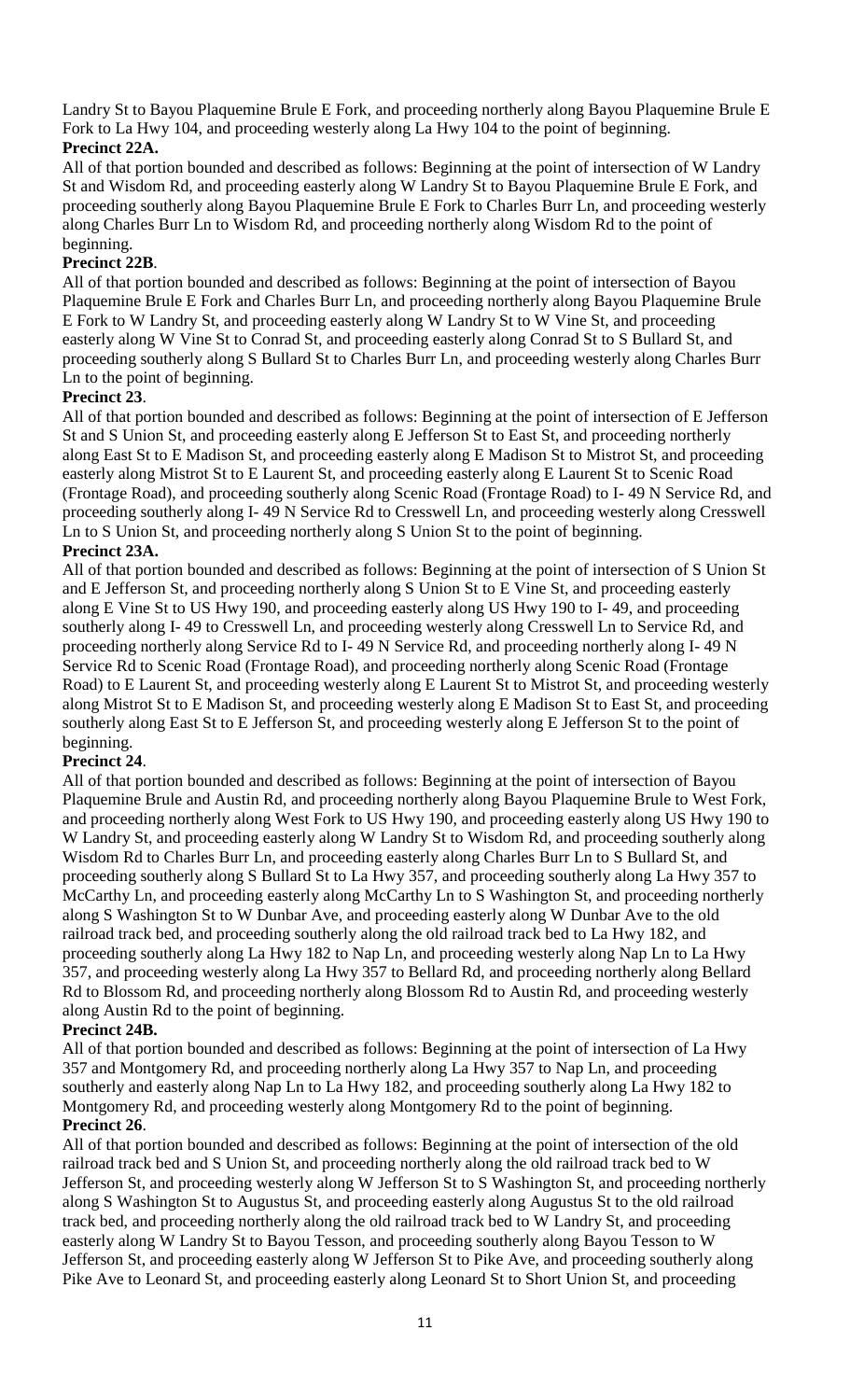Landry St to Bayou Plaquemine Brule E Fork, and proceeding northerly along Bayou Plaquemine Brule E Fork to La Hwy 104, and proceeding westerly along La Hwy 104 to the point of beginning.

**Precinct 22A.**

All of that portion bounded and described as follows: Beginning at the point of intersection of W Landry St and Wisdom Rd, and proceeding easterly along W Landry St to Bayou Plaquemine Brule E Fork, and proceeding southerly along Bayou Plaquemine Brule E Fork to Charles Burr Ln, and proceeding westerly along Charles Burr Ln to Wisdom Rd, and proceeding northerly along Wisdom Rd to the point of beginning.

**Precinct 22B**.

All of that portion bounded and described as follows: Beginning at the point of intersection of Bayou Plaquemine Brule E Fork and Charles Burr Ln, and proceeding northerly along Bayou Plaquemine Brule E Fork to W Landry St, and proceeding easterly along W Landry St to W Vine St, and proceeding easterly along W Vine St to Conrad St, and proceeding easterly along Conrad St to S Bullard St, and proceeding southerly along S Bullard St to Charles Burr Ln, and proceeding westerly along Charles Burr Ln to the point of beginning.

**Precinct 23**.

All of that portion bounded and described as follows: Beginning at the point of intersection of E Jefferson St and S Union St, and proceeding easterly along E Jefferson St to East St, and proceeding northerly along East St to E Madison St, and proceeding easterly along E Madison St to Mistrot St, and proceeding easterly along Mistrot St to E Laurent St, and proceeding easterly along E Laurent St to Scenic Road (Frontage Road), and proceeding southerly along Scenic Road (Frontage Road) to I- 49 N Service Rd, and proceeding southerly along I- 49 N Service Rd to Cresswell Ln, and proceeding westerly along Cresswell Ln to S Union St, and proceeding northerly along S Union St to the point of beginning.

**Precinct 23A.**

All of that portion bounded and described as follows: Beginning at the point of intersection of S Union St and E Jefferson St, and proceeding northerly along S Union St to E Vine St, and proceeding easterly along E Vine St to US Hwy 190, and proceeding easterly along US Hwy 190 to I- 49, and proceeding southerly along I- 49 to Cresswell Ln, and proceeding westerly along Cresswell Ln to Service Rd, and proceeding northerly along Service Rd to I- 49 N Service Rd, and proceeding northerly along I- 49 N Service Rd to Scenic Road (Frontage Road), and proceeding northerly along Scenic Road (Frontage Road) to E Laurent St, and proceeding westerly along E Laurent St to Mistrot St, and proceeding westerly along Mistrot St to E Madison St, and proceeding westerly along E Madison St to East St, and proceeding southerly along East St to E Jefferson St, and proceeding westerly along E Jefferson St to the point of beginning.

**Precinct 24**.

All of that portion bounded and described as follows: Beginning at the point of intersection of Bayou Plaquemine Brule and Austin Rd, and proceeding northerly along Bayou Plaquemine Brule to West Fork, and proceeding northerly along West Fork to US Hwy 190, and proceeding easterly along US Hwy 190 to W Landry St, and proceeding easterly along W Landry St to Wisdom Rd, and proceeding southerly along Wisdom Rd to Charles Burr Ln, and proceeding easterly along Charles Burr Ln to S Bullard St, and proceeding southerly along S Bullard St to La Hwy 357, and proceeding southerly along La Hwy 357 to McCarthy Ln, and proceeding easterly along McCarthy Ln to S Washington St, and proceeding northerly along S Washington St to W Dunbar Ave, and proceeding easterly along W Dunbar Ave to the old railroad track bed, and proceeding southerly along the old railroad track bed to La Hwy 182, and proceeding southerly along La Hwy 182 to Nap Ln, and proceeding westerly along Nap Ln to La Hwy 357, and proceeding westerly along La Hwy 357 to Bellard Rd, and proceeding northerly along Bellard Rd to Blossom Rd, and proceeding northerly along Blossom Rd to Austin Rd, and proceeding westerly along Austin Rd to the point of beginning.

**Precinct 24B.**

All of that portion bounded and described as follows: Beginning at the point of intersection of La Hwy 357 and Montgomery Rd, and proceeding northerly along La Hwy 357 to Nap Ln, and proceeding southerly and easterly along Nap Ln to La Hwy 182, and proceeding southerly along La Hwy 182 to Montgomery Rd, and proceeding westerly along Montgomery Rd to the point of beginning.

**Precinct 26**.

All of that portion bounded and described as follows: Beginning at the point of intersection of the old railroad track bed and S Union St, and proceeding northerly along the old railroad track bed to W Jefferson St, and proceeding westerly along W Jefferson St to S Washington St, and proceeding northerly along S Washington St to Augustus St, and proceeding easterly along Augustus St to the old railroad track bed, and proceeding northerly along the old railroad track bed to W Landry St, and proceeding easterly along W Landry St to Bayou Tesson, and proceeding southerly along Bayou Tesson to W Jefferson St, and proceeding easterly along W Jefferson St to Pike Ave, and proceeding southerly along Pike Ave to Leonard St, and proceeding easterly along Leonard St to Short Union St, and proceeding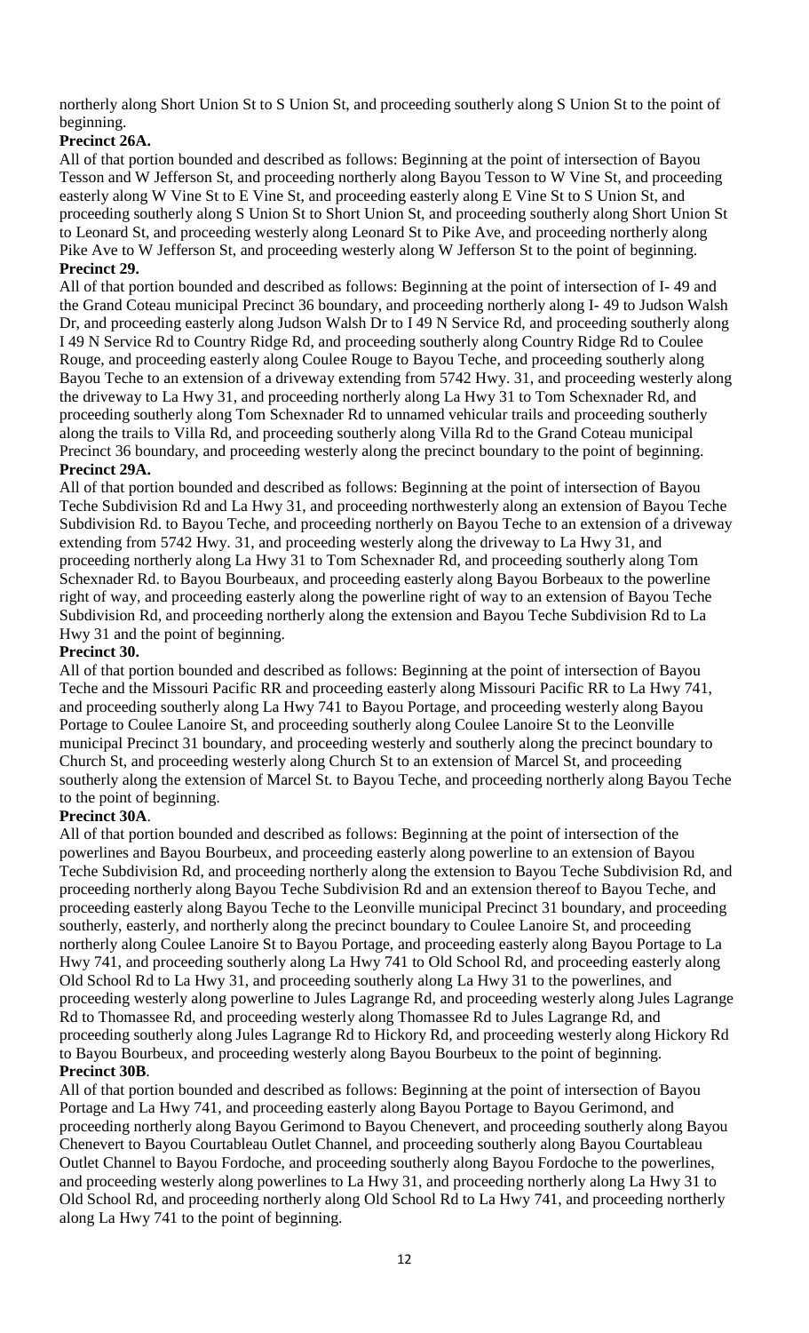northerly along Short Union St to S Union St, and proceeding southerly along S Union St to the point of beginning.

**Precinct 26A.**

All of that portion bounded and described as follows: Beginning at the point of intersection of Bayou Tesson and W Jefferson St, and proceeding northerly along Bayou Tesson to W Vine St, and proceeding easterly along W Vine St to E Vine St, and proceeding easterly along E Vine St to S Union St, and proceeding southerly along S Union St to Short Union St, and proceeding southerly along Short Union St to Leonard St, and proceeding westerly along Leonard St to Pike Ave, and proceeding northerly along Pike Ave to W Jefferson St, and proceeding westerly along W Jefferson St to the point of beginning.

**Precinct 29.**

All of that portion bounded and described as follows: Beginning at the point of intersection of I- 49 and the Grand Coteau municipal Precinct 36 boundary, and proceeding northerly along I- 49 to Judson Walsh Dr, and proceeding easterly along Judson Walsh Dr to I 49 N Service Rd, and proceeding southerly along I 49 N Service Rd to Country Ridge Rd, and proceeding southerly along Country Ridge Rd to Coulee Rouge, and proceeding easterly along Coulee Rouge to Bayou Teche, and proceeding southerly along Bayou Teche to an extension of a driveway extending from 5742 Hwy. 31, and proceeding westerly along the driveway to La Hwy 31, and proceeding northerly along La Hwy 31 to Tom Schexnader Rd, and proceeding southerly along Tom Schexnader Rd to unnamed vehicular trails and proceeding southerly along the trails to Villa Rd, and proceeding southerly along Villa Rd to the Grand Coteau municipal Precinct 36 boundary, and proceeding westerly along the precinct boundary to the point of beginning.

**Precinct 29A.**

All of that portion bounded and described as follows: Beginning at the point of intersection of Bayou Teche Subdivision Rd and La Hwy 31, and proceeding northwesterly along an extension of Bayou Teche Subdivision Rd. to Bayou Teche, and proceeding northerly on Bayou Teche to an extension of a driveway extending from 5742 Hwy. 31, and proceeding westerly along the driveway to La Hwy 31, and proceeding northerly along La Hwy 31 to Tom Schexnader Rd, and proceeding southerly along Tom Schexnader Rd. to Bayou Bourbeaux, and proceeding easterly along Bayou Borbeaux to the powerline right of way, and proceeding easterly along the powerline right of way to an extension of Bayou Teche Subdivision Rd, and proceeding northerly along the extension and Bayou Teche Subdivision Rd to La Hwy 31 and the point of beginning.

**Precinct 30.**

All of that portion bounded and described as follows: Beginning at the point of intersection of Bayou Teche and the Missouri Pacific RR and proceeding easterly along Missouri Pacific RR to La Hwy 741, and proceeding southerly along La Hwy 741 to Bayou Portage, and proceeding westerly along Bayou Portage to Coulee Lanoire St, and proceeding southerly along Coulee Lanoire St to the Leonville municipal Precinct 31 boundary, and proceeding westerly and southerly along the precinct boundary to Church St, and proceeding westerly along Church St to an extension of Marcel St, and proceeding southerly along the extension of Marcel St. to Bayou Teche, and proceeding northerly along Bayou Teche to the point of beginning.

**Precinct 30A**.

All of that portion bounded and described as follows: Beginning at the point of intersection of the powerlines and Bayou Bourbeux, and proceeding easterly along powerline to an extension of Bayou Teche Subdivision Rd, and proceeding northerly along the extension to Bayou Teche Subdivision Rd, and proceeding northerly along Bayou Teche Subdivision Rd and an extension thereof to Bayou Teche, and proceeding easterly along Bayou Teche to the Leonville municipal Precinct 31 boundary, and proceeding southerly, easterly, and northerly along the precinct boundary to Coulee Lanoire St, and proceeding northerly along Coulee Lanoire St to Bayou Portage, and proceeding easterly along Bayou Portage to La Hwy 741, and proceeding southerly along La Hwy 741 to Old School Rd, and proceeding easterly along Old School Rd to La Hwy 31, and proceeding southerly along La Hwy 31 to the powerlines, and proceeding westerly along powerline to Jules Lagrange Rd, and proceeding westerly along Jules Lagrange Rd to Thomassee Rd, and proceeding westerly along Thomassee Rd to Jules Lagrange Rd, and proceeding southerly along Jules Lagrange Rd to Hickory Rd, and proceeding westerly along Hickory Rd to Bayou Bourbeux, and proceeding westerly along Bayou Bourbeux to the point of beginning.

**Precinct 30B**.

All of that portion bounded and described as follows: Beginning at the point of intersection of Bayou Portage and La Hwy 741, and proceeding easterly along Bayou Portage to Bayou Gerimond, and proceeding northerly along Bayou Gerimond to Bayou Chenevert, and proceeding southerly along Bayou Chenevert to Bayou Courtableau Outlet Channel, and proceeding southerly along Bayou Courtableau Outlet Channel to Bayou Fordoche, and proceeding southerly along Bayou Fordoche to the powerlines, and proceeding westerly along powerlines to La Hwy 31, and proceeding northerly along La Hwy 31 to Old School Rd, and proceeding northerly along Old School Rd to La Hwy 741, and proceeding northerly along La Hwy 741 to the point of beginning.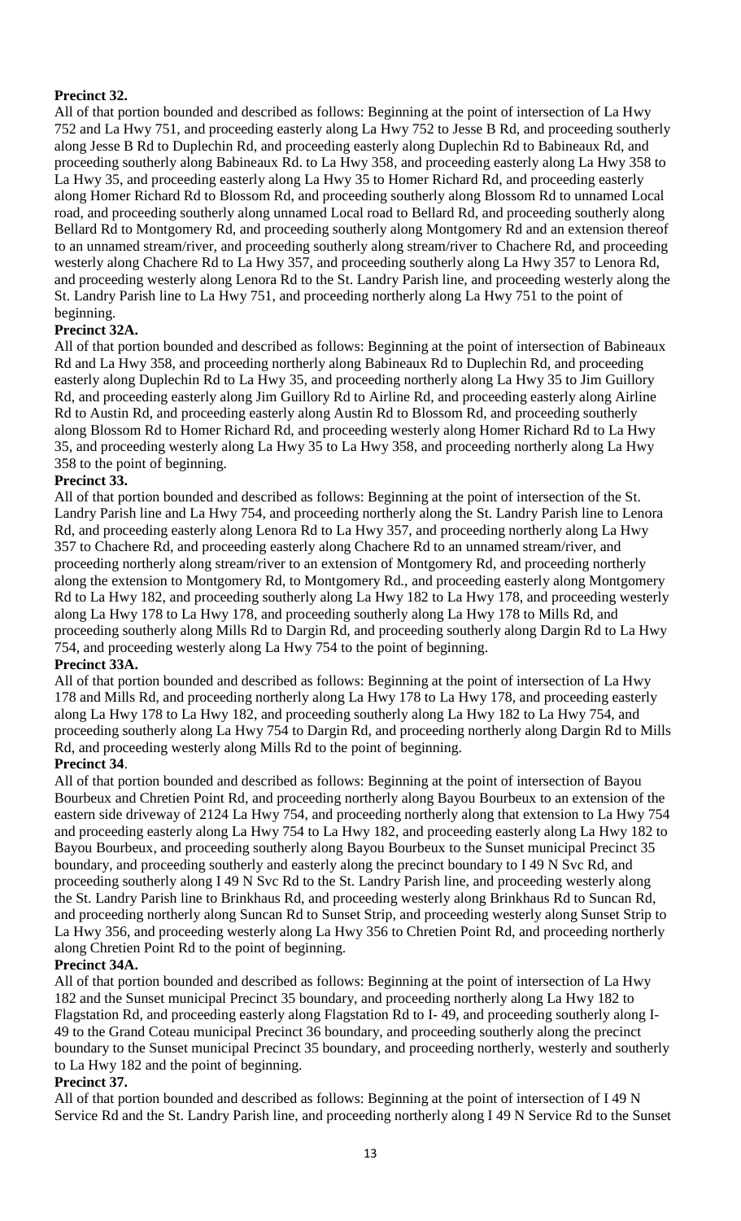**Precinct 32.**

All of that portion bounded and described as follows: Beginning at the point of intersection of La Hwy 752 and La Hwy 751, and proceeding easterly along La Hwy 752 to Jesse B Rd, and proceeding southerly along Jesse B Rd to Duplechin Rd, and proceeding easterly along Duplechin Rd to Babineaux Rd, and proceeding southerly along Babineaux Rd. to La Hwy 358, and proceeding easterly along La Hwy 358 to La Hwy 35, and proceeding easterly along La Hwy 35 to Homer Richard Rd, and proceeding easterly along Homer Richard Rd to Blossom Rd, and proceeding southerly along Blossom Rd to unnamed Local road, and proceeding southerly along unnamed Local road to Bellard Rd, and proceeding southerly along Bellard Rd to Montgomery Rd, and proceeding southerly along Montgomery Rd and an extension thereof to an unnamed stream/river, and proceeding southerly along stream/river to Chachere Rd, and proceeding westerly along Chachere Rd to La Hwy 357, and proceeding southerly along La Hwy 357 to Lenora Rd, and proceeding westerly along Lenora Rd to the St. Landry Parish line, and proceeding westerly along the St. Landry Parish line to La Hwy 751, and proceeding northerly along La Hwy 751 to the point of beginning.

**Precinct 32A.**

All of that portion bounded and described as follows: Beginning at the point of intersection of Babineaux Rd and La Hwy 358, and proceeding northerly along Babineaux Rd to Duplechin Rd, and proceeding easterly along Duplechin Rd to La Hwy 35, and proceeding northerly along La Hwy 35 to Jim Guillory Rd, and proceeding easterly along Jim Guillory Rd to Airline Rd, and proceeding easterly along Airline Rd to Austin Rd, and proceeding easterly along Austin Rd to Blossom Rd, and proceeding southerly along Blossom Rd to Homer Richard Rd, and proceeding westerly along Homer Richard Rd to La Hwy 35, and proceeding westerly along La Hwy 35 to La Hwy 358, and proceeding northerly along La Hwy 358 to the point of beginning.

**Precinct 33.**

All of that portion bounded and described as follows: Beginning at the point of intersection of the St. Landry Parish line and La Hwy 754, and proceeding northerly along the St. Landry Parish line to Lenora Rd, and proceeding easterly along Lenora Rd to La Hwy 357, and proceeding northerly along La Hwy 357 to Chachere Rd, and proceeding easterly along Chachere Rd to an unnamed stream/river, and proceeding northerly along stream/river to an extension of Montgomery Rd, and proceeding northerly along the extension to Montgomery Rd, to Montgomery Rd., and proceeding easterly along Montgomery Rd to La Hwy 182, and proceeding southerly along La Hwy 182 to La Hwy 178, and proceeding westerly along La Hwy 178 to La Hwy 178, and proceeding southerly along La Hwy 178 to Mills Rd, and proceeding southerly along Mills Rd to Dargin Rd, and proceeding southerly along Dargin Rd to La Hwy 754, and proceeding westerly along La Hwy 754 to the point of beginning.

**Precinct 33A.**

All of that portion bounded and described as follows: Beginning at the point of intersection of La Hwy 178 and Mills Rd, and proceeding northerly along La Hwy 178 to La Hwy 178, and proceeding easterly along La Hwy 178 to La Hwy 182, and proceeding southerly along La Hwy 182 to La Hwy 754, and proceeding southerly along La Hwy 754 to Dargin Rd, and proceeding northerly along Dargin Rd to Mills Rd, and proceeding westerly along Mills Rd to the point of beginning.

**Precinct 34**.

All of that portion bounded and described as follows: Beginning at the point of intersection of Bayou Bourbeux and Chretien Point Rd, and proceeding northerly along Bayou Bourbeux to an extension of the eastern side driveway of 2124 La Hwy 754, and proceeding northerly along that extension to La Hwy 754 and proceeding easterly along La Hwy 754 to La Hwy 182, and proceeding easterly along La Hwy 182 to Bayou Bourbeux, and proceeding southerly along Bayou Bourbeux to the Sunset municipal Precinct 35 boundary, and proceeding southerly and easterly along the precinct boundary to I 49 N Svc Rd, and proceeding southerly along I 49 N Svc Rd to the St. Landry Parish line, and proceeding westerly along the St. Landry Parish line to Brinkhaus Rd, and proceeding westerly along Brinkhaus Rd to Suncan Rd, and proceeding northerly along Suncan Rd to Sunset Strip, and proceeding westerly along Sunset Strip to La Hwy 356, and proceeding westerly along La Hwy 356 to Chretien Point Rd, and proceeding northerly along Chretien Point Rd to the point of beginning.

**Precinct 34A.**

All of that portion bounded and described as follows: Beginning at the point of intersection of La Hwy 182 and the Sunset municipal Precinct 35 boundary, and proceeding northerly along La Hwy 182 to Flagstation Rd, and proceeding easterly along Flagstation Rd to I- 49, and proceeding southerly along I-49 to the Grand Coteau municipal Precinct 36 boundary, and proceeding southerly along the precinct boundary to the Sunset municipal Precinct 35 boundary, and proceeding northerly, westerly and southerly to La Hwy 182 and the point of beginning.

**Precinct 37.**

All of that portion bounded and described as follows: Beginning at the point of intersection of I 49 N Service Rd and the St. Landry Parish line, and proceeding northerly along I 49 N Service Rd to the Sunset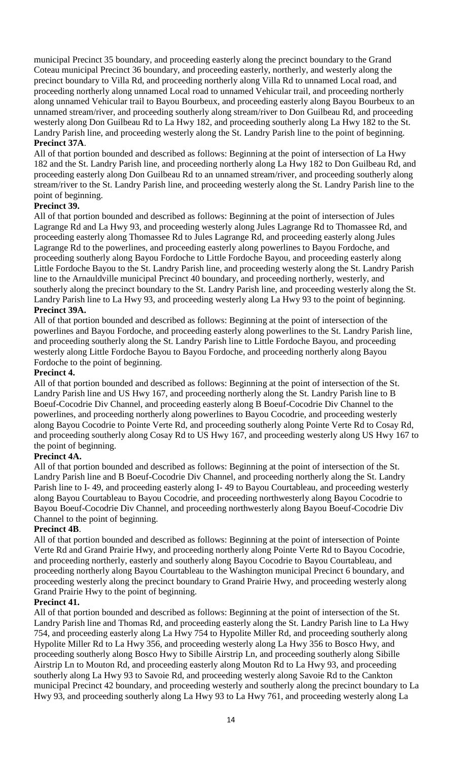municipal Precinct 35 boundary, and proceeding easterly along the precinct boundary to the Grand Coteau municipal Precinct 36 boundary, and proceeding easterly, northerly, and westerly along the precinct boundary to Villa Rd, and proceeding northerly along Villa Rd to unnamed Local road, and proceeding northerly along unnamed Local road to unnamed Vehicular trail, and proceeding northerly along unnamed Vehicular trail to Bayou Bourbeux, and proceeding easterly along Bayou Bourbeux to an unnamed stream/river, and proceeding southerly along stream/river to Don Guilbeau Rd, and proceeding westerly along Don Guilbeau Rd to La Hwy 182, and proceeding southerly along La Hwy 182 to the St. Landry Parish line, and proceeding westerly along the St. Landry Parish line to the point of beginning.

**Precinct 37A**.

All of that portion bounded and described as follows: Beginning at the point of intersection of La Hwy 182 and the St. Landry Parish line, and proceeding northerly along La Hwy 182 to Don Guilbeau Rd, and proceeding easterly along Don Guilbeau Rd to an unnamed stream/river, and proceeding southerly along stream/river to the St. Landry Parish line, and proceeding westerly along the St. Landry Parish line to the point of beginning.

**Precinct 39.**

All of that portion bounded and described as follows: Beginning at the point of intersection of Jules Lagrange Rd and La Hwy 93, and proceeding westerly along Jules Lagrange Rd to Thomassee Rd, and proceeding easterly along Thomassee Rd to Jules Lagrange Rd, and proceeding easterly along Jules Lagrange Rd to the powerlines, and proceeding easterly along powerlines to Bayou Fordoche, and proceeding southerly along Bayou Fordoche to Little Fordoche Bayou, and proceeding easterly along Little Fordoche Bayou to the St. Landry Parish line, and proceeding westerly along the St. Landry Parish line to the Arnauldville municipal Precinct 40 boundary, and proceeding northerly, westerly, and southerly along the precinct boundary to the St. Landry Parish line, and proceeding westerly along the St. Landry Parish line to La Hwy 93, and proceeding westerly along La Hwy 93 to the point of beginning.

**Precinct 39A.**

All of that portion bounded and described as follows: Beginning at the point of intersection of the powerlines and Bayou Fordoche, and proceeding easterly along powerlines to the St. Landry Parish line, and proceeding southerly along the St. Landry Parish line to Little Fordoche Bayou, and proceeding westerly along Little Fordoche Bayou to Bayou Fordoche, and proceeding northerly along Bayou Fordoche to the point of beginning.

**Precinct 4.**

All of that portion bounded and described as follows: Beginning at the point of intersection of the St. Landry Parish line and US Hwy 167, and proceeding northerly along the St. Landry Parish line to B Boeuf-Cocodrie Div Channel, and proceeding easterly along B Boeuf-Cocodrie Div Channel to the powerlines, and proceeding northerly along powerlines to Bayou Cocodrie, and proceeding westerly along Bayou Cocodrie to Pointe Verte Rd, and proceeding southerly along Pointe Verte Rd to Cosay Rd, and proceeding southerly along Cosay Rd to US Hwy 167, and proceeding westerly along US Hwy 167 to the point of beginning.

**Precinct 4A.**

All of that portion bounded and described as follows: Beginning at the point of intersection of the St. Landry Parish line and B Boeuf-Cocodrie Div Channel, and proceeding northerly along the St. Landry Parish line to I- 49, and proceeding easterly along I- 49 to Bayou Courtableau, and proceeding westerly along Bayou Courtableau to Bayou Cocodrie, and proceeding northwesterly along Bayou Cocodrie to Bayou Boeuf-Cocodrie Div Channel, and proceeding northwesterly along Bayou Boeuf-Cocodrie Div Channel to the point of beginning.

**Precinct 4B**.

All of that portion bounded and described as follows: Beginning at the point of intersection of Pointe Verte Rd and Grand Prairie Hwy, and proceeding northerly along Pointe Verte Rd to Bayou Cocodrie, and proceeding northerly, easterly and southerly along Bayou Cocodrie to Bayou Courtableau, and proceeding northerly along Bayou Courtableau to the Washington municipal Precinct 6 boundary, and proceeding westerly along the precinct boundary to Grand Prairie Hwy, and proceeding westerly along Grand Prairie Hwy to the point of beginning.

**Precinct 41.**

All of that portion bounded and described as follows: Beginning at the point of intersection of the St. Landry Parish line and Thomas Rd, and proceeding easterly along the St. Landry Parish line to La Hwy 754, and proceeding easterly along La Hwy 754 to Hypolite Miller Rd, and proceeding southerly along Hypolite Miller Rd to La Hwy 356, and proceeding westerly along La Hwy 356 to Bosco Hwy, and proceeding southerly along Bosco Hwy to Sibille Airstrip Ln, and proceeding southerly along Sibille Airstrip Ln to Mouton Rd, and proceeding easterly along Mouton Rd to La Hwy 93, and proceeding southerly along La Hwy 93 to Savoie Rd, and proceeding westerly along Savoie Rd to the Cankton municipal Precinct 42 boundary, and proceeding westerly and southerly along the precinct boundary to La Hwy 93, and proceeding southerly along La Hwy 93 to La Hwy 761, and proceeding westerly along La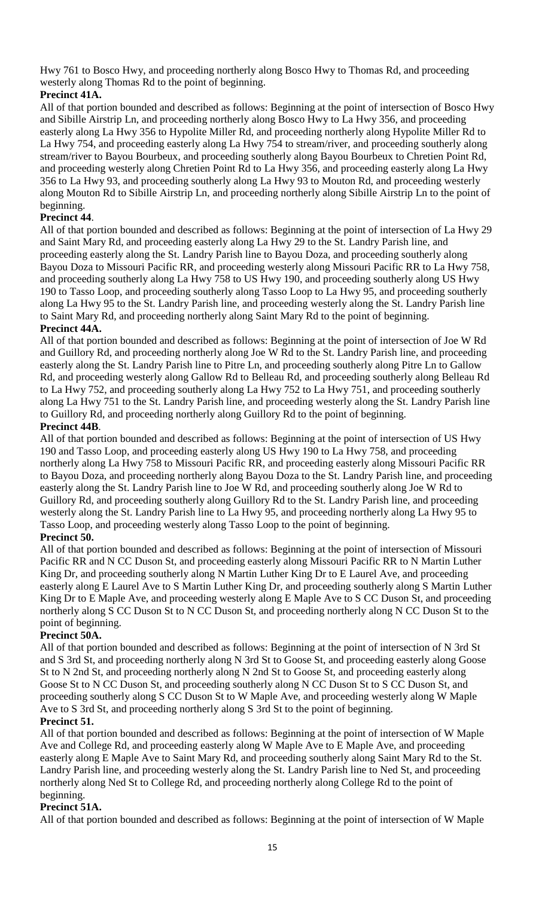Hwy 761 to Bosco Hwy, and proceeding northerly along Bosco Hwy to Thomas Rd, and proceeding westerly along Thomas Rd to the point of beginning.

**Precinct 41A.**

All of that portion bounded and described as follows: Beginning at the point of intersection of Bosco Hwy and Sibille Airstrip Ln, and proceeding northerly along Bosco Hwy to La Hwy 356, and proceeding easterly along La Hwy 356 to Hypolite Miller Rd, and proceeding northerly along Hypolite Miller Rd to La Hwy 754, and proceeding easterly along La Hwy 754 to stream/river, and proceeding southerly along stream/river to Bayou Bourbeux, and proceeding southerly along Bayou Bourbeux to Chretien Point Rd, and proceeding westerly along Chretien Point Rd to La Hwy 356, and proceeding easterly along La Hwy 356 to La Hwy 93, and proceeding southerly along La Hwy 93 to Mouton Rd, and proceeding westerly along Mouton Rd to Sibille Airstrip Ln, and proceeding northerly along Sibille Airstrip Ln to the point of beginning.

**Precinct 44**.

All of that portion bounded and described as follows: Beginning at the point of intersection of La Hwy 29 and Saint Mary Rd, and proceeding easterly along La Hwy 29 to the St. Landry Parish line, and proceeding easterly along the St. Landry Parish line to Bayou Doza, and proceeding southerly along Bayou Doza to Missouri Pacific RR, and proceeding westerly along Missouri Pacific RR to La Hwy 758, and proceeding southerly along La Hwy 758 to US Hwy 190, and proceeding southerly along US Hwy 190 to Tasso Loop, and proceeding southerly along Tasso Loop to La Hwy 95, and proceeding southerly along La Hwy 95 to the St. Landry Parish line, and proceeding westerly along the St. Landry Parish line to Saint Mary Rd, and proceeding northerly along Saint Mary Rd to the point of beginning.

**Precinct 44A.**

All of that portion bounded and described as follows: Beginning at the point of intersection of Joe W Rd and Guillory Rd, and proceeding northerly along Joe W Rd to the St. Landry Parish line, and proceeding easterly along the St. Landry Parish line to Pitre Ln, and proceeding southerly along Pitre Ln to Gallow Rd, and proceeding westerly along Gallow Rd to Belleau Rd, and proceeding southerly along Belleau Rd to La Hwy 752, and proceeding southerly along La Hwy 752 to La Hwy 751, and proceeding southerly along La Hwy 751 to the St. Landry Parish line, and proceeding westerly along the St. Landry Parish line to Guillory Rd, and proceeding northerly along Guillory Rd to the point of beginning.

**Precinct 44B**.

All of that portion bounded and described as follows: Beginning at the point of intersection of US Hwy 190 and Tasso Loop, and proceeding easterly along US Hwy 190 to La Hwy 758, and proceeding northerly along La Hwy 758 to Missouri Pacific RR, and proceeding easterly along Missouri Pacific RR to Bayou Doza, and proceeding northerly along Bayou Doza to the St. Landry Parish line, and proceeding easterly along the St. Landry Parish line to Joe W Rd, and proceeding southerly along Joe W Rd to Guillory Rd, and proceeding southerly along Guillory Rd to the St. Landry Parish line, and proceeding westerly along the St. Landry Parish line to La Hwy 95, and proceeding northerly along La Hwy 95 to Tasso Loop, and proceeding westerly along Tasso Loop to the point of beginning.

**Precinct 50.**

All of that portion bounded and described as follows: Beginning at the point of intersection of Missouri Pacific RR and N CC Duson St, and proceeding easterly along Missouri Pacific RR to N Martin Luther King Dr, and proceeding southerly along N Martin Luther King Dr to E Laurel Ave, and proceeding easterly along E Laurel Ave to S Martin Luther King Dr, and proceeding southerly along S Martin Luther King Dr to E Maple Ave, and proceeding westerly along E Maple Ave to S CC Duson St, and proceeding northerly along S CC Duson St to N CC Duson St, and proceeding northerly along N CC Duson St to the point of beginning.

**Precinct 50A.**

All of that portion bounded and described as follows: Beginning at the point of intersection of N 3rd St and S 3rd St, and proceeding northerly along N 3rd St to Goose St, and proceeding easterly along Goose St to N 2nd St, and proceeding northerly along N 2nd St to Goose St, and proceeding easterly along Goose St to N CC Duson St, and proceeding southerly along N CC Duson St to S CC Duson St, and proceeding southerly along S CC Duson St to W Maple Ave, and proceeding westerly along W Maple Ave to S 3rd St, and proceeding northerly along S 3rd St to the point of beginning.

**Precinct 51.**

All of that portion bounded and described as follows: Beginning at the point of intersection of W Maple Ave and College Rd, and proceeding easterly along W Maple Ave to E Maple Ave, and proceeding easterly along E Maple Ave to Saint Mary Rd, and proceeding southerly along Saint Mary Rd to the St. Landry Parish line, and proceeding westerly along the St. Landry Parish line to Ned St, and proceeding northerly along Ned St to College Rd, and proceeding northerly along College Rd to the point of beginning.

**Precinct 51A.**

All of that portion bounded and described as follows: Beginning at the point of intersection of W Maple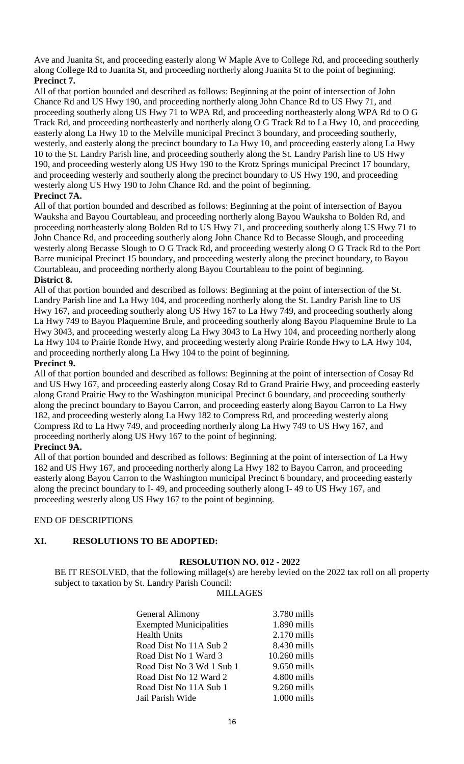Ave and Juanita St, and proceeding easterly along W Maple Ave to College Rd, and proceeding southerly along College Rd to Juanita St, and proceeding northerly along Juanita St to the point of beginning.

**Precinct 7.**

All of that portion bounded and described as follows: Beginning at the point of intersection of John Chance Rd and US Hwy 190, and proceeding northerly along John Chance Rd to US Hwy 71, and proceeding southerly along US Hwy 71 to WPA Rd, and proceeding northeasterly along WPA Rd to O G Track Rd, and proceeding northeasterly and northerly along O G Track Rd to La Hwy 10, and proceeding easterly along La Hwy 10 to the Melville municipal Precinct 3 boundary, and proceeding southerly, westerly, and easterly along the precinct boundary to La Hwy 10, and proceeding easterly along La Hwy 10 to the St. Landry Parish line, and proceeding southerly along the St. Landry Parish line to US Hwy 190, and proceeding westerly along US Hwy 190 to the Krotz Springs municipal Precinct 17 boundary, and proceeding westerly and southerly along the precinct boundary to US Hwy 190, and proceeding westerly along US Hwy 190 to John Chance Rd. and the point of beginning.

**Precinct 7A.**

All of that portion bounded and described as follows: Beginning at the point of intersection of Bayou Wauksha and Bayou Courtableau, and proceeding northerly along Bayou Wauksha to Bolden Rd, and proceeding northeasterly along Bolden Rd to US Hwy 71, and proceeding southerly along US Hwy 71 to John Chance Rd, and proceeding southerly along John Chance Rd to Becasse Slough, and proceeding westerly along Becasse Slough to O G Track Rd, and proceeding westerly along O G Track Rd to the Port Barre municipal Precinct 15 boundary, and proceeding westerly along the precinct boundary, to Bayou Courtableau, and proceeding northerly along Bayou Courtableau to the point of beginning.

**District 8.**

All of that portion bounded and described as follows: Beginning at the point of intersection of the St. Landry Parish line and La Hwy 104, and proceeding northerly along the St. Landry Parish line to US Hwy 167, and proceeding southerly along US Hwy 167 to La Hwy 749, and proceeding southerly along La Hwy 749 to Bayou Plaquemine Brule, and proceeding southerly along Bayou Plaquemine Brule to La Hwy 3043, and proceeding westerly along La Hwy 3043 to La Hwy 104, and proceeding northerly along La Hwy 104 to Prairie Ronde Hwy, and proceeding westerly along Prairie Ronde Hwy to LA Hwy 104, and proceeding northerly along La Hwy 104 to the point of beginning.

**Precinct 9.**

All of that portion bounded and described as follows: Beginning at the point of intersection of Cosay Rd and US Hwy 167, and proceeding easterly along Cosay Rd to Grand Prairie Hwy, and proceeding easterly along Grand Prairie Hwy to the Washington municipal Precinct 6 boundary, and proceeding southerly along the precinct boundary to Bayou Carron, and proceeding easterly along Bayou Carron to La Hwy 182, and proceeding westerly along La Hwy 182 to Compress Rd, and proceeding westerly along Compress Rd to La Hwy 749, and proceeding northerly along La Hwy 749 to US Hwy 167, and proceeding northerly along US Hwy 167 to the point of beginning.

**Precinct 9A.**

All of that portion bounded and described as follows: Beginning at the point of intersection of La Hwy 182 and US Hwy 167, and proceeding northerly along La Hwy 182 to Bayou Carron, and proceeding easterly along Bayou Carron to the Washington municipal Precinct 6 boundary, and proceeding easterly along the precinct boundary to I- 49, and proceeding southerly along I- 49 to US Hwy 167, and proceeding westerly along US Hwy 167 to the point of beginning.

END OF DESCRIPTIONS

## XI. RESOLUTIONS TO BE ADOPTED:

**RESOLUTION NO. 012 - 2022**

BE IT RESOLVED, that the following millage(s) are hereby levied on the 2022 tax roll on all property subject to taxation by St. Landry Parish Council:

MILLAGES

| | |
|---|---|
| General Alimony | 3.780 mills |
| Exempted Municipalities | 1.890 mills |
| Health Units | 2.170 mills |
| Road Dist No 11A Sub 2 | 8.430 mills |
| Road Dist No 1 Ward 3 | 10.260 mills |
| Road Dist No 3 Wd 1 Sub 1 | 9.650 mills |
| Road Dist No 12 Ward 2 | 4.800 mills |
| Road Dist No 11A Sub 1 | 9.260 mills |
| Jail Parish Wide | 1.000 mills |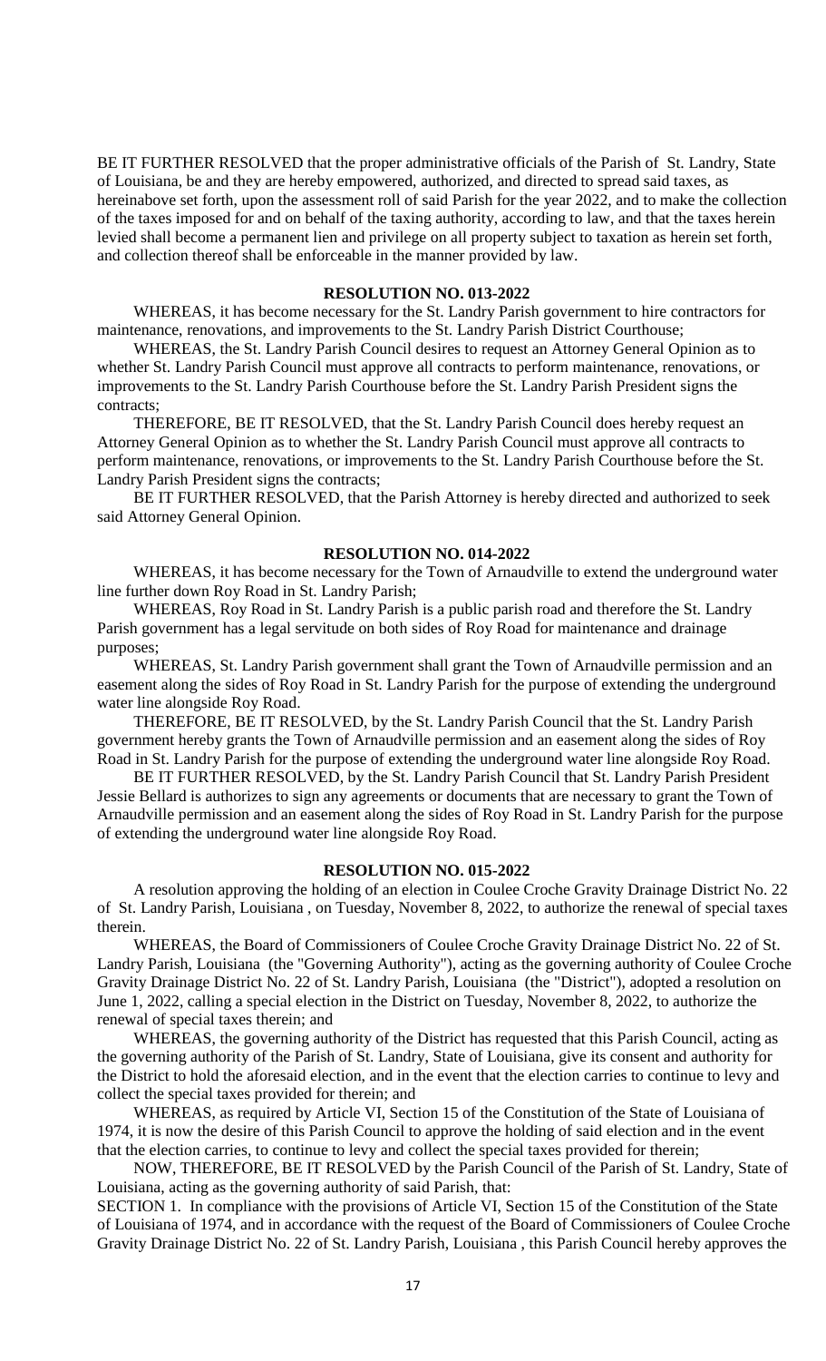BE IT FURTHER RESOLVED that the proper administrative officials of the Parish of St. Landry, State of Louisiana, be and they are hereby empowered, authorized, and directed to spread said taxes, as hereinabove set forth, upon the assessment roll of said Parish for the year 2022, and to make the collection of the taxes imposed for and on behalf of the taxing authority, according to law, and that the taxes herein levied shall become a permanent lien and privilege on all property subject to taxation as herein set forth, and collection thereof shall be enforceable in the manner provided by law.

**RESOLUTION NO. 013-2022**

WHEREAS, it has become necessary for the St. Landry Parish government to hire contractors for maintenance, renovations, and improvements to the St. Landry Parish District Courthouse;

WHEREAS, the St. Landry Parish Council desires to request an Attorney General Opinion as to whether St. Landry Parish Council must approve all contracts to perform maintenance, renovations, or improvements to the St. Landry Parish Courthouse before the St. Landry Parish President signs the contracts;

THEREFORE, BE IT RESOLVED, that the St. Landry Parish Council does hereby request an Attorney General Opinion as to whether the St. Landry Parish Council must approve all contracts to perform maintenance, renovations, or improvements to the St. Landry Parish Courthouse before the St. Landry Parish President signs the contracts;

BE IT FURTHER RESOLVED, that the Parish Attorney is hereby directed and authorized to seek said Attorney General Opinion.

**RESOLUTION NO. 014-2022**

WHEREAS, it has become necessary for the Town of Arnaudville to extend the underground water line further down Roy Road in St. Landry Parish;

WHEREAS, Roy Road in St. Landry Parish is a public parish road and therefore the St. Landry Parish government has a legal servitude on both sides of Roy Road for maintenance and drainage purposes;

WHEREAS, St. Landry Parish government shall grant the Town of Arnaudville permission and an easement along the sides of Roy Road in St. Landry Parish for the purpose of extending the underground water line alongside Roy Road.

THEREFORE, BE IT RESOLVED, by the St. Landry Parish Council that the St. Landry Parish government hereby grants the Town of Arnaudville permission and an easement along the sides of Roy Road in St. Landry Parish for the purpose of extending the underground water line alongside Roy Road.

BE IT FURTHER RESOLVED, by the St. Landry Parish Council that St. Landry Parish President Jessie Bellard is authorizes to sign any agreements or documents that are necessary to grant the Town of Arnaudville permission and an easement along the sides of Roy Road in St. Landry Parish for the purpose of extending the underground water line alongside Roy Road.

**RESOLUTION NO. 015-2022**

A resolution approving the holding of an election in Coulee Croche Gravity Drainage District No. 22 of St. Landry Parish, Louisiana , on Tuesday, November 8, 2022, to authorize the renewal of special taxes therein.

WHEREAS, the Board of Commissioners of Coulee Croche Gravity Drainage District No. 22 of St. Landry Parish, Louisiana (the "Governing Authority"), acting as the governing authority of Coulee Croche Gravity Drainage District No. 22 of St. Landry Parish, Louisiana (the "District"), adopted a resolution on June 1, 2022, calling a special election in the District on Tuesday, November 8, 2022, to authorize the renewal of special taxes therein; and

WHEREAS, the governing authority of the District has requested that this Parish Council, acting as the governing authority of the Parish of St. Landry, State of Louisiana, give its consent and authority for the District to hold the aforesaid election, and in the event that the election carries to continue to levy and collect the special taxes provided for therein; and

WHEREAS, as required by Article VI, Section 15 of the Constitution of the State of Louisiana of 1974, it is now the desire of this Parish Council to approve the holding of said election and in the event that the election carries, to continue to levy and collect the special taxes provided for therein;

NOW, THEREFORE, BE IT RESOLVED by the Parish Council of the Parish of St. Landry, State of Louisiana, acting as the governing authority of said Parish, that:

SECTION 1. In compliance with the provisions of Article VI, Section 15 of the Constitution of the State of Louisiana of 1974, and in accordance with the request of the Board of Commissioners of Coulee Croche Gravity Drainage District No. 22 of St. Landry Parish, Louisiana , this Parish Council hereby approves the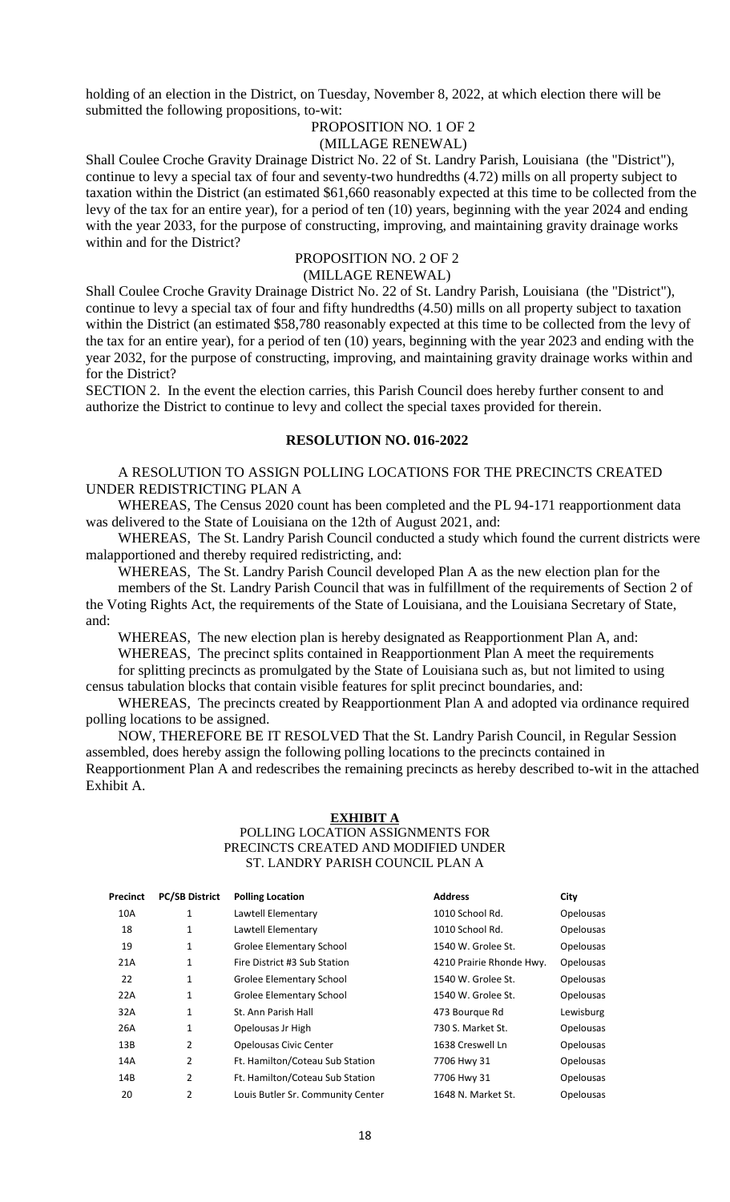holding of an election in the District, on Tuesday, November 8, 2022, at which election there will be submitted the following propositions, to-wit:

PROPOSITION NO. 1 OF 2
(MILLAGE RENEWAL)

Shall Coulee Croche Gravity Drainage District No. 22 of St. Landry Parish, Louisiana (the "District"), continue to levy a special tax of four and seventy-two hundredths (4.72) mills on all property subject to taxation within the District (an estimated $61,660 reasonably expected at this time to be collected from the levy of the tax for an entire year), for a period of ten (10) years, beginning with the year 2024 and ending with the year 2033, for the purpose of constructing, improving, and maintaining gravity drainage works within and for the District?

PROPOSITION NO. 2 OF 2
(MILLAGE RENEWAL)

Shall Coulee Croche Gravity Drainage District No. 22 of St. Landry Parish, Louisiana (the "District"), continue to levy a special tax of four and fifty hundredths (4.50) mills on all property subject to taxation within the District (an estimated $58,780 reasonably expected at this time to be collected from the levy of the tax for an entire year), for a period of ten (10) years, beginning with the year 2023 and ending with the year 2032, for the purpose of constructing, improving, and maintaining gravity drainage works within and for the District?

SECTION 2. In the event the election carries, this Parish Council does hereby further consent to and authorize the District to continue to levy and collect the special taxes provided for therein.

**RESOLUTION NO. 016-2022**

A RESOLUTION TO ASSIGN POLLING LOCATIONS FOR THE PRECINCTS CREATED UNDER REDISTRICTING PLAN A

WHEREAS, The Census 2020 count has been completed and the PL 94-171 reapportionment data was delivered to the State of Louisiana on the 12th of August 2021, and:

WHEREAS, The St. Landry Parish Council conducted a study which found the current districts were malapportioned and thereby required redistricting, and:

WHEREAS, The St. Landry Parish Council developed Plan A as the new election plan for the members of the St. Landry Parish Council that was in fulfillment of the requirements of Section 2 of the Voting Rights Act, the requirements of the State of Louisiana, and the Louisiana Secretary of State, and:

WHEREAS, The new election plan is hereby designated as Reapportionment Plan A, and:

WHEREAS, The precinct splits contained in Reapportionment Plan A meet the requirements for splitting precincts as promulgated by the State of Louisiana such as, but not limited to using census tabulation blocks that contain visible features for split precinct boundaries, and:

WHEREAS, The precincts created by Reapportionment Plan A and adopted via ordinance required polling locations to be assigned.

NOW, THEREFORE BE IT RESOLVED That the St. Landry Parish Council, in Regular Session assembled, does hereby assign the following polling locations to the precincts contained in Reapportionment Plan A and redescribes the remaining precincts as hereby described to-wit in the attached Exhibit A.

**EXHIBIT A**

POLLING LOCATION ASSIGNMENTS FOR PRECINCTS CREATED AND MODIFIED UNDER ST. LANDRY PARISH COUNCIL PLAN A

| Precinct | PC/SB District | Polling Location | Address | City |
|---|---|---|---|---|
| 10A | 1 | Lawtell Elementary | 1010 School Rd. | Opelousas |
| 18 | 1 | Lawtell Elementary | 1010 School Rd. | Opelousas |
| 19 | 1 | Grolee Elementary School | 1540 W. Grolee St. | Opelousas |
| 21A | 1 | Fire District #3 Sub Station | 4210 Prairie Rhonde Hwy. | Opelousas |
| 22 | 1 | Grolee Elementary School | 1540 W. Grolee St. | Opelousas |
| 22A | 1 | Grolee Elementary School | 1540 W. Grolee St. | Opelousas |
| 32A | 1 | St. Ann Parish Hall | 473 Bourque Rd | Lewisburg |
| 26A | 1 | Opelousas Jr High | 730 S. Market St. | Opelousas |
| 13B | 2 | Opelousas Civic Center | 1638 Creswell Ln | Opelousas |
| 14A | 2 | Ft. Hamilton/Coteau Sub Station | 7706 Hwy 31 | Opelousas |
| 14B | 2 | Ft. Hamilton/Coteau Sub Station | 7706 Hwy 31 | Opelousas |
| 20 | 2 | Louis Butler Sr. Community Center | 1648 N. Market St. | Opelousas |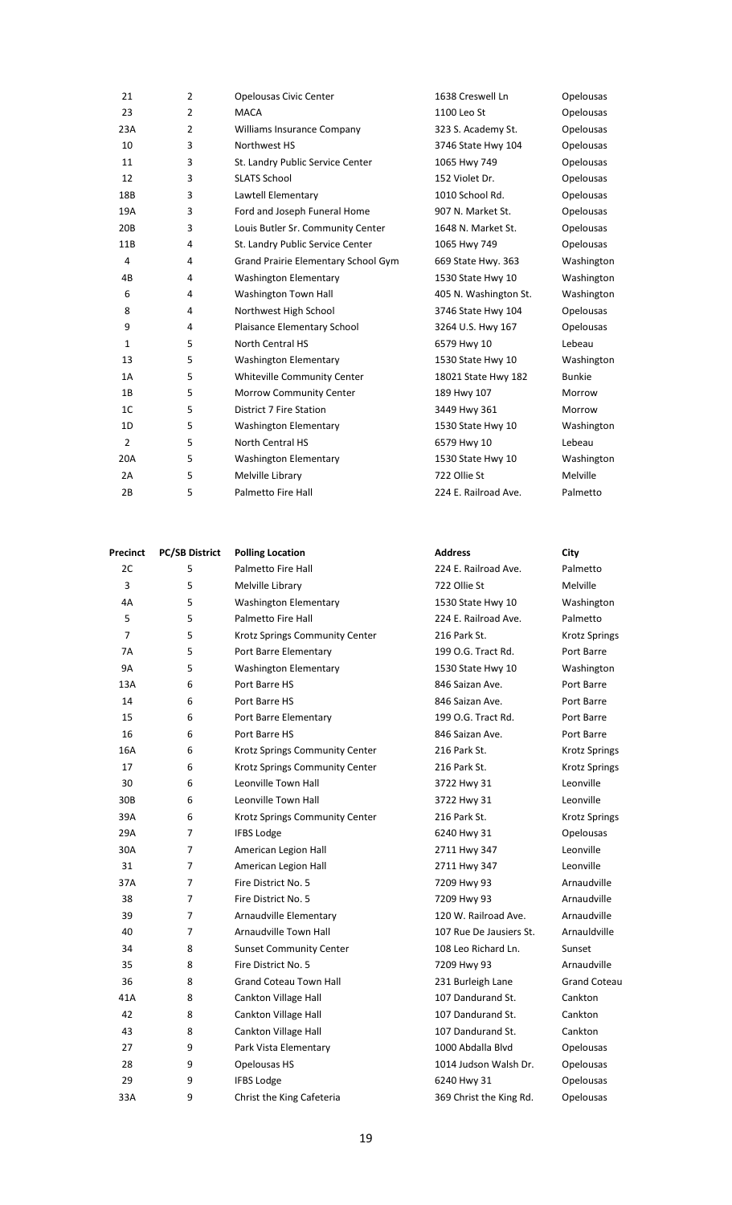| | | | | |
|---|---|---|---|---|
| 21 | 2 | Opelousas Civic Center | 1638 Creswell Ln | Opelousas |
| 23 | 2 | MACA | 1100 Leo St | Opelousas |
| 23A | 2 | Williams Insurance Company | 323 S. Academy St. | Opelousas |
| 10 | 3 | Northwest HS | 3746 State Hwy 104 | Opelousas |
| 11 | 3 | St. Landry Public Service Center | 1065 Hwy 749 | Opelousas |
| 12 | 3 | SLATS School | 152 Violet Dr. | Opelousas |
| 18B | 3 | Lawtell Elementary | 1010 School Rd. | Opelousas |
| 19A | 3 | Ford and Joseph Funeral Home | 907 N. Market St. | Opelousas |
| 20B | 3 | Louis Butler Sr. Community Center | 1648 N. Market St. | Opelousas |
| 11B | 4 | St. Landry Public Service Center | 1065 Hwy 749 | Opelousas |
| 4 | 4 | Grand Prairie Elementary School Gym | 669 State Hwy. 363 | Washington |
| 4B | 4 | Washington Elementary | 1530 State Hwy 10 | Washington |
| 6 | 4 | Washington Town Hall | 405 N. Washington St. | Washington |
| 8 | 4 | Northwest High School | 3746 State Hwy 104 | Opelousas |
| 9 | 4 | Plaisance Elementary School | 3264 U.S. Hwy 167 | Opelousas |
| 1 | 5 | North Central HS | 6579 Hwy 10 | Lebeau |
| 13 | 5 | Washington Elementary | 1530 State Hwy 10 | Washington |
| 1A | 5 | Whiteville Community Center | 18021 State Hwy 182 | Bunkie |
| 1B | 5 | Morrow Community Center | 189 Hwy 107 | Morrow |
| 1C | 5 | District 7 Fire Station | 3449 Hwy 361 | Morrow |
| 1D | 5 | Washington Elementary | 1530 State Hwy 10 | Washington |
| 2 | 5 | North Central HS | 6579 Hwy 10 | Lebeau |
| 20A | 5 | Washington Elementary | 1530 State Hwy 10 | Washington |
| 2A | 5 | Melville Library | 722 Ollie St | Melville |
| 2B | 5 | Palmetto Fire Hall | 224 E. Railroad Ave. | Palmetto |

| Precinct | PC/SB District | Polling Location | Address | City |
|---|---|---|---|---|
| 2C | 5 | Palmetto Fire Hall | 224 E. Railroad Ave. | Palmetto |
| 3 | 5 | Melville Library | 722 Ollie St | Melville |
| 4A | 5 | Washington Elementary | 1530 State Hwy 10 | Washington |
| 5 | 5 | Palmetto Fire Hall | 224 E. Railroad Ave. | Palmetto |
| 7 | 5 | Krotz Springs Community Center | 216 Park St. | Krotz Springs |
| 7A | 5 | Port Barre Elementary | 199 O.G. Tract Rd. | Port Barre |
| 9A | 5 | Washington Elementary | 1530 State Hwy 10 | Washington |
| 13A | 6 | Port Barre HS | 846 Saizan Ave. | Port Barre |
| 14 | 6 | Port Barre HS | 846 Saizan Ave. | Port Barre |
| 15 | 6 | Port Barre Elementary | 199 O.G. Tract Rd. | Port Barre |
| 16 | 6 | Port Barre HS | 846 Saizan Ave. | Port Barre |
| 16A | 6 | Krotz Springs Community Center | 216 Park St. | Krotz Springs |
| 17 | 6 | Krotz Springs Community Center | 216 Park St. | Krotz Springs |
| 30 | 6 | Leonville Town Hall | 3722 Hwy 31 | Leonville |
| 30B | 6 | Leonville Town Hall | 3722 Hwy 31 | Leonville |
| 39A | 6 | Krotz Springs Community Center | 216 Park St. | Krotz Springs |
| 29A | 7 | IFBS Lodge | 6240 Hwy 31 | Opelousas |
| 30A | 7 | American Legion Hall | 2711 Hwy 347 | Leonville |
| 31 | 7 | American Legion Hall | 2711 Hwy 347 | Leonville |
| 37A | 7 | Fire District No. 5 | 7209 Hwy 93 | Arnaudville |
| 38 | 7 | Fire District No. 5 | 7209 Hwy 93 | Arnaudville |
| 39 | 7 | Arnaudville Elementary | 120 W. Railroad Ave. | Arnaudville |
| 40 | 7 | Arnaudville Town Hall | 107 Rue De Jausiers St. | Arnauldville |
| 34 | 8 | Sunset Community Center | 108 Leo Richard Ln. | Sunset |
| 35 | 8 | Fire District No. 5 | 7209 Hwy 93 | Arnaudville |
| 36 | 8 | Grand Coteau Town Hall | 231 Burleigh Lane | Grand Coteau |
| 41A | 8 | Cankton Village Hall | 107 Dandurand St. | Cankton |
| 42 | 8 | Cankton Village Hall | 107 Dandurand St. | Cankton |
| 43 | 8 | Cankton Village Hall | 107 Dandurand St. | Cankton |
| 27 | 9 | Park Vista Elementary | 1000 Abdalla Blvd | Opelousas |
| 28 | 9 | Opelousas HS | 1014 Judson Walsh Dr. | Opelousas |
| 29 | 9 | IFBS Lodge | 6240 Hwy 31 | Opelousas |
| 33A | 9 | Christ the King Cafeteria | 369 Christ the King Rd. | Opelousas |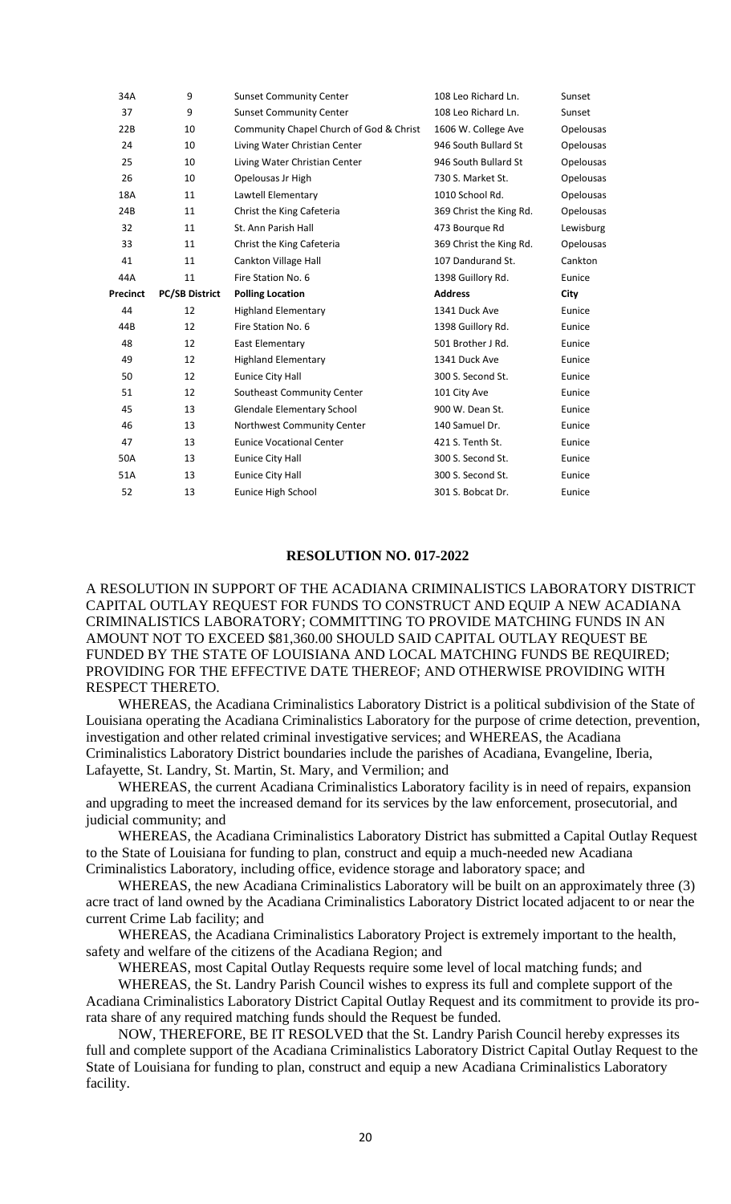| 34A | 9 | Sunset Community Center | 108 Leo Richard Ln. | Sunset |
|---|---|---|---|---|
| 37 | 9 | Sunset Community Center | 108 Leo Richard Ln. | Sunset |
| 22B | 10 | Community Chapel Church of God & Christ | 1606 W. College Ave | Opelousas |
| 24 | 10 | Living Water Christian Center | 946 South Bullard St | Opelousas |
| 25 | 10 | Living Water Christian Center | 946 South Bullard St | Opelousas |
| 26 | 10 | Opelousas Jr High | 730 S. Market St. | Opelousas |
| 18A | 11 | Lawtell Elementary | 1010 School Rd. | Opelousas |
| 24B | 11 | Christ the King Cafeteria | 369 Christ the King Rd. | Opelousas |
| 32 | 11 | St. Ann Parish Hall | 473 Bourque Rd | Lewisburg |
| 33 | 11 | Christ the King Cafeteria | 369 Christ the King Rd. | Opelousas |
| 41 | 11 | Cankton Village Hall | 107 Dandurand St. | Cankton |
| 44A | 11 | Fire Station No. 6 | 1398 Guillory Rd. | Eunice |

| **Precinct** | **PC/SB District** | **Polling Location** | **Address** | **City** |
|---|---|---|---|---|
| 44 | 12 | Highland Elementary | 1341 Duck Ave | Eunice |
| 44B | 12 | Fire Station No. 6 | 1398 Guillory Rd. | Eunice |
| 48 | 12 | East Elementary | 501 Brother J Rd. | Eunice |
| 49 | 12 | Highland Elementary | 1341 Duck Ave | Eunice |
| 50 | 12 | Eunice City Hall | 300 S. Second St. | Eunice |
| 51 | 12 | Southeast Community Center | 101 City Ave | Eunice |
| 45 | 13 | Glendale Elementary School | 900 W. Dean St. | Eunice |
| 46 | 13 | Northwest Community Center | 140 Samuel Dr. | Eunice |
| 47 | 13 | Eunice Vocational Center | 421 S. Tenth St. | Eunice |
| 50A | 13 | Eunice City Hall | 300 S. Second St. | Eunice |
| 51A | 13 | Eunice City Hall | 300 S. Second St. | Eunice |
| 52 | 13 | Eunice High School | 301 S. Bobcat Dr. | Eunice |

**RESOLUTION NO. 017-2022**

A RESOLUTION IN SUPPORT OF THE ACADIANA CRIMINALISTICS LABORATORY DISTRICT CAPITAL OUTLAY REQUEST FOR FUNDS TO CONSTRUCT AND EQUIP A NEW ACADIANA CRIMINALISTICS LABORATORY; COMMITTING TO PROVIDE MATCHING FUNDS IN AN AMOUNT NOT TO EXCEED $81,360.00 SHOULD SAID CAPITAL OUTLAY REQUEST BE FUNDED BY THE STATE OF LOUISIANA AND LOCAL MATCHING FUNDS BE REQUIRED; PROVIDING FOR THE EFFECTIVE DATE THEREOF; AND OTHERWISE PROVIDING WITH RESPECT THERETO.

WHEREAS, the Acadiana Criminalistics Laboratory District is a political subdivision of the State of Louisiana operating the Acadiana Criminalistics Laboratory for the purpose of crime detection, prevention, investigation and other related criminal investigative services; and WHEREAS, the Acadiana Criminalistics Laboratory District boundaries include the parishes of Acadiana, Evangeline, Iberia, Lafayette, St. Landry, St. Martin, St. Mary, and Vermilion; and

WHEREAS, the current Acadiana Criminalistics Laboratory facility is in need of repairs, expansion and upgrading to meet the increased demand for its services by the law enforcement, prosecutorial, and judicial community; and

WHEREAS, the Acadiana Criminalistics Laboratory District has submitted a Capital Outlay Request to the State of Louisiana for funding to plan, construct and equip a much-needed new Acadiana Criminalistics Laboratory, including office, evidence storage and laboratory space; and

WHEREAS, the new Acadiana Criminalistics Laboratory will be built on an approximately three (3) acre tract of land owned by the Acadiana Criminalistics Laboratory District located adjacent to or near the current Crime Lab facility; and

WHEREAS, the Acadiana Criminalistics Laboratory Project is extremely important to the health, safety and welfare of the citizens of the Acadiana Region; and

WHEREAS, most Capital Outlay Requests require some level of local matching funds; and

WHEREAS, the St. Landry Parish Council wishes to express its full and complete support of the Acadiana Criminalistics Laboratory District Capital Outlay Request and its commitment to provide its pro-rata share of any required matching funds should the Request be funded.

NOW, THEREFORE, BE IT RESOLVED that the St. Landry Parish Council hereby expresses its full and complete support of the Acadiana Criminalistics Laboratory District Capital Outlay Request to the State of Louisiana for funding to plan, construct and equip a new Acadiana Criminalistics Laboratory facility.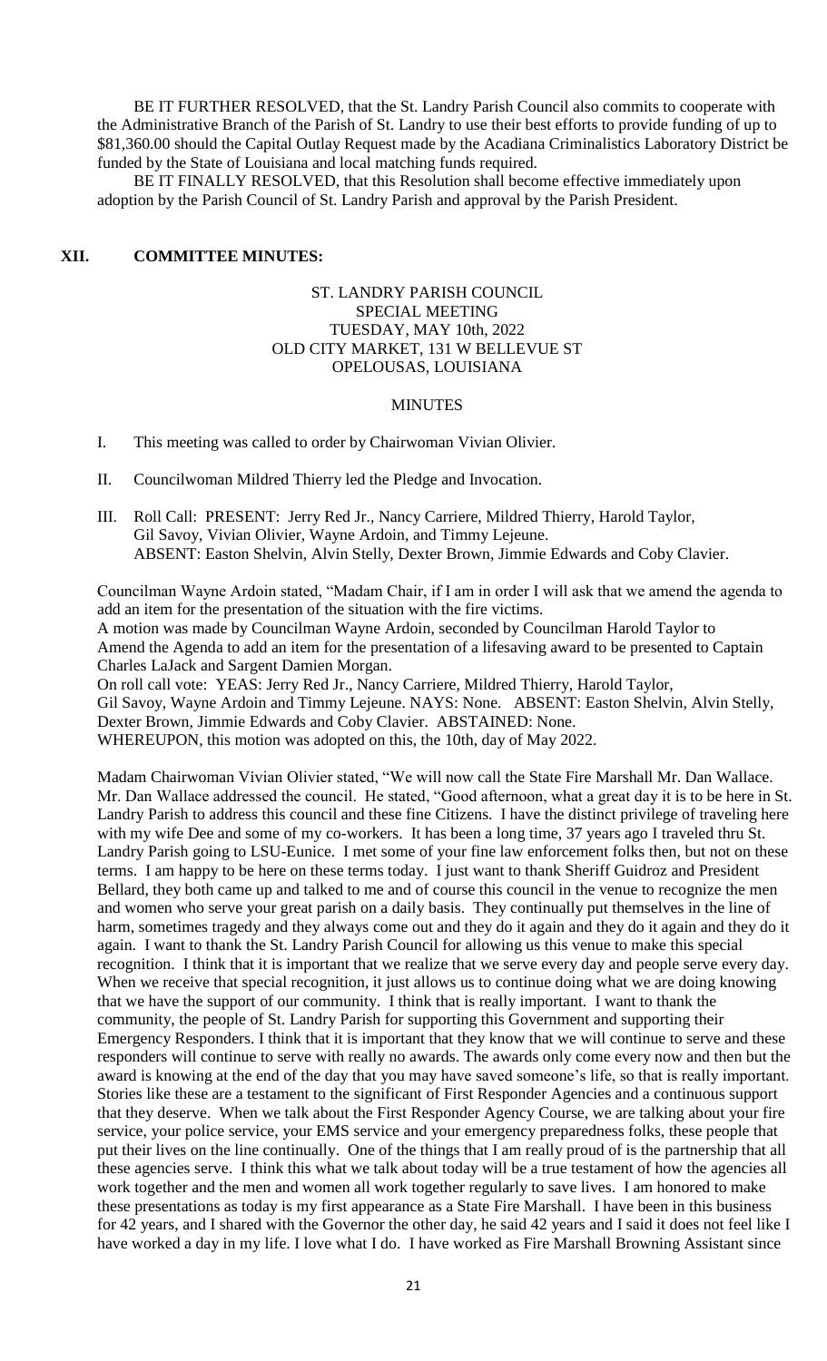BE IT FURTHER RESOLVED, that the St. Landry Parish Council also commits to cooperate with the Administrative Branch of the Parish of St. Landry to use their best efforts to provide funding of up to $81,360.00 should the Capital Outlay Request made by the Acadiana Criminalistics Laboratory District be funded by the State of Louisiana and local matching funds required.

BE IT FINALLY RESOLVED, that this Resolution shall become effective immediately upon adoption by the Parish Council of St. Landry Parish and approval by the Parish President.

## XII. COMMITTEE MINUTES:

ST. LANDRY PARISH COUNCIL
SPECIAL MEETING
TUESDAY, MAY 10th, 2022
OLD CITY MARKET, 131 W BELLEVUE ST
OPELOUSAS, LOUISIANA

MINUTES

I. This meeting was called to order by Chairwoman Vivian Olivier.

II. Councilwoman Mildred Thierry led the Pledge and Invocation.

III. Roll Call: PRESENT: Jerry Red Jr., Nancy Carriere, Mildred Thierry, Harold Taylor, Gil Savoy, Vivian Olivier, Wayne Ardoin, and Timmy Lejeune.
ABSENT: Easton Shelvin, Alvin Stelly, Dexter Brown, Jimmie Edwards and Coby Clavier.

Councilman Wayne Ardoin stated, "Madam Chair, if I am in order I will ask that we amend the agenda to add an item for the presentation of the situation with the fire victims.
A motion was made by Councilman Wayne Ardoin, seconded by Councilman Harold Taylor to Amend the Agenda to add an item for the presentation of a lifesaving award to be presented to Captain Charles LaJack and Sargent Damien Morgan.
On roll call vote: YEAS: Jerry Red Jr., Nancy Carriere, Mildred Thierry, Harold Taylor, Gil Savoy, Wayne Ardoin and Timmy Lejeune. NAYS: None. ABSENT: Easton Shelvin, Alvin Stelly, Dexter Brown, Jimmie Edwards and Coby Clavier. ABSTAINED: None.
WHEREUPON, this motion was adopted on this, the 10th, day of May 2022.

Madam Chairwoman Vivian Olivier stated, "We will now call the State Fire Marshall Mr. Dan Wallace. Mr. Dan Wallace addressed the council. He stated, "Good afternoon, what a great day it is to be here in St. Landry Parish to address this council and these fine Citizens. I have the distinct privilege of traveling here with my wife Dee and some of my co-workers. It has been a long time, 37 years ago I traveled thru St. Landry Parish going to LSU-Eunice. I met some of your fine law enforcement folks then, but not on these terms. I am happy to be here on these terms today. I just want to thank Sheriff Guidroz and President Bellard, they both came up and talked to me and of course this council in the venue to recognize the men and women who serve your great parish on a daily basis. They continually put themselves in the line of harm, sometimes tragedy and they always come out and they do it again and they do it again and they do it again. I want to thank the St. Landry Parish Council for allowing us this venue to make this special recognition. I think that it is important that we realize that we serve every day and people serve every day. When we receive that special recognition, it just allows us to continue doing what we are doing knowing that we have the support of our community. I think that is really important. I want to thank the community, the people of St. Landry Parish for supporting this Government and supporting their Emergency Responders. I think that it is important that they know that we will continue to serve and these responders will continue to serve with really no awards. The awards only come every now and then but the award is knowing at the end of the day that you may have saved someone's life, so that is really important. Stories like these are a testament to the significant of First Responder Agencies and a continuous support that they deserve. When we talk about the First Responder Agency Course, we are talking about your fire service, your police service, your EMS service and your emergency preparedness folks, these people that put their lives on the line continually. One of the things that I am really proud of is the partnership that all these agencies serve. I think this what we talk about today will be a true testament of how the agencies all work together and the men and women all work together regularly to save lives. I am honored to make these presentations as today is my first appearance as a State Fire Marshall. I have been in this business for 42 years, and I shared with the Governor the other day, he said 42 years and I said it does not feel like I have worked a day in my life. I love what I do. I have worked as Fire Marshall Browning Assistant since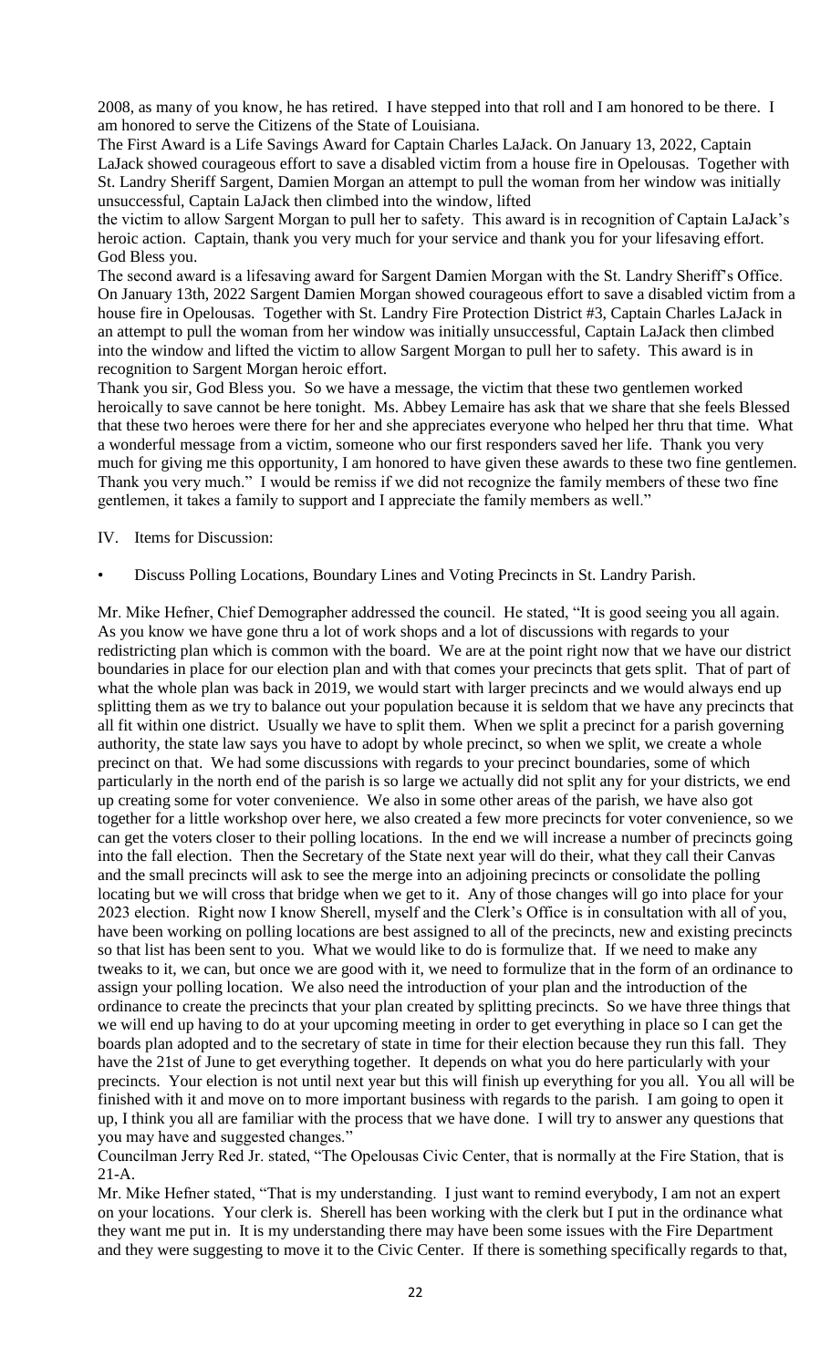2008, as many of you know, he has retired. I have stepped into that roll and I am honored to be there. I am honored to serve the Citizens of the State of Louisiana.

The First Award is a Life Savings Award for Captain Charles LaJack. On January 13, 2022, Captain LaJack showed courageous effort to save a disabled victim from a house fire in Opelousas. Together with St. Landry Sheriff Sargent, Damien Morgan an attempt to pull the woman from her window was initially unsuccessful, Captain LaJack then climbed into the window, lifted the victim to allow Sargent Morgan to pull her to safety. This award is in recognition of Captain LaJack's heroic action. Captain, thank you very much for your service and thank you for your lifesaving effort. God Bless you.

The second award is a lifesaving award for Sargent Damien Morgan with the St. Landry Sheriff's Office. On January 13th, 2022 Sargent Damien Morgan showed courageous effort to save a disabled victim from a house fire in Opelousas. Together with St. Landry Fire Protection District #3, Captain Charles LaJack in an attempt to pull the woman from her window was initially unsuccessful, Captain LaJack then climbed into the window and lifted the victim to allow Sargent Morgan to pull her to safety. This award is in recognition to Sargent Morgan heroic effort.

Thank you sir, God Bless you. So we have a message, the victim that these two gentlemen worked heroically to save cannot be here tonight. Ms. Abbey Lemaire has ask that we share that she feels Blessed that these two heroes were there for her and she appreciates everyone who helped her thru that time. What a wonderful message from a victim, someone who our first responders saved her life. Thank you very much for giving me this opportunity, I am honored to have given these awards to these two fine gentlemen. Thank you very much." I would be remiss if we did not recognize the family members of these two fine gentlemen, it takes a family to support and I appreciate the family members as well."

IV. Items for Discussion:

- Discuss Polling Locations, Boundary Lines and Voting Precincts in St. Landry Parish.

Mr. Mike Hefner, Chief Demographer addressed the council. He stated, "It is good seeing you all again. As you know we have gone thru a lot of work shops and a lot of discussions with regards to your redistricting plan which is common with the board. We are at the point right now that we have our district boundaries in place for our election plan and with that comes your precincts that gets split. That of part of what the whole plan was back in 2019, we would start with larger precincts and we would always end up splitting them as we try to balance out your population because it is seldom that we have any precincts that all fit within one district. Usually we have to split them. When we split a precinct for a parish governing authority, the state law says you have to adopt by whole precinct, so when we split, we create a whole precinct on that. We had some discussions with regards to your precinct boundaries, some of which particularly in the north end of the parish is so large we actually did not split any for your districts, we end up creating some for voter convenience. We also in some other areas of the parish, we have also got together for a little workshop over here, we also created a few more precincts for voter convenience, so we can get the voters closer to their polling locations. In the end we will increase a number of precincts going into the fall election. Then the Secretary of the State next year will do their, what they call their Canvas and the small precincts will ask to see the merge into an adjoining precincts or consolidate the polling locating but we will cross that bridge when we get to it. Any of those changes will go into place for your 2023 election. Right now I know Sherell, myself and the Clerk's Office is in consultation with all of you, have been working on polling locations are best assigned to all of the precincts, new and existing precincts so that list has been sent to you. What we would like to do is formulize that. If we need to make any tweaks to it, we can, but once we are good with it, we need to formulize that in the form of an ordinance to assign your polling location. We also need the introduction of your plan and the introduction of the ordinance to create the precincts that your plan created by splitting precincts. So we have three things that we will end up having to do at your upcoming meeting in order to get everything in place so I can get the boards plan adopted and to the secretary of state in time for their election because they run this fall. They have the 21st of June to get everything together. It depends on what you do here particularly with your precincts. Your election is not until next year but this will finish up everything for you all. You all will be finished with it and move on to more important business with regards to the parish. I am going to open it up, I think you all are familiar with the process that we have done. I will try to answer any questions that you may have and suggested changes."

Councilman Jerry Red Jr. stated, "The Opelousas Civic Center, that is normally at the Fire Station, that is 21-A.

Mr. Mike Hefner stated, "That is my understanding. I just want to remind everybody, I am not an expert on your locations. Your clerk is. Sherell has been working with the clerk but I put in the ordinance what they want me put in. It is my understanding there may have been some issues with the Fire Department and they were suggesting to move it to the Civic Center. If there is something specifically regards to that,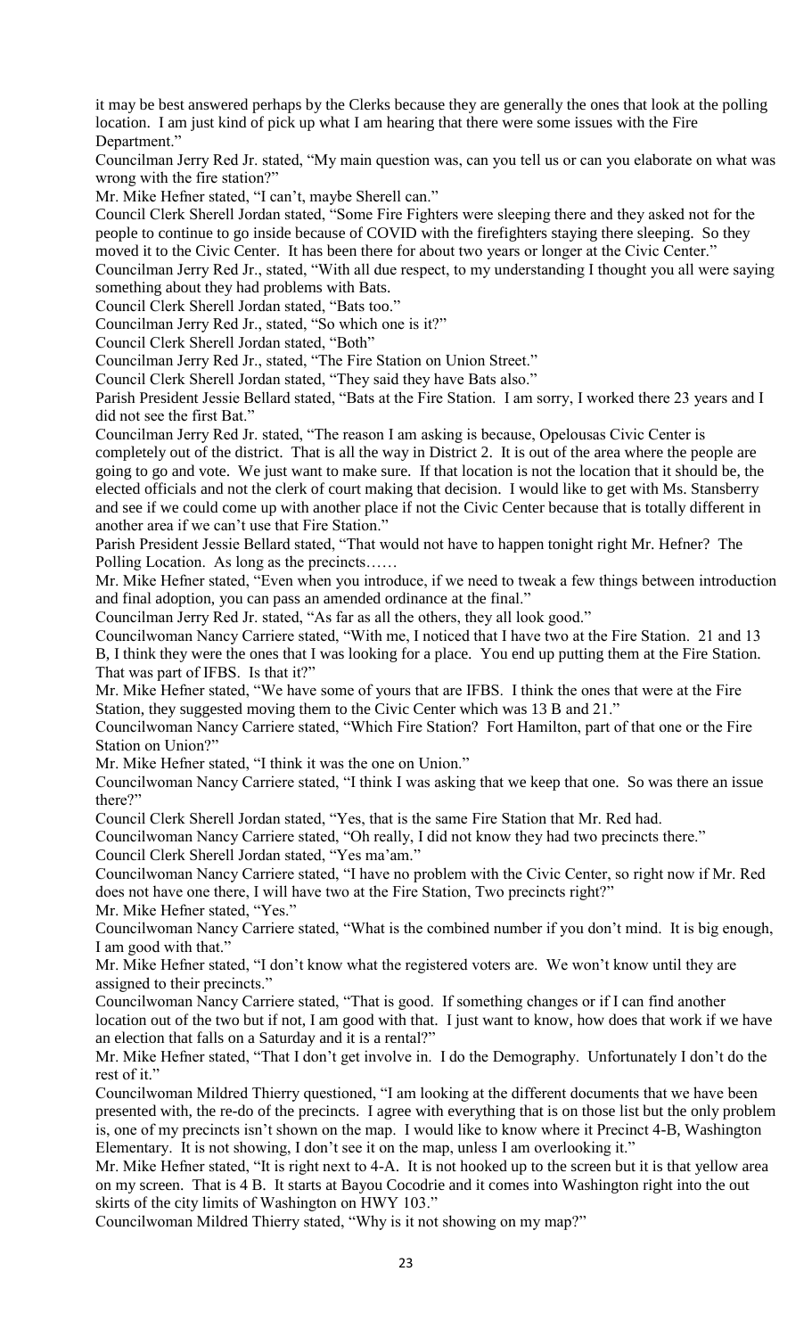it may be best answered perhaps by the Clerks because they are generally the ones that look at the polling location. I am just kind of pick up what I am hearing that there were some issues with the Fire Department."

Councilman Jerry Red Jr. stated, "My main question was, can you tell us or can you elaborate on what was wrong with the fire station?"

Mr. Mike Hefner stated, "I can't, maybe Sherell can."

Council Clerk Sherell Jordan stated, "Some Fire Fighters were sleeping there and they asked not for the people to continue to go inside because of COVID with the firefighters staying there sleeping. So they moved it to the Civic Center. It has been there for about two years or longer at the Civic Center."

Councilman Jerry Red Jr., stated, "With all due respect, to my understanding I thought you all were saying something about they had problems with Bats.

Council Clerk Sherell Jordan stated, "Bats too."

Councilman Jerry Red Jr., stated, "So which one is it?"

Council Clerk Sherell Jordan stated, "Both"

Councilman Jerry Red Jr., stated, "The Fire Station on Union Street."

Council Clerk Sherell Jordan stated, "They said they have Bats also."

Parish President Jessie Bellard stated, "Bats at the Fire Station. I am sorry, I worked there 23 years and I did not see the first Bat."

Councilman Jerry Red Jr. stated, "The reason I am asking is because, Opelousas Civic Center is completely out of the district. That is all the way in District 2. It is out of the area where the people are going to go and vote. We just want to make sure. If that location is not the location that it should be, the elected officials and not the clerk of court making that decision. I would like to get with Ms. Stansberry and see if we could come up with another place if not the Civic Center because that is totally different in another area if we can't use that Fire Station."

Parish President Jessie Bellard stated, "That would not have to happen tonight right Mr. Hefner? The Polling Location. As long as the precincts……

Mr. Mike Hefner stated, "Even when you introduce, if we need to tweak a few things between introduction and final adoption, you can pass an amended ordinance at the final."

Councilman Jerry Red Jr. stated, "As far as all the others, they all look good."

Councilwoman Nancy Carriere stated, "With me, I noticed that I have two at the Fire Station. 21 and 13 B, I think they were the ones that I was looking for a place. You end up putting them at the Fire Station. That was part of IFBS. Is that it?"

Mr. Mike Hefner stated, "We have some of yours that are IFBS. I think the ones that were at the Fire Station, they suggested moving them to the Civic Center which was 13 B and 21."

Councilwoman Nancy Carriere stated, "Which Fire Station? Fort Hamilton, part of that one or the Fire Station on Union?"

Mr. Mike Hefner stated, "I think it was the one on Union."

Councilwoman Nancy Carriere stated, "I think I was asking that we keep that one. So was there an issue there?"

Council Clerk Sherell Jordan stated, "Yes, that is the same Fire Station that Mr. Red had.

Councilwoman Nancy Carriere stated, "Oh really, I did not know they had two precincts there."

Council Clerk Sherell Jordan stated, "Yes ma'am."

Councilwoman Nancy Carriere stated, "I have no problem with the Civic Center, so right now if Mr. Red does not have one there, I will have two at the Fire Station, Two precincts right?"

Mr. Mike Hefner stated, "Yes."

Councilwoman Nancy Carriere stated, "What is the combined number if you don't mind. It is big enough, I am good with that."

Mr. Mike Hefner stated, "I don't know what the registered voters are. We won't know until they are assigned to their precincts."

Councilwoman Nancy Carriere stated, "That is good. If something changes or if I can find another location out of the two but if not, I am good with that. I just want to know, how does that work if we have an election that falls on a Saturday and it is a rental?"

Mr. Mike Hefner stated, "That I don't get involve in. I do the Demography. Unfortunately I don't do the rest of it."

Councilwoman Mildred Thierry questioned, "I am looking at the different documents that we have been presented with, the re-do of the precincts. I agree with everything that is on those list but the only problem is, one of my precincts isn't shown on the map. I would like to know where it Precinct 4-B, Washington Elementary. It is not showing, I don't see it on the map, unless I am overlooking it."

Mr. Mike Hefner stated, "It is right next to 4-A. It is not hooked up to the screen but it is that yellow area on my screen. That is 4 B. It starts at Bayou Cocodrie and it comes into Washington right into the out skirts of the city limits of Washington on HWY 103."

Councilwoman Mildred Thierry stated, "Why is it not showing on my map?"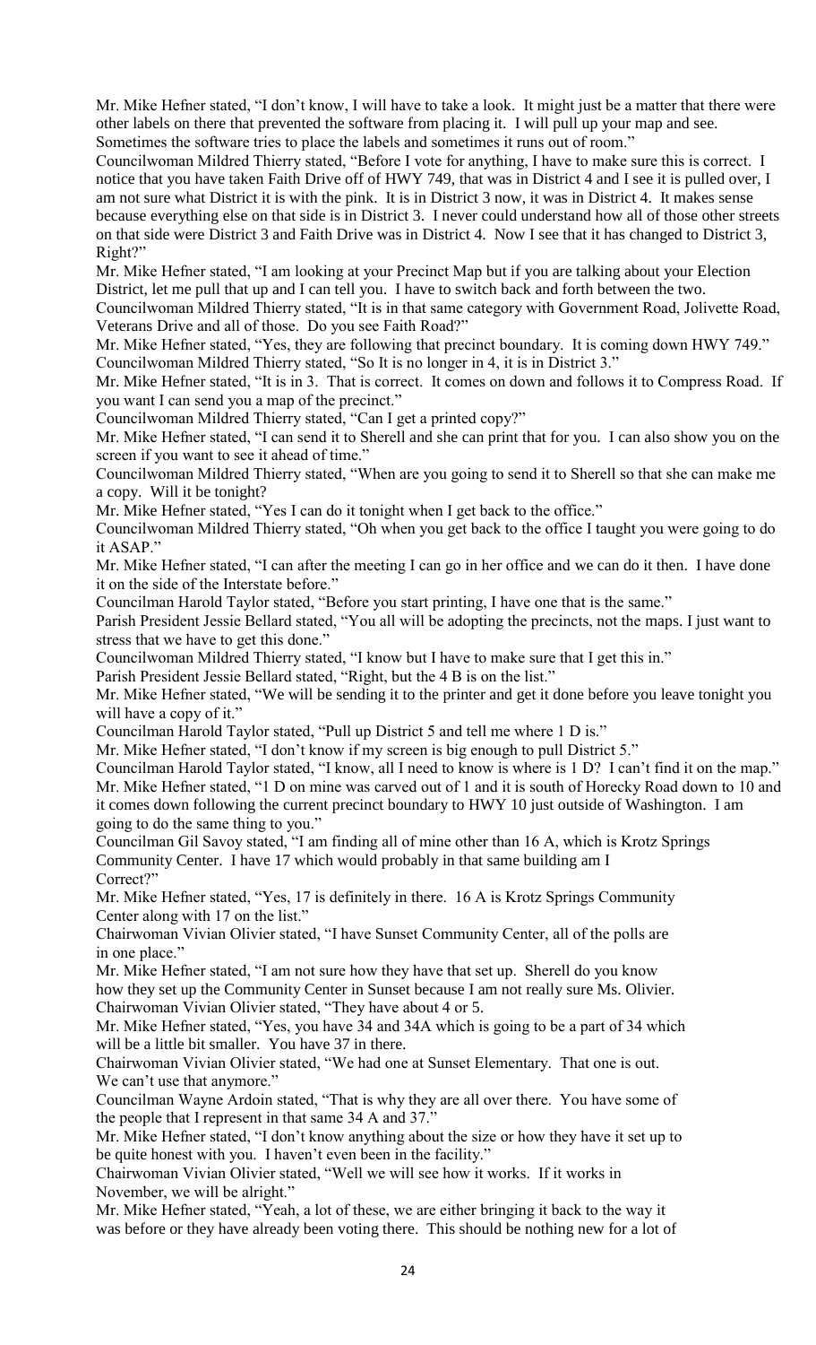Mr. Mike Hefner stated, "I don't know, I will have to take a look. It might just be a matter that there were other labels on there that prevented the software from placing it. I will pull up your map and see. Sometimes the software tries to place the labels and sometimes it runs out of room."

Councilwoman Mildred Thierry stated, "Before I vote for anything, I have to make sure this is correct. I notice that you have taken Faith Drive off of HWY 749, that was in District 4 and I see it is pulled over, I am not sure what District it is with the pink. It is in District 3 now, it was in District 4. It makes sense because everything else on that side is in District 3. I never could understand how all of those other streets on that side were District 3 and Faith Drive was in District 4. Now I see that it has changed to District 3, Right?"

Mr. Mike Hefner stated, "I am looking at your Precinct Map but if you are talking about your Election District, let me pull that up and I can tell you. I have to switch back and forth between the two.

Councilwoman Mildred Thierry stated, "It is in that same category with Government Road, Jolivette Road, Veterans Drive and all of those. Do you see Faith Road?"

Mr. Mike Hefner stated, "Yes, they are following that precinct boundary. It is coming down HWY 749."

Councilwoman Mildred Thierry stated, "So It is no longer in 4, it is in District 3."

Mr. Mike Hefner stated, "It is in 3. That is correct. It comes on down and follows it to Compress Road. If you want I can send you a map of the precinct."

Councilwoman Mildred Thierry stated, "Can I get a printed copy?"

Mr. Mike Hefner stated, "I can send it to Sherell and she can print that for you. I can also show you on the screen if you want to see it ahead of time."

Councilwoman Mildred Thierry stated, "When are you going to send it to Sherell so that she can make me a copy. Will it be tonight?

Mr. Mike Hefner stated, "Yes I can do it tonight when I get back to the office."

Councilwoman Mildred Thierry stated, "Oh when you get back to the office I taught you were going to do it ASAP."

Mr. Mike Hefner stated, "I can after the meeting I can go in her office and we can do it then. I have done it on the side of the Interstate before."

Councilman Harold Taylor stated, "Before you start printing, I have one that is the same."

Parish President Jessie Bellard stated, "You all will be adopting the precincts, not the maps. I just want to stress that we have to get this done."

Councilwoman Mildred Thierry stated, "I know but I have to make sure that I get this in."

Parish President Jessie Bellard stated, "Right, but the 4 B is on the list."

Mr. Mike Hefner stated, "We will be sending it to the printer and get it done before you leave tonight you will have a copy of it."

Councilman Harold Taylor stated, "Pull up District 5 and tell me where 1 D is."

Mr. Mike Hefner stated, "I don't know if my screen is big enough to pull District 5."

Councilman Harold Taylor stated, "I know, all I need to know is where is 1 D? I can't find it on the map."

Mr. Mike Hefner stated, "1 D on mine was carved out of 1 and it is south of Horecky Road down to 10 and it comes down following the current precinct boundary to HWY 10 just outside of Washington. I am going to do the same thing to you."

Councilman Gil Savoy stated, "I am finding all of mine other than 16 A, which is Krotz Springs Community Center. I have 17 which would probably in that same building am I Correct?"

Mr. Mike Hefner stated, "Yes, 17 is definitely in there. 16 A is Krotz Springs Community Center along with 17 on the list."

Chairwoman Vivian Olivier stated, "I have Sunset Community Center, all of the polls are in one place."

Mr. Mike Hefner stated, "I am not sure how they have that set up. Sherell do you know how they set up the Community Center in Sunset because I am not really sure Ms. Olivier.

Chairwoman Vivian Olivier stated, "They have about 4 or 5.

Mr. Mike Hefner stated, "Yes, you have 34 and 34A which is going to be a part of 34 which will be a little bit smaller. You have 37 in there.

Chairwoman Vivian Olivier stated, "We had one at Sunset Elementary. That one is out. We can't use that anymore."

Councilman Wayne Ardoin stated, "That is why they are all over there. You have some of the people that I represent in that same 34 A and 37."

Mr. Mike Hefner stated, "I don't know anything about the size or how they have it set up to be quite honest with you. I haven't even been in the facility."

Chairwoman Vivian Olivier stated, "Well we will see how it works. If it works in November, we will be alright."

Mr. Mike Hefner stated, "Yeah, a lot of these, we are either bringing it back to the way it was before or they have already been voting there. This should be nothing new for a lot of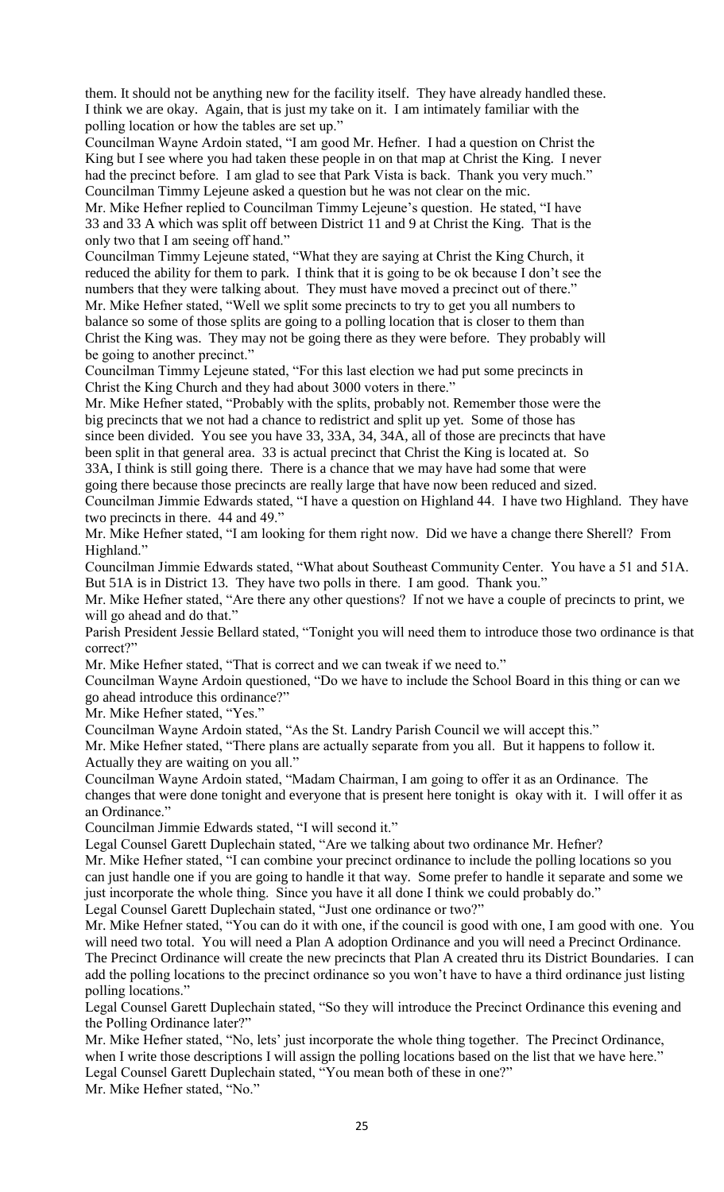them. It should not be anything new for the facility itself. They have already handled these. I think we are okay. Again, that is just my take on it. I am intimately familiar with the polling location or how the tables are set up."

Councilman Wayne Ardoin stated, "I am good Mr. Hefner. I had a question on Christ the King but I see where you had taken these people in on that map at Christ the King. I never had the precinct before. I am glad to see that Park Vista is back. Thank you very much."

Councilman Timmy Lejeune asked a question but he was not clear on the mic.

Mr. Mike Hefner replied to Councilman Timmy Lejeune's question. He stated, "I have 33 and 33 A which was split off between District 11 and 9 at Christ the King. That is the only two that I am seeing off hand."

Councilman Timmy Lejeune stated, "What they are saying at Christ the King Church, it reduced the ability for them to park. I think that it is going to be ok because I don't see the numbers that they were talking about. They must have moved a precinct out of there."

Mr. Mike Hefner stated, "Well we split some precincts to try to get you all numbers to balance so some of those splits are going to a polling location that is closer to them than Christ the King was. They may not be going there as they were before. They probably will be going to another precinct."

Councilman Timmy Lejeune stated, "For this last election we had put some precincts in Christ the King Church and they had about 3000 voters in there."

Mr. Mike Hefner stated, "Probably with the splits, probably not. Remember those were the big precincts that we not had a chance to redistrict and split up yet. Some of those has since been divided. You see you have 33, 33A, 34, 34A, all of those are precincts that have been split in that general area. 33 is actual precinct that Christ the King is located at. So 33A, I think is still going there. There is a chance that we may have had some that were going there because those precincts are really large that have now been reduced and sized.

Councilman Jimmie Edwards stated, "I have a question on Highland 44. I have two Highland. They have two precincts in there. 44 and 49."

Mr. Mike Hefner stated, "I am looking for them right now. Did we have a change there Sherell? From Highland."

Councilman Jimmie Edwards stated, "What about Southeast Community Center. You have a 51 and 51A. But 51A is in District 13. They have two polls in there. I am good. Thank you."

Mr. Mike Hefner stated, "Are there any other questions? If not we have a couple of precincts to print, we will go ahead and do that."

Parish President Jessie Bellard stated, "Tonight you will need them to introduce those two ordinance is that correct?"

Mr. Mike Hefner stated, "That is correct and we can tweak if we need to."

Councilman Wayne Ardoin questioned, "Do we have to include the School Board in this thing or can we go ahead introduce this ordinance?"

Mr. Mike Hefner stated, "Yes."

Councilman Wayne Ardoin stated, "As the St. Landry Parish Council we will accept this."

Mr. Mike Hefner stated, "There plans are actually separate from you all. But it happens to follow it. Actually they are waiting on you all."

Councilman Wayne Ardoin stated, "Madam Chairman, I am going to offer it as an Ordinance. The changes that were done tonight and everyone that is present here tonight is okay with it. I will offer it as an Ordinance."

Councilman Jimmie Edwards stated, "I will second it."

Legal Counsel Garett Duplechain stated, "Are we talking about two ordinance Mr. Hefner?

Mr. Mike Hefner stated, "I can combine your precinct ordinance to include the polling locations so you can just handle one if you are going to handle it that way. Some prefer to handle it separate and some we just incorporate the whole thing. Since you have it all done I think we could probably do."

Legal Counsel Garett Duplechain stated, "Just one ordinance or two?"

Mr. Mike Hefner stated, "You can do it with one, if the council is good with one, I am good with one. You will need two total. You will need a Plan A adoption Ordinance and you will need a Precinct Ordinance. The Precinct Ordinance will create the new precincts that Plan A created thru its District Boundaries. I can add the polling locations to the precinct ordinance so you won't have to have a third ordinance just listing polling locations."

Legal Counsel Garett Duplechain stated, "So they will introduce the Precinct Ordinance this evening and the Polling Ordinance later?"

Mr. Mike Hefner stated, "No, lets' just incorporate the whole thing together. The Precinct Ordinance, when I write those descriptions I will assign the polling locations based on the list that we have here."

Legal Counsel Garett Duplechain stated, "You mean both of these in one?"

Mr. Mike Hefner stated, "No."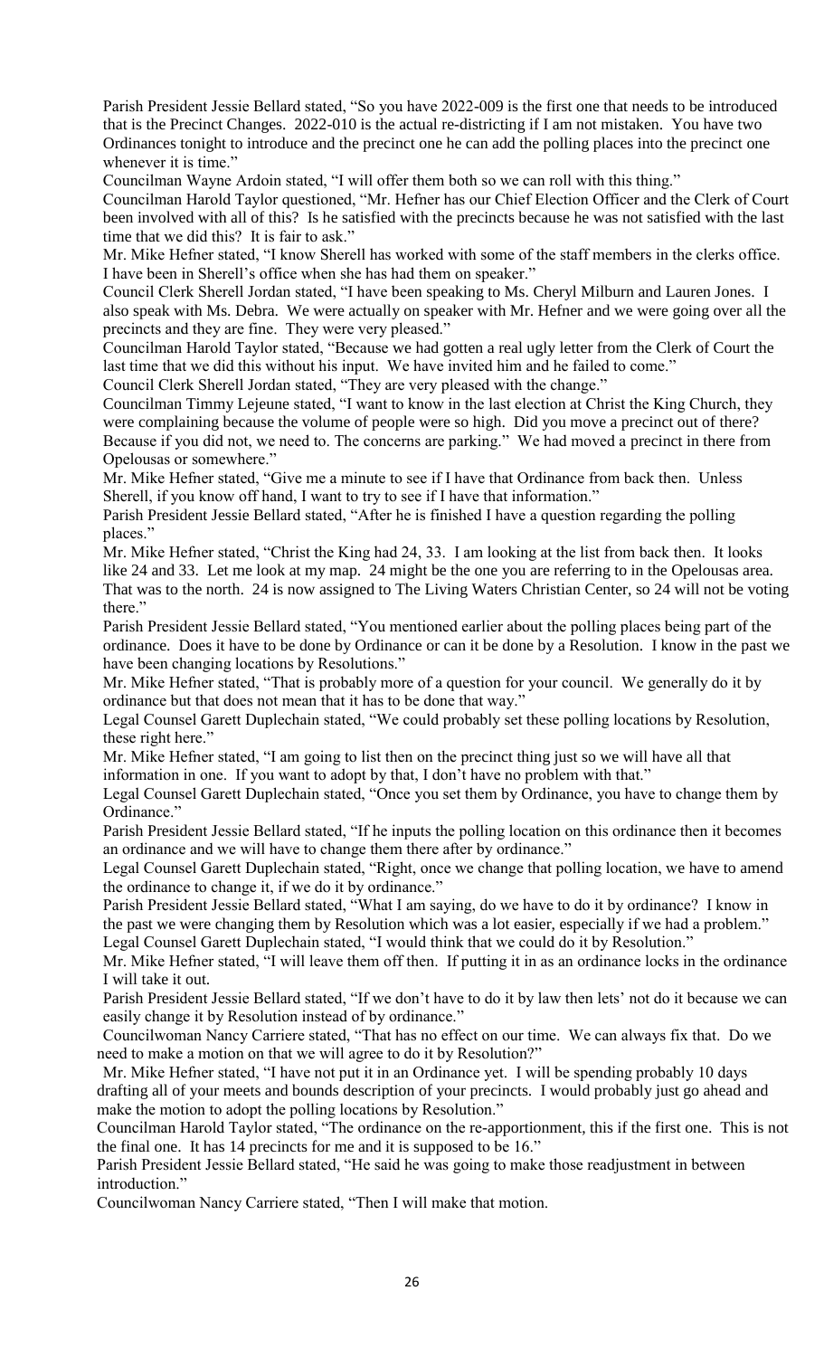Parish President Jessie Bellard stated, "So you have 2022-009 is the first one that needs to be introduced that is the Precinct Changes. 2022-010 is the actual re-districting if I am not mistaken. You have two Ordinances tonight to introduce and the precinct one he can add the polling places into the precinct one whenever it is time."

Councilman Wayne Ardoin stated, "I will offer them both so we can roll with this thing."

Councilman Harold Taylor questioned, "Mr. Hefner has our Chief Election Officer and the Clerk of Court been involved with all of this? Is he satisfied with the precincts because he was not satisfied with the last time that we did this? It is fair to ask."

Mr. Mike Hefner stated, "I know Sherell has worked with some of the staff members in the clerks office. I have been in Sherell's office when she has had them on speaker."

Council Clerk Sherell Jordan stated, "I have been speaking to Ms. Cheryl Milburn and Lauren Jones. I also speak with Ms. Debra. We were actually on speaker with Mr. Hefner and we were going over all the precincts and they are fine. They were very pleased."

Councilman Harold Taylor stated, "Because we had gotten a real ugly letter from the Clerk of Court the last time that we did this without his input. We have invited him and he failed to come."

Council Clerk Sherell Jordan stated, "They are very pleased with the change."

Councilman Timmy Lejeune stated, "I want to know in the last election at Christ the King Church, they were complaining because the volume of people were so high. Did you move a precinct out of there? Because if you did not, we need to. The concerns are parking." We had moved a precinct in there from Opelousas or somewhere."

Mr. Mike Hefner stated, "Give me a minute to see if I have that Ordinance from back then. Unless Sherell, if you know off hand, I want to try to see if I have that information."

Parish President Jessie Bellard stated, "After he is finished I have a question regarding the polling places."

Mr. Mike Hefner stated, "Christ the King had 24, 33. I am looking at the list from back then. It looks like 24 and 33. Let me look at my map. 24 might be the one you are referring to in the Opelousas area. That was to the north. 24 is now assigned to The Living Waters Christian Center, so 24 will not be voting there."

Parish President Jessie Bellard stated, "You mentioned earlier about the polling places being part of the ordinance. Does it have to be done by Ordinance or can it be done by a Resolution. I know in the past we have been changing locations by Resolutions."

Mr. Mike Hefner stated, "That is probably more of a question for your council. We generally do it by ordinance but that does not mean that it has to be done that way."

Legal Counsel Garett Duplechain stated, "We could probably set these polling locations by Resolution, these right here."

Mr. Mike Hefner stated, "I am going to list then on the precinct thing just so we will have all that information in one. If you want to adopt by that, I don't have no problem with that."

Legal Counsel Garett Duplechain stated, "Once you set them by Ordinance, you have to change them by Ordinance."

Parish President Jessie Bellard stated, "If he inputs the polling location on this ordinance then it becomes an ordinance and we will have to change them there after by ordinance."

Legal Counsel Garett Duplechain stated, "Right, once we change that polling location, we have to amend the ordinance to change it, if we do it by ordinance."

Parish President Jessie Bellard stated, "What I am saying, do we have to do it by ordinance? I know in the past we were changing them by Resolution which was a lot easier, especially if we had a problem."

Legal Counsel Garett Duplechain stated, "I would think that we could do it by Resolution."

Mr. Mike Hefner stated, "I will leave them off then. If putting it in as an ordinance locks in the ordinance I will take it out.

Parish President Jessie Bellard stated, "If we don't have to do it by law then lets' not do it because we can easily change it by Resolution instead of by ordinance."

Councilwoman Nancy Carriere stated, "That has no effect on our time. We can always fix that. Do we need to make a motion on that we will agree to do it by Resolution?"

Mr. Mike Hefner stated, "I have not put it in an Ordinance yet. I will be spending probably 10 days drafting all of your meets and bounds description of your precincts. I would probably just go ahead and make the motion to adopt the polling locations by Resolution."

Councilman Harold Taylor stated, "The ordinance on the re-apportionment, this if the first one. This is not the final one. It has 14 precincts for me and it is supposed to be 16."

Parish President Jessie Bellard stated, "He said he was going to make those readjustment in between introduction."

Councilwoman Nancy Carriere stated, "Then I will make that motion.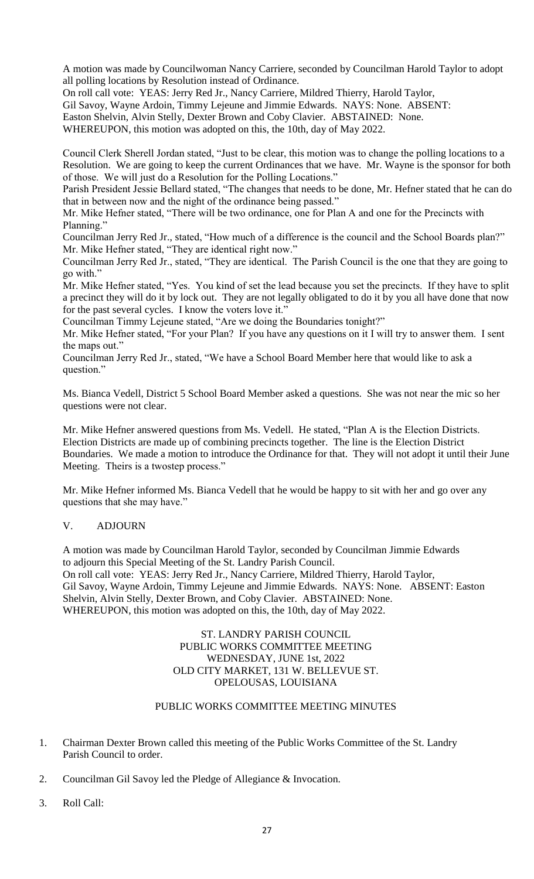A motion was made by Councilwoman Nancy Carriere, seconded by Councilman Harold Taylor to adopt all polling locations by Resolution instead of Ordinance.
On roll call vote: YEAS: Jerry Red Jr., Nancy Carriere, Mildred Thierry, Harold Taylor, Gil Savoy, Wayne Ardoin, Timmy Lejeune and Jimmie Edwards. NAYS: None. ABSENT: Easton Shelvin, Alvin Stelly, Dexter Brown and Coby Clavier. ABSTAINED: None.
WHEREUPON, this motion was adopted on this, the 10th, day of May 2022.

Council Clerk Sherell Jordan stated, "Just to be clear, this motion was to change the polling locations to a Resolution. We are going to keep the current Ordinances that we have. Mr. Wayne is the sponsor for both of those. We will just do a Resolution for the Polling Locations."
Parish President Jessie Bellard stated, "The changes that needs to be done, Mr. Hefner stated that he can do that in between now and the night of the ordinance being passed."
Mr. Mike Hefner stated, "There will be two ordinance, one for Plan A and one for the Precincts with Planning."
Councilman Jerry Red Jr., stated, "How much of a difference is the council and the School Boards plan?"
Mr. Mike Hefner stated, "They are identical right now."
Councilman Jerry Red Jr., stated, "They are identical. The Parish Council is the one that they are going to go with."
Mr. Mike Hefner stated, "Yes. You kind of set the lead because you set the precincts. If they have to split a precinct they will do it by lock out. They are not legally obligated to do it by you all have done that now for the past several cycles. I know the voters love it."
Councilman Timmy Lejeune stated, "Are we doing the Boundaries tonight?"
Mr. Mike Hefner stated, "For your Plan? If you have any questions on it I will try to answer them. I sent the maps out."
Councilman Jerry Red Jr., stated, "We have a School Board Member here that would like to ask a question."

Ms. Bianca Vedell, District 5 School Board Member asked a questions. She was not near the mic so her questions were not clear.

Mr. Mike Hefner answered questions from Ms. Vedell. He stated, "Plan A is the Election Districts. Election Districts are made up of combining precincts together. The line is the Election District Boundaries. We made a motion to introduce the Ordinance for that. They will not adopt it until their June Meeting. Theirs is a twostep process."

Mr. Mike Hefner informed Ms. Bianca Vedell that he would be happy to sit with her and go over any questions that she may have."

V. ADJOURN

A motion was made by Councilman Harold Taylor, seconded by Councilman Jimmie Edwards to adjourn this Special Meeting of the St. Landry Parish Council.
On roll call vote: YEAS: Jerry Red Jr., Nancy Carriere, Mildred Thierry, Harold Taylor, Gil Savoy, Wayne Ardoin, Timmy Lejeune and Jimmie Edwards. NAYS: None. ABSENT: Easton Shelvin, Alvin Stelly, Dexter Brown, and Coby Clavier. ABSTAINED: None.
WHEREUPON, this motion was adopted on this, the 10th, day of May 2022.

ST. LANDRY PARISH COUNCIL
PUBLIC WORKS COMMITTEE MEETING
WEDNESDAY, JUNE 1st, 2022
OLD CITY MARKET, 131 W. BELLEVUE ST.
OPELOUSAS, LOUISIANA

PUBLIC WORKS COMMITTEE MEETING MINUTES

1. Chairman Dexter Brown called this meeting of the Public Works Committee of the St. Landry Parish Council to order.

2. Councilman Gil Savoy led the Pledge of Allegiance & Invocation.

3. Roll Call: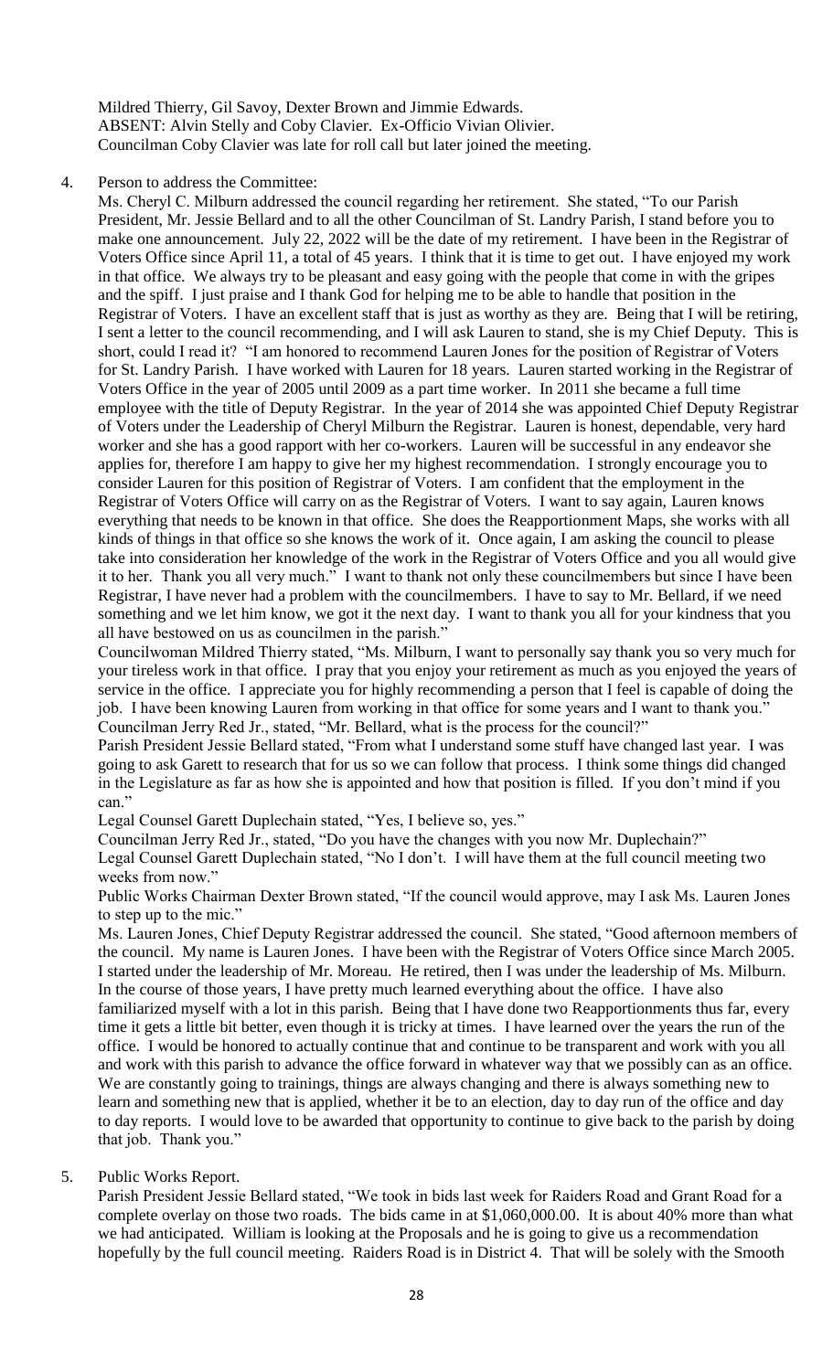Mildred Thierry, Gil Savoy, Dexter Brown and Jimmie Edwards.
ABSENT: Alvin Stelly and Coby Clavier. Ex-Officio Vivian Olivier.
Councilman Coby Clavier was late for roll call but later joined the meeting.

4. Person to address the Committee:

Ms. Cheryl C. Milburn addressed the council regarding her retirement. She stated, "To our Parish President, Mr. Jessie Bellard and to all the other Councilman of St. Landry Parish, I stand before you to make one announcement. July 22, 2022 will be the date of my retirement. I have been in the Registrar of Voters Office since April 11, a total of 45 years. I think that it is time to get out. I have enjoyed my work in that office. We always try to be pleasant and easy going with the people that come in with the gripes and the spiff. I just praise and I thank God for helping me to be able to handle that position in the Registrar of Voters. I have an excellent staff that is just as worthy as they are. Being that I will be retiring, I sent a letter to the council recommending, and I will ask Lauren to stand, she is my Chief Deputy. This is short, could I read it? "I am honored to recommend Lauren Jones for the position of Registrar of Voters for St. Landry Parish. I have worked with Lauren for 18 years. Lauren started working in the Registrar of Voters Office in the year of 2005 until 2009 as a part time worker. In 2011 she became a full time employee with the title of Deputy Registrar. In the year of 2014 she was appointed Chief Deputy Registrar of Voters under the Leadership of Cheryl Milburn the Registrar. Lauren is honest, dependable, very hard worker and she has a good rapport with her co-workers. Lauren will be successful in any endeavor she applies for, therefore I am happy to give her my highest recommendation. I strongly encourage you to consider Lauren for this position of Registrar of Voters. I am confident that the employment in the Registrar of Voters Office will carry on as the Registrar of Voters. I want to say again, Lauren knows everything that needs to be known in that office. She does the Reapportionment Maps, she works with all kinds of things in that office so she knows the work of it. Once again, I am asking the council to please take into consideration her knowledge of the work in the Registrar of Voters Office and you all would give it to her. Thank you all very much." I want to thank not only these councilmembers but since I have been Registrar, I have never had a problem with the councilmembers. I have to say to Mr. Bellard, if we need something and we let him know, we got it the next day. I want to thank you all for your kindness that you all have bestowed on us as councilmen in the parish."

Councilwoman Mildred Thierry stated, "Ms. Milburn, I want to personally say thank you so very much for your tireless work in that office. I pray that you enjoy your retirement as much as you enjoyed the years of service in the office. I appreciate you for highly recommending a person that I feel is capable of doing the job. I have been knowing Lauren from working in that office for some years and I want to thank you."

Councilman Jerry Red Jr., stated, "Mr. Bellard, what is the process for the council?"

Parish President Jessie Bellard stated, "From what I understand some stuff have changed last year. I was going to ask Garett to research that for us so we can follow that process. I think some things did changed in the Legislature as far as how she is appointed and how that position is filled. If you don't mind if you can."

Legal Counsel Garett Duplechain stated, "Yes, I believe so, yes."

Councilman Jerry Red Jr., stated, "Do you have the changes with you now Mr. Duplechain?"

Legal Counsel Garett Duplechain stated, "No I don't. I will have them at the full council meeting two weeks from now."

Public Works Chairman Dexter Brown stated, "If the council would approve, may I ask Ms. Lauren Jones to step up to the mic."

Ms. Lauren Jones, Chief Deputy Registrar addressed the council. She stated, "Good afternoon members of the council. My name is Lauren Jones. I have been with the Registrar of Voters Office since March 2005. I started under the leadership of Mr. Moreau. He retired, then I was under the leadership of Ms. Milburn. In the course of those years, I have pretty much learned everything about the office. I have also familiarized myself with a lot in this parish. Being that I have done two Reapportionments thus far, every time it gets a little bit better, even though it is tricky at times. I have learned over the years the run of the office. I would be honored to actually continue that and continue to be transparent and work with you all and work with this parish to advance the office forward in whatever way that we possibly can as an office. We are constantly going to trainings, things are always changing and there is always something new to learn and something new that is applied, whether it be to an election, day to day run of the office and day to day reports. I would love to be awarded that opportunity to continue to give back to the parish by doing that job. Thank you."

5. Public Works Report.

Parish President Jessie Bellard stated, "We took in bids last week for Raiders Road and Grant Road for a complete overlay on those two roads. The bids came in at $1,060,000.00. It is about 40% more than what we had anticipated. William is looking at the Proposals and he is going to give us a recommendation hopefully by the full council meeting. Raiders Road is in District 4. That will be solely with the Smooth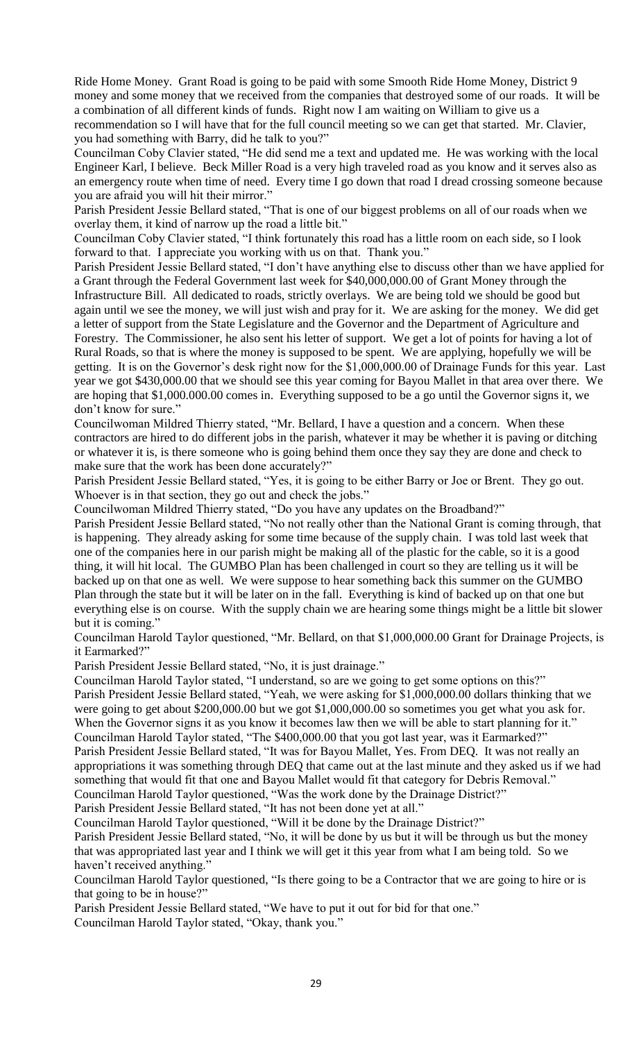Ride Home Money. Grant Road is going to be paid with some Smooth Ride Home Money, District 9 money and some money that we received from the companies that destroyed some of our roads. It will be a combination of all different kinds of funds. Right now I am waiting on William to give us a recommendation so I will have that for the full council meeting so we can get that started. Mr. Clavier, you had something with Barry, did he talk to you?"

Councilman Coby Clavier stated, "He did send me a text and updated me. He was working with the local Engineer Karl, I believe. Beck Miller Road is a very high traveled road as you know and it serves also as an emergency route when time of need. Every time I go down that road I dread crossing someone because you are afraid you will hit their mirror."

Parish President Jessie Bellard stated, "That is one of our biggest problems on all of our roads when we overlay them, it kind of narrow up the road a little bit."

Councilman Coby Clavier stated, "I think fortunately this road has a little room on each side, so I look forward to that. I appreciate you working with us on that. Thank you."

Parish President Jessie Bellard stated, "I don't have anything else to discuss other than we have applied for a Grant through the Federal Government last week for $40,000,000.00 of Grant Money through the Infrastructure Bill. All dedicated to roads, strictly overlays. We are being told we should be good but again until we see the money, we will just wish and pray for it. We are asking for the money. We did get a letter of support from the State Legislature and the Governor and the Department of Agriculture and Forestry. The Commissioner, he also sent his letter of support. We get a lot of points for having a lot of Rural Roads, so that is where the money is supposed to be spent. We are applying, hopefully we will be getting. It is on the Governor's desk right now for the $1,000,000.00 of Drainage Funds for this year. Last year we got $430,000.00 that we should see this year coming for Bayou Mallet in that area over there. We are hoping that $1,000.000.00 comes in. Everything supposed to be a go until the Governor signs it, we don't know for sure."

Councilwoman Mildred Thierry stated, "Mr. Bellard, I have a question and a concern. When these contractors are hired to do different jobs in the parish, whatever it may be whether it is paving or ditching or whatever it is, is there someone who is going behind them once they say they are done and check to make sure that the work has been done accurately?"

Parish President Jessie Bellard stated, "Yes, it is going to be either Barry or Joe or Brent. They go out. Whoever is in that section, they go out and check the jobs."

Councilwoman Mildred Thierry stated, "Do you have any updates on the Broadband?"

Parish President Jessie Bellard stated, "No not really other than the National Grant is coming through, that is happening. They already asking for some time because of the supply chain. I was told last week that one of the companies here in our parish might be making all of the plastic for the cable, so it is a good thing, it will hit local. The GUMBO Plan has been challenged in court so they are telling us it will be backed up on that one as well. We were suppose to hear something back this summer on the GUMBO Plan through the state but it will be later on in the fall. Everything is kind of backed up on that one but everything else is on course. With the supply chain we are hearing some things might be a little bit slower but it is coming."

Councilman Harold Taylor questioned, "Mr. Bellard, on that $1,000,000.00 Grant for Drainage Projects, is it Earmarked?"

Parish President Jessie Bellard stated, "No, it is just drainage."

Councilman Harold Taylor stated, "I understand, so are we going to get some options on this?"

Parish President Jessie Bellard stated, "Yeah, we were asking for $1,000,000.00 dollars thinking that we were going to get about $200,000.00 but we got $1,000,000.00 so sometimes you get what you ask for. When the Governor signs it as you know it becomes law then we will be able to start planning for it."

Councilman Harold Taylor stated, "The $400,000.00 that you got last year, was it Earmarked?"

Parish President Jessie Bellard stated, "It was for Bayou Mallet, Yes. From DEQ. It was not really an appropriations it was something through DEQ that came out at the last minute and they asked us if we had something that would fit that one and Bayou Mallet would fit that category for Debris Removal."

Councilman Harold Taylor questioned, "Was the work done by the Drainage District?"

Parish President Jessie Bellard stated, "It has not been done yet at all."

Councilman Harold Taylor questioned, "Will it be done by the Drainage District?"

Parish President Jessie Bellard stated, "No, it will be done by us but it will be through us but the money that was appropriated last year and I think we will get it this year from what I am being told. So we haven't received anything."

Councilman Harold Taylor questioned, "Is there going to be a Contractor that we are going to hire or is that going to be in house?"

Parish President Jessie Bellard stated, "We have to put it out for bid for that one."

Councilman Harold Taylor stated, "Okay, thank you."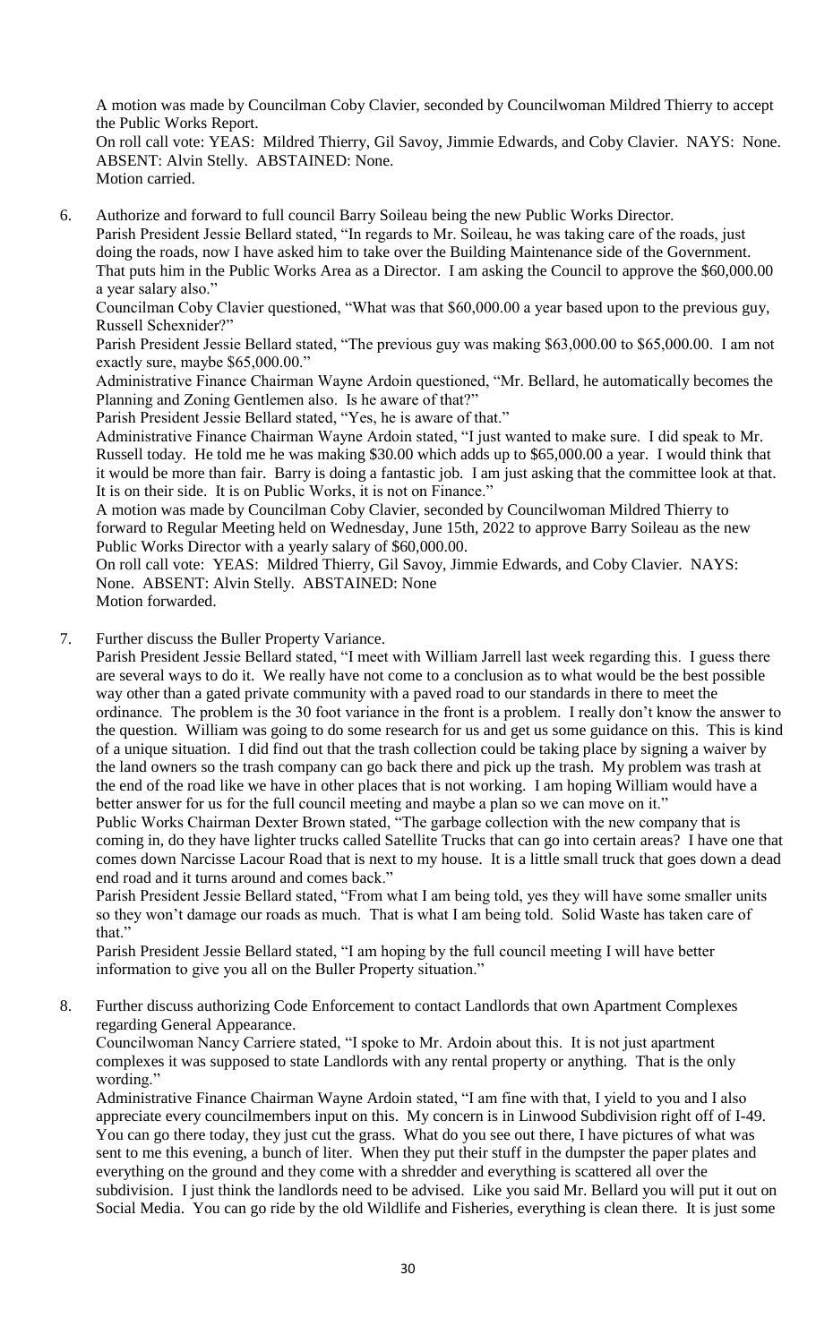A motion was made by Councilman Coby Clavier, seconded by Councilwoman Mildred Thierry to accept the Public Works Report.

On roll call vote: YEAS: Mildred Thierry, Gil Savoy, Jimmie Edwards, and Coby Clavier. NAYS: None. ABSENT: Alvin Stelly. ABSTAINED: None.

Motion carried.

6. Authorize and forward to full council Barry Soileau being the new Public Works Director.

   Parish President Jessie Bellard stated, "In regards to Mr. Soileau, he was taking care of the roads, just doing the roads, now I have asked him to take over the Building Maintenance side of the Government. That puts him in the Public Works Area as a Director. I am asking the Council to approve the $60,000.00 a year salary also."

   Councilman Coby Clavier questioned, "What was that $60,000.00 a year based upon to the previous guy, Russell Schexnider?"

   Parish President Jessie Bellard stated, "The previous guy was making $63,000.00 to $65,000.00. I am not exactly sure, maybe $65,000.00."

   Administrative Finance Chairman Wayne Ardoin questioned, "Mr. Bellard, he automatically becomes the Planning and Zoning Gentlemen also. Is he aware of that?"

   Parish President Jessie Bellard stated, "Yes, he is aware of that."

   Administrative Finance Chairman Wayne Ardoin stated, "I just wanted to make sure. I did speak to Mr. Russell today. He told me he was making $30.00 which adds up to $65,000.00 a year. I would think that it would be more than fair. Barry is doing a fantastic job. I am just asking that the committee look at that. It is on their side. It is on Public Works, it is not on Finance."

   A motion was made by Councilman Coby Clavier, seconded by Councilwoman Mildred Thierry to forward to Regular Meeting held on Wednesday, June 15th, 2022 to approve Barry Soileau as the new Public Works Director with a yearly salary of $60,000.00.

   On roll call vote: YEAS: Mildred Thierry, Gil Savoy, Jimmie Edwards, and Coby Clavier. NAYS: None. ABSENT: Alvin Stelly. ABSTAINED: None

   Motion forwarded.

7. Further discuss the Buller Property Variance.

   Parish President Jessie Bellard stated, "I meet with William Jarrell last week regarding this. I guess there are several ways to do it. We really have not come to a conclusion as to what would be the best possible way other than a gated private community with a paved road to our standards in there to meet the ordinance. The problem is the 30 foot variance in the front is a problem. I really don't know the answer to the question. William was going to do some research for us and get us some guidance on this. This is kind of a unique situation. I did find out that the trash collection could be taking place by signing a waiver by the land owners so the trash company can go back there and pick up the trash. My problem was trash at the end of the road like we have in other places that is not working. I am hoping William would have a better answer for us for the full council meeting and maybe a plan so we can move on it."

   Public Works Chairman Dexter Brown stated, "The garbage collection with the new company that is coming in, do they have lighter trucks called Satellite Trucks that can go into certain areas? I have one that comes down Narcisse Lacour Road that is next to my house. It is a little small truck that goes down a dead end road and it turns around and comes back."

   Parish President Jessie Bellard stated, "From what I am being told, yes they will have some smaller units so they won't damage our roads as much. That is what I am being told. Solid Waste has taken care of that."

   Parish President Jessie Bellard stated, "I am hoping by the full council meeting I will have better information to give you all on the Buller Property situation."

8. Further discuss authorizing Code Enforcement to contact Landlords that own Apartment Complexes regarding General Appearance.

   Councilwoman Nancy Carriere stated, "I spoke to Mr. Ardoin about this. It is not just apartment complexes it was supposed to state Landlords with any rental property or anything. That is the only wording."

   Administrative Finance Chairman Wayne Ardoin stated, "I am fine with that, I yield to you and I also appreciate every councilmembers input on this. My concern is in Linwood Subdivision right off of I-49. You can go there today, they just cut the grass. What do you see out there, I have pictures of what was sent to me this evening, a bunch of liter. When they put their stuff in the dumpster the paper plates and everything on the ground and they come with a shredder and everything is scattered all over the subdivision. I just think the landlords need to be advised. Like you said Mr. Bellard you will put it out on Social Media. You can go ride by the old Wildlife and Fisheries, everything is clean there. It is just some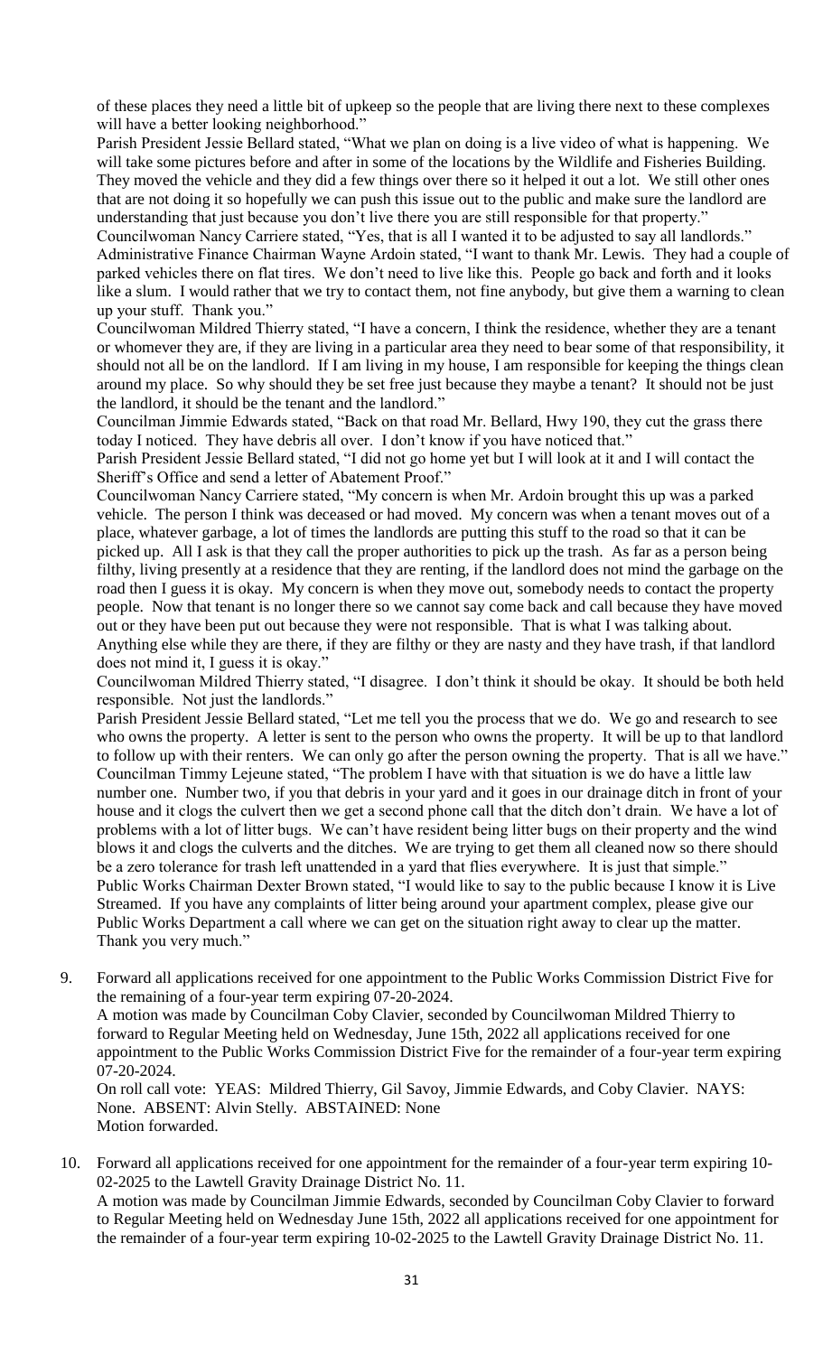of these places they need a little bit of upkeep so the people that are living there next to these complexes will have a better looking neighborhood."

Parish President Jessie Bellard stated, "What we plan on doing is a live video of what is happening. We will take some pictures before and after in some of the locations by the Wildlife and Fisheries Building. They moved the vehicle and they did a few things over there so it helped it out a lot. We still other ones that are not doing it so hopefully we can push this issue out to the public and make sure the landlord are understanding that just because you don't live there you are still responsible for that property."

Councilwoman Nancy Carriere stated, "Yes, that is all I wanted it to be adjusted to say all landlords."

Administrative Finance Chairman Wayne Ardoin stated, "I want to thank Mr. Lewis. They had a couple of parked vehicles there on flat tires. We don't need to live like this. People go back and forth and it looks like a slum. I would rather that we try to contact them, not fine anybody, but give them a warning to clean up your stuff. Thank you."

Councilwoman Mildred Thierry stated, "I have a concern, I think the residence, whether they are a tenant or whomever they are, if they are living in a particular area they need to bear some of that responsibility, it should not all be on the landlord. If I am living in my house, I am responsible for keeping the things clean around my place. So why should they be set free just because they maybe a tenant? It should not be just the landlord, it should be the tenant and the landlord."

Councilman Jimmie Edwards stated, "Back on that road Mr. Bellard, Hwy 190, they cut the grass there today I noticed. They have debris all over. I don't know if you have noticed that."

Parish President Jessie Bellard stated, "I did not go home yet but I will look at it and I will contact the Sheriff's Office and send a letter of Abatement Proof."

Councilwoman Nancy Carriere stated, "My concern is when Mr. Ardoin brought this up was a parked vehicle. The person I think was deceased or had moved. My concern was when a tenant moves out of a place, whatever garbage, a lot of times the landlords are putting this stuff to the road so that it can be picked up. All I ask is that they call the proper authorities to pick up the trash. As far as a person being filthy, living presently at a residence that they are renting, if the landlord does not mind the garbage on the road then I guess it is okay. My concern is when they move out, somebody needs to contact the property people. Now that tenant is no longer there so we cannot say come back and call because they have moved out or they have been put out because they were not responsible. That is what I was talking about. Anything else while they are there, if they are filthy or they are nasty and they have trash, if that landlord does not mind it, I guess it is okay."

Councilwoman Mildred Thierry stated, "I disagree. I don't think it should be okay. It should be both held responsible. Not just the landlords."

Parish President Jessie Bellard stated, "Let me tell you the process that we do. We go and research to see who owns the property. A letter is sent to the person who owns the property. It will be up to that landlord to follow up with their renters. We can only go after the person owning the property. That is all we have."

Councilman Timmy Lejeune stated, "The problem I have with that situation is we do have a little law number one. Number two, if you that debris in your yard and it goes in our drainage ditch in front of your house and it clogs the culvert then we get a second phone call that the ditch don't drain. We have a lot of problems with a lot of litter bugs. We can't have resident being litter bugs on their property and the wind blows it and clogs the culverts and the ditches. We are trying to get them all cleaned now so there should be a zero tolerance for trash left unattended in a yard that flies everywhere. It is just that simple."

Public Works Chairman Dexter Brown stated, "I would like to say to the public because I know it is Live Streamed. If you have any complaints of litter being around your apartment complex, please give our Public Works Department a call where we can get on the situation right away to clear up the matter. Thank you very much."

9. Forward all applications received for one appointment to the Public Works Commission District Five for the remaining of a four-year term expiring 07-20-2024.

   A motion was made by Councilman Coby Clavier, seconded by Councilwoman Mildred Thierry to forward to Regular Meeting held on Wednesday, June 15th, 2022 all applications received for one appointment to the Public Works Commission District Five for the remainder of a four-year term expiring 07-20-2024.

   On roll call vote: YEAS: Mildred Thierry, Gil Savoy, Jimmie Edwards, and Coby Clavier. NAYS: None. ABSENT: Alvin Stelly. ABSTAINED: None

   Motion forwarded.

10. Forward all applications received for one appointment for the remainder of a four-year term expiring 10-02-2025 to the Lawtell Gravity Drainage District No. 11.

    A motion was made by Councilman Jimmie Edwards, seconded by Councilman Coby Clavier to forward to Regular Meeting held on Wednesday June 15th, 2022 all applications received for one appointment for the remainder of a four-year term expiring 10-02-2025 to the Lawtell Gravity Drainage District No. 11.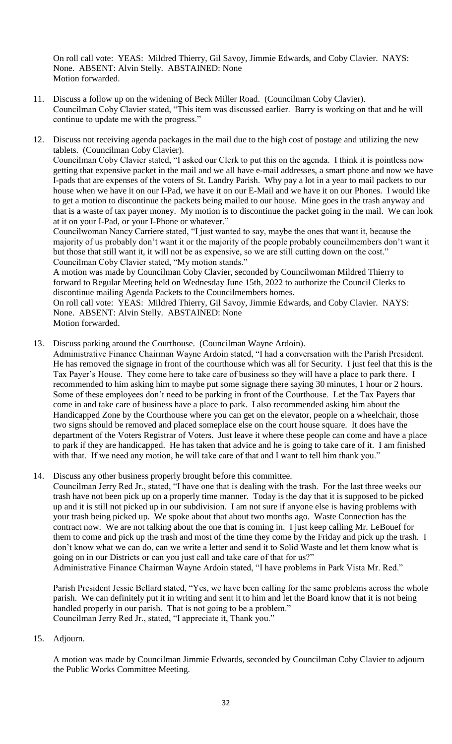On roll call vote: YEAS: Mildred Thierry, Gil Savoy, Jimmie Edwards, and Coby Clavier. NAYS: None. ABSENT: Alvin Stelly. ABSTAINED: None
Motion forwarded.

11. Discuss a follow up on the widening of Beck Miller Road. (Councilman Coby Clavier).
Councilman Coby Clavier stated, "This item was discussed earlier. Barry is working on that and he will continue to update me with the progress."

12. Discuss not receiving agenda packages in the mail due to the high cost of postage and utilizing the new tablets. (Councilman Coby Clavier).
Councilman Coby Clavier stated, "I asked our Clerk to put this on the agenda. I think it is pointless now getting that expensive packet in the mail and we all have e-mail addresses, a smart phone and now we have I-pads that are expenses of the voters of St. Landry Parish. Why pay a lot in a year to mail packets to our house when we have it on our I-Pad, we have it on our E-Mail and we have it on our Phones. I would like to get a motion to discontinue the packets being mailed to our house. Mine goes in the trash anyway and that is a waste of tax payer money. My motion is to discontinue the packet going in the mail. We can look at it on your I-Pad, or your I-Phone or whatever."
Councilwoman Nancy Carriere stated, "I just wanted to say, maybe the ones that want it, because the majority of us probably don't want it or the majority of the people probably councilmembers don't want it but those that still want it, it will not be as expensive, so we are still cutting down on the cost."
Councilman Coby Clavier stated, "My motion stands."
A motion was made by Councilman Coby Clavier, seconded by Councilwoman Mildred Thierry to forward to Regular Meeting held on Wednesday June 15th, 2022 to authorize the Council Clerks to discontinue mailing Agenda Packets to the Councilmembers homes.
On roll call vote: YEAS: Mildred Thierry, Gil Savoy, Jimmie Edwards, and Coby Clavier. NAYS: None. ABSENT: Alvin Stelly. ABSTAINED: None
Motion forwarded.

13. Discuss parking around the Courthouse. (Councilman Wayne Ardoin).
Administrative Finance Chairman Wayne Ardoin stated, "I had a conversation with the Parish President. He has removed the signage in front of the courthouse which was all for Security. I just feel that this is the Tax Payer's House. They come here to take care of business so they will have a place to park there. I recommended to him asking him to maybe put some signage there saying 30 minutes, 1 hour or 2 hours. Some of these employees don't need to be parking in front of the Courthouse. Let the Tax Payers that come in and take care of business have a place to park. I also recommended asking him about the Handicapped Zone by the Courthouse where you can get on the elevator, people on a wheelchair, those two signs should be removed and placed someplace else on the court house square. It does have the department of the Voters Registrar of Voters. Just leave it where these people can come and have a place to park if they are handicapped. He has taken that advice and he is going to take care of it. I am finished with that. If we need any motion, he will take care of that and I want to tell him thank you."

14. Discuss any other business properly brought before this committee.
Councilman Jerry Red Jr., stated, "I have one that is dealing with the trash. For the last three weeks our trash have not been pick up on a properly time manner. Today is the day that it is supposed to be picked up and it is still not picked up in our subdivision. I am not sure if anyone else is having problems with your trash being picked up. We spoke about that about two months ago. Waste Connection has the contract now. We are not talking about the one that is coming in. I just keep calling Mr. LeBouef for them to come and pick up the trash and most of the time they come by the Friday and pick up the trash. I don't know what we can do, can we write a letter and send it to Solid Waste and let them know what is going on in our Districts or can you just call and take care of that for us?"
Administrative Finance Chairman Wayne Ardoin stated, "I have problems in Park Vista Mr. Red."

Parish President Jessie Bellard stated, "Yes, we have been calling for the same problems across the whole parish. We can definitely put it in writing and sent it to him and let the Board know that it is not being handled properly in our parish. That is not going to be a problem."
Councilman Jerry Red Jr., stated, "I appreciate it, Thank you."

15. Adjourn.

A motion was made by Councilman Jimmie Edwards, seconded by Councilman Coby Clavier to adjourn the Public Works Committee Meeting.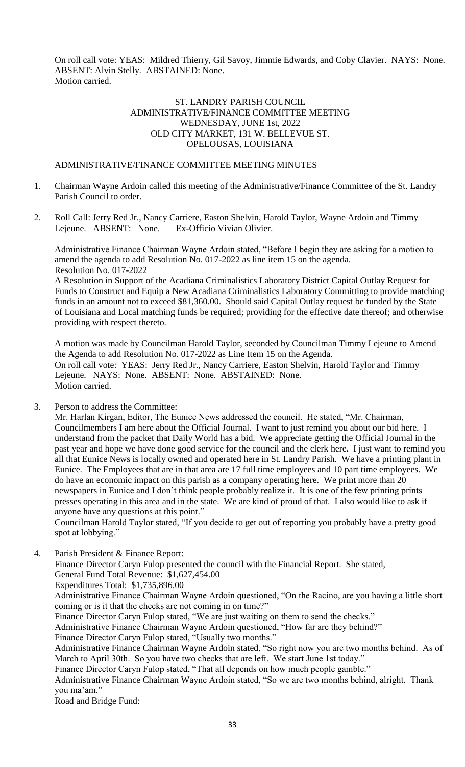On roll call vote: YEAS: Mildred Thierry, Gil Savoy, Jimmie Edwards, and Coby Clavier. NAYS: None. ABSENT: Alvin Stelly. ABSTAINED: None.
Motion carried.

ST. LANDRY PARISH COUNCIL
ADMINISTRATIVE/FINANCE COMMITTEE MEETING
WEDNESDAY, JUNE 1st, 2022
OLD CITY MARKET, 131 W. BELLEVUE ST.
OPELOUSAS, LOUISIANA

ADMINISTRATIVE/FINANCE COMMITTEE MEETING MINUTES

1. Chairman Wayne Ardoin called this meeting of the Administrative/Finance Committee of the St. Landry Parish Council to order.

2. Roll Call: Jerry Red Jr., Nancy Carriere, Easton Shelvin, Harold Taylor, Wayne Ardoin and Timmy Lejeune. ABSENT: None. Ex-Officio Vivian Olivier.

   Administrative Finance Chairman Wayne Ardoin stated, "Before I begin they are asking for a motion to amend the agenda to add Resolution No. 017-2022 as line item 15 on the agenda.
   Resolution No. 017-2022
   A Resolution in Support of the Acadiana Criminalistics Laboratory District Capital Outlay Request for Funds to Construct and Equip a New Acadiana Criminalistics Laboratory Committing to provide matching funds in an amount not to exceed $81,360.00. Should said Capital Outlay request be funded by the State of Louisiana and Local matching funds be required; providing for the effective date thereof; and otherwise providing with respect thereto.

   A motion was made by Councilman Harold Taylor, seconded by Councilman Timmy Lejeune to Amend the Agenda to add Resolution No. 017-2022 as Line Item 15 on the Agenda.
   On roll call vote: YEAS: Jerry Red Jr., Nancy Carriere, Easton Shelvin, Harold Taylor and Timmy Lejeune. NAYS: None. ABSENT: None. ABSTAINED: None.
   Motion carried.

3. Person to address the Committee:
   Mr. Harlan Kirgan, Editor, The Eunice News addressed the council. He stated, "Mr. Chairman, Councilmembers I am here about the Official Journal. I want to just remind you about our bid here. I understand from the packet that Daily World has a bid. We appreciate getting the Official Journal in the past year and hope we have done good service for the council and the clerk here. I just want to remind you all that Eunice News is locally owned and operated here in St. Landry Parish. We have a printing plant in Eunice. The Employees that are in that area are 17 full time employees and 10 part time employees. We do have an economic impact on this parish as a company operating here. We print more than 20 newspapers in Eunice and I don't think people probably realize it. It is one of the few printing prints presses operating in this area and in the state. We are kind of proud of that. I also would like to ask if anyone have any questions at this point."
   Councilman Harold Taylor stated, "If you decide to get out of reporting you probably have a pretty good spot at lobbying."

4. Parish President & Finance Report:
   Finance Director Caryn Fulop presented the council with the Financial Report. She stated,
   General Fund Total Revenue: $1,627,454.00
   Expenditures Total: $1,735,896.00
   Administrative Finance Chairman Wayne Ardoin questioned, "On the Racino, are you having a little short coming or is it that the checks are not coming in on time?"
   Finance Director Caryn Fulop stated, "We are just waiting on them to send the checks."
   Administrative Finance Chairman Wayne Ardoin questioned, "How far are they behind?"
   Finance Director Caryn Fulop stated, "Usually two months."
   Administrative Finance Chairman Wayne Ardoin stated, "So right now you are two months behind. As of March to April 30th. So you have two checks that are left. We start June 1st today."
   Finance Director Caryn Fulop stated, "That all depends on how much people gamble."
   Administrative Finance Chairman Wayne Ardoin stated, "So we are two months behind, alright. Thank you ma'am."
   Road and Bridge Fund: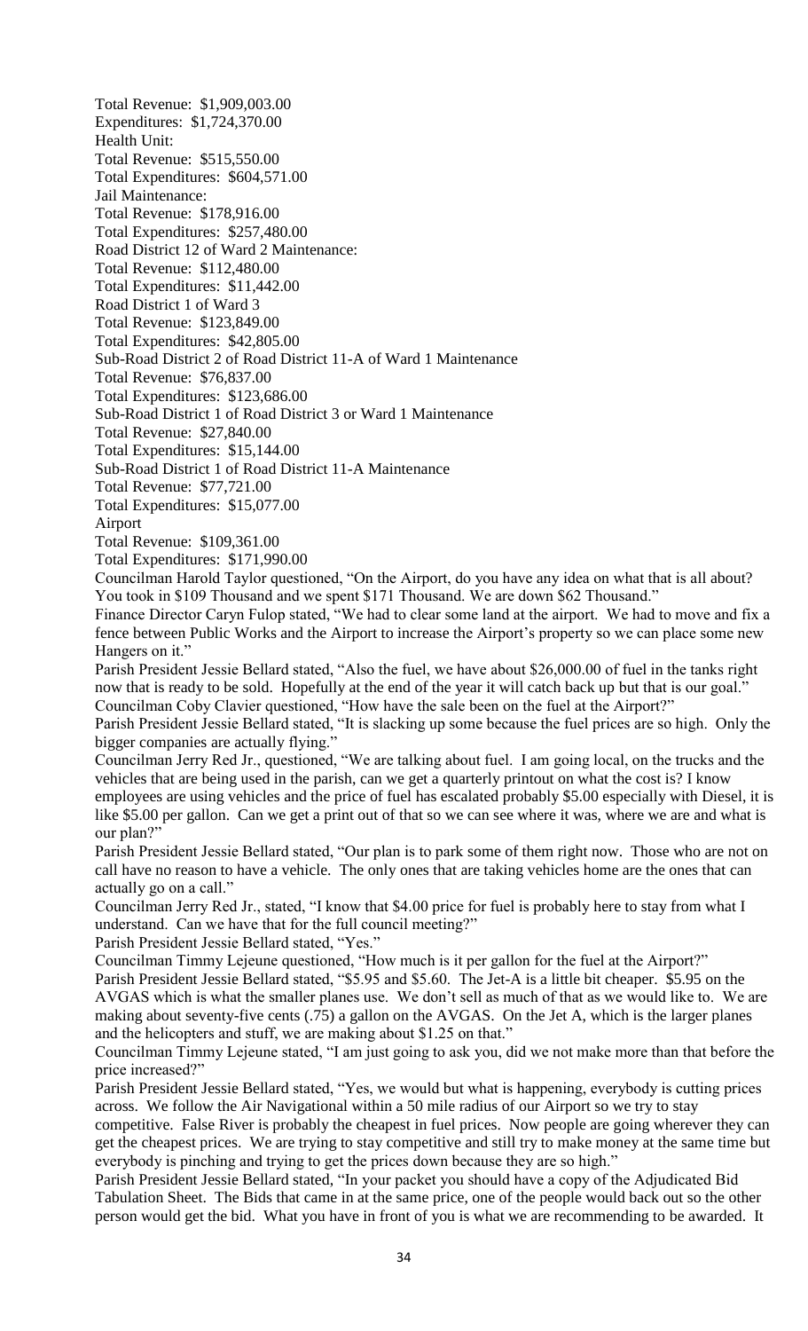Total Revenue: $1,909,003.00
Expenditures: $1,724,370.00
Health Unit:
Total Revenue: $515,550.00
Total Expenditures: $604,571.00
Jail Maintenance:
Total Revenue: $178,916.00
Total Expenditures: $257,480.00
Road District 12 of Ward 2 Maintenance:
Total Revenue: $112,480.00
Total Expenditures: $11,442.00
Road District 1 of Ward 3
Total Revenue: $123,849.00
Total Expenditures: $42,805.00
Sub-Road District 2 of Road District 11-A of Ward 1 Maintenance
Total Revenue: $76,837.00
Total Expenditures: $123,686.00
Sub-Road District 1 of Road District 3 or Ward 1 Maintenance
Total Revenue: $27,840.00
Total Expenditures: $15,144.00
Sub-Road District 1 of Road District 11-A Maintenance
Total Revenue: $77,721.00
Total Expenditures: $15,077.00
Airport
Total Revenue: $109,361.00
Total Expenditures: $171,990.00

Councilman Harold Taylor questioned, "On the Airport, do you have any idea on what that is all about? You took in $109 Thousand and we spent $171 Thousand. We are down $62 Thousand."

Finance Director Caryn Fulop stated, "We had to clear some land at the airport. We had to move and fix a fence between Public Works and the Airport to increase the Airport's property so we can place some new Hangers on it."

Parish President Jessie Bellard stated, "Also the fuel, we have about $26,000.00 of fuel in the tanks right now that is ready to be sold. Hopefully at the end of the year it will catch back up but that is our goal."

Councilman Coby Clavier questioned, "How have the sale been on the fuel at the Airport?"

Parish President Jessie Bellard stated, "It is slacking up some because the fuel prices are so high. Only the bigger companies are actually flying."

Councilman Jerry Red Jr., questioned, "We are talking about fuel. I am going local, on the trucks and the vehicles that are being used in the parish, can we get a quarterly printout on what the cost is? I know employees are using vehicles and the price of fuel has escalated probably $5.00 especially with Diesel, it is like $5.00 per gallon. Can we get a print out of that so we can see where it was, where we are and what is our plan?"

Parish President Jessie Bellard stated, "Our plan is to park some of them right now. Those who are not on call have no reason to have a vehicle. The only ones that are taking vehicles home are the ones that can actually go on a call."

Councilman Jerry Red Jr., stated, "I know that $4.00 price for fuel is probably here to stay from what I understand. Can we have that for the full council meeting?"

Parish President Jessie Bellard stated, "Yes."

Councilman Timmy Lejeune questioned, "How much is it per gallon for the fuel at the Airport?"

Parish President Jessie Bellard stated, "$5.95 and $5.60. The Jet-A is a little bit cheaper. $5.95 on the AVGAS which is what the smaller planes use. We don't sell as much of that as we would like to. We are making about seventy-five cents (.75) a gallon on the AVGAS. On the Jet A, which is the larger planes and the helicopters and stuff, we are making about $1.25 on that."

Councilman Timmy Lejeune stated, "I am just going to ask you, did we not make more than that before the price increased?"

Parish President Jessie Bellard stated, "Yes, we would but what is happening, everybody is cutting prices across. We follow the Air Navigational within a 50 mile radius of our Airport so we try to stay competitive. False River is probably the cheapest in fuel prices. Now people are going wherever they can get the cheapest prices. We are trying to stay competitive and still try to make money at the same time but everybody is pinching and trying to get the prices down because they are so high."

Parish President Jessie Bellard stated, "In your packet you should have a copy of the Adjudicated Bid Tabulation Sheet. The Bids that came in at the same price, one of the people would back out so the other person would get the bid. What you have in front of you is what we are recommending to be awarded. It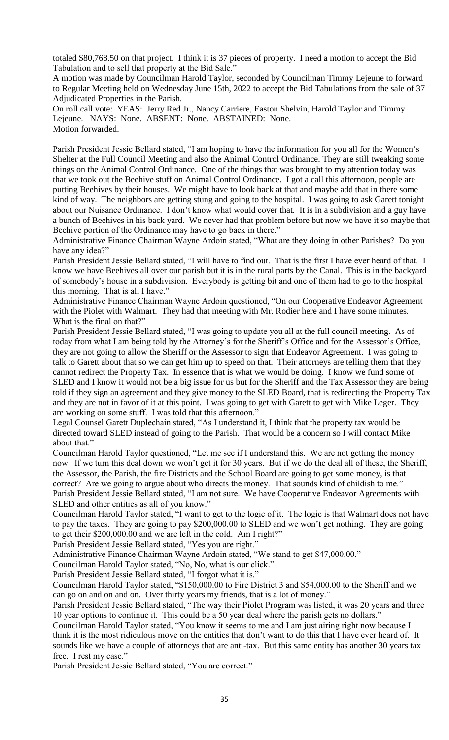totaled $80,768.50 on that project. I think it is 37 pieces of property. I need a motion to accept the Bid Tabulation and to sell that property at the Bid Sale."

A motion was made by Councilman Harold Taylor, seconded by Councilman Timmy Lejeune to forward to Regular Meeting held on Wednesday June 15th, 2022 to accept the Bid Tabulations from the sale of 37 Adjudicated Properties in the Parish.

On roll call vote: YEAS: Jerry Red Jr., Nancy Carriere, Easton Shelvin, Harold Taylor and Timmy Lejeune. NAYS: None. ABSENT: None. ABSTAINED: None.

Motion forwarded.

Parish President Jessie Bellard stated, "I am hoping to have the information for you all for the Women's Shelter at the Full Council Meeting and also the Animal Control Ordinance. They are still tweaking some things on the Animal Control Ordinance. One of the things that was brought to my attention today was that we took out the Beehive stuff on Animal Control Ordinance. I got a call this afternoon, people are putting Beehives by their houses. We might have to look back at that and maybe add that in there some kind of way. The neighbors are getting stung and going to the hospital. I was going to ask Garett tonight about our Nuisance Ordinance. I don't know what would cover that. It is in a subdivision and a guy have a bunch of Beehives in his back yard. We never had that problem before but now we have it so maybe that Beehive portion of the Ordinance may have to go back in there."

Administrative Finance Chairman Wayne Ardoin stated, "What are they doing in other Parishes? Do you have any idea?"

Parish President Jessie Bellard stated, "I will have to find out. That is the first I have ever heard of that. I know we have Beehives all over our parish but it is in the rural parts by the Canal. This is in the backyard of somebody's house in a subdivision. Everybody is getting bit and one of them had to go to the hospital this morning. That is all I have."

Administrative Finance Chairman Wayne Ardoin questioned, "On our Cooperative Endeavor Agreement with the Piolet with Walmart. They had that meeting with Mr. Rodier here and I have some minutes. What is the final on that?"

Parish President Jessie Bellard stated, "I was going to update you all at the full council meeting. As of today from what I am being told by the Attorney's for the Sheriff's Office and for the Assessor's Office, they are not going to allow the Sheriff or the Assessor to sign that Endeavor Agreement. I was going to talk to Garett about that so we can get him up to speed on that. Their attorneys are telling them that they cannot redirect the Property Tax. In essence that is what we would be doing. I know we fund some of SLED and I know it would not be a big issue for us but for the Sheriff and the Tax Assessor they are being told if they sign an agreement and they give money to the SLED Board, that is redirecting the Property Tax and they are not in favor of it at this point. I was going to get with Garett to get with Mike Leger. They are working on some stuff. I was told that this afternoon."

Legal Counsel Garett Duplechain stated, "As I understand it, I think that the property tax would be directed toward SLED instead of going to the Parish. That would be a concern so I will contact Mike about that."

Councilman Harold Taylor questioned, "Let me see if I understand this. We are not getting the money now. If we turn this deal down we won't get it for 30 years. But if we do the deal all of these, the Sheriff, the Assessor, the Parish, the fire Districts and the School Board are going to get some money, is that correct? Are we going to argue about who directs the money. That sounds kind of childish to me."

Parish President Jessie Bellard stated, "I am not sure. We have Cooperative Endeavor Agreements with SLED and other entities as all of you know."

Councilman Harold Taylor stated, "I want to get to the logic of it. The logic is that Walmart does not have to pay the taxes. They are going to pay $200,000.00 to SLED and we won't get nothing. They are going to get their $200,000.00 and we are left in the cold. Am I right?"

Parish President Jessie Bellard stated, "Yes you are right."

Administrative Finance Chairman Wayne Ardoin stated, "We stand to get $47,000.00."

Councilman Harold Taylor stated, "No, No, what is our click."

Parish President Jessie Bellard stated, "I forgot what it is."

Councilman Harold Taylor stated, "$150,000.00 to Fire District 3 and $54,000.00 to the Sheriff and we can go on and on and on. Over thirty years my friends, that is a lot of money."

Parish President Jessie Bellard stated, "The way their Piolet Program was listed, it was 20 years and three 10 year options to continue it. This could be a 50 year deal where the parish gets no dollars."

Councilman Harold Taylor stated, "You know it seems to me and I am just airing right now because I think it is the most ridiculous move on the entities that don't want to do this that I have ever heard of. It sounds like we have a couple of attorneys that are anti-tax. But this same entity has another 30 years tax free. I rest my case."

Parish President Jessie Bellard stated, "You are correct."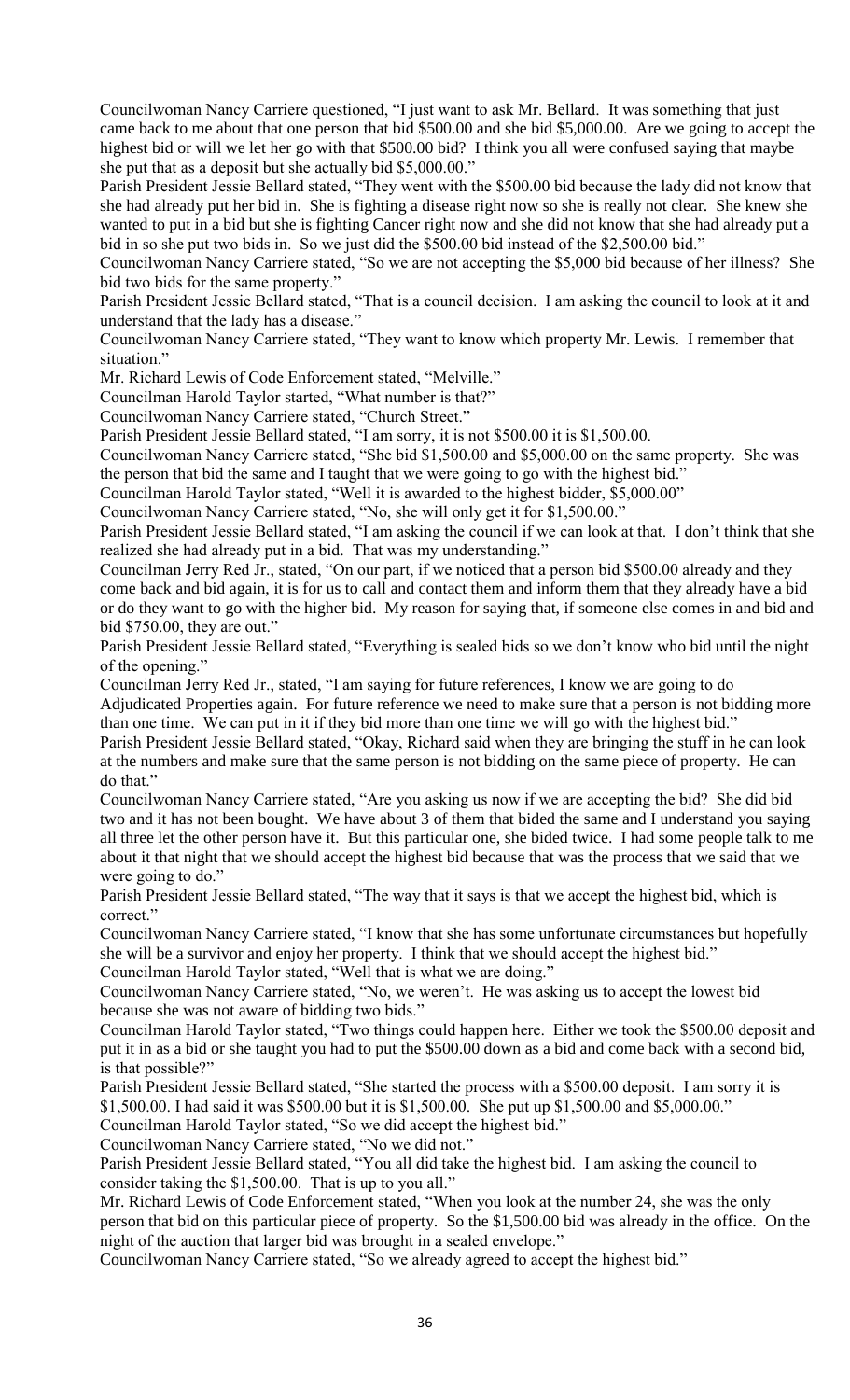Councilwoman Nancy Carriere questioned, "I just want to ask Mr. Bellard. It was something that just came back to me about that one person that bid $500.00 and she bid $5,000.00. Are we going to accept the highest bid or will we let her go with that $500.00 bid? I think you all were confused saying that maybe she put that as a deposit but she actually bid $5,000.00."

Parish President Jessie Bellard stated, "They went with the $500.00 bid because the lady did not know that she had already put her bid in. She is fighting a disease right now so she is really not clear. She knew she wanted to put in a bid but she is fighting Cancer right now and she did not know that she had already put a bid in so she put two bids in. So we just did the $500.00 bid instead of the $2,500.00 bid."

Councilwoman Nancy Carriere stated, "So we are not accepting the $5,000 bid because of her illness? She bid two bids for the same property."

Parish President Jessie Bellard stated, "That is a council decision. I am asking the council to look at it and understand that the lady has a disease."

Councilwoman Nancy Carriere stated, "They want to know which property Mr. Lewis. I remember that situation."

Mr. Richard Lewis of Code Enforcement stated, "Melville."

Councilman Harold Taylor started, "What number is that?"

Councilwoman Nancy Carriere stated, "Church Street."

Parish President Jessie Bellard stated, "I am sorry, it is not $500.00 it is $1,500.00.

Councilwoman Nancy Carriere stated, "She bid $1,500.00 and $5,000.00 on the same property. She was the person that bid the same and I taught that we were going to go with the highest bid."

Councilman Harold Taylor stated, "Well it is awarded to the highest bidder, $5,000.00"

Councilwoman Nancy Carriere stated, "No, she will only get it for $1,500.00."

Parish President Jessie Bellard stated, "I am asking the council if we can look at that. I don't think that she realized she had already put in a bid. That was my understanding."

Councilman Jerry Red Jr., stated, "On our part, if we noticed that a person bid $500.00 already and they come back and bid again, it is for us to call and contact them and inform them that they already have a bid or do they want to go with the higher bid. My reason for saying that, if someone else comes in and bid and bid $750.00, they are out."

Parish President Jessie Bellard stated, "Everything is sealed bids so we don't know who bid until the night of the opening."

Councilman Jerry Red Jr., stated, "I am saying for future references, I know we are going to do Adjudicated Properties again. For future reference we need to make sure that a person is not bidding more than one time. We can put in it if they bid more than one time we will go with the highest bid."

Parish President Jessie Bellard stated, "Okay, Richard said when they are bringing the stuff in he can look at the numbers and make sure that the same person is not bidding on the same piece of property. He can do that."

Councilwoman Nancy Carriere stated, "Are you asking us now if we are accepting the bid? She did bid two and it has not been bought. We have about 3 of them that bided the same and I understand you saying all three let the other person have it. But this particular one, she bided twice. I had some people talk to me about it that night that we should accept the highest bid because that was the process that we said that we were going to do."

Parish President Jessie Bellard stated, "The way that it says is that we accept the highest bid, which is correct."

Councilwoman Nancy Carriere stated, "I know that she has some unfortunate circumstances but hopefully she will be a survivor and enjoy her property. I think that we should accept the highest bid."

Councilman Harold Taylor stated, "Well that is what we are doing."

Councilwoman Nancy Carriere stated, "No, we weren't. He was asking us to accept the lowest bid because she was not aware of bidding two bids."

Councilman Harold Taylor stated, "Two things could happen here. Either we took the $500.00 deposit and put it in as a bid or she taught you had to put the $500.00 down as a bid and come back with a second bid, is that possible?"

Parish President Jessie Bellard stated, "She started the process with a $500.00 deposit. I am sorry it is $1,500.00. I had said it was $500.00 but it is $1,500.00. She put up $1,500.00 and $5,000.00."

Councilman Harold Taylor stated, "So we did accept the highest bid."

Councilwoman Nancy Carriere stated, "No we did not."

Parish President Jessie Bellard stated, "You all did take the highest bid. I am asking the council to consider taking the $1,500.00. That is up to you all."

Mr. Richard Lewis of Code Enforcement stated, "When you look at the number 24, she was the only person that bid on this particular piece of property. So the $1,500.00 bid was already in the office. On the night of the auction that larger bid was brought in a sealed envelope."

Councilwoman Nancy Carriere stated, "So we already agreed to accept the highest bid."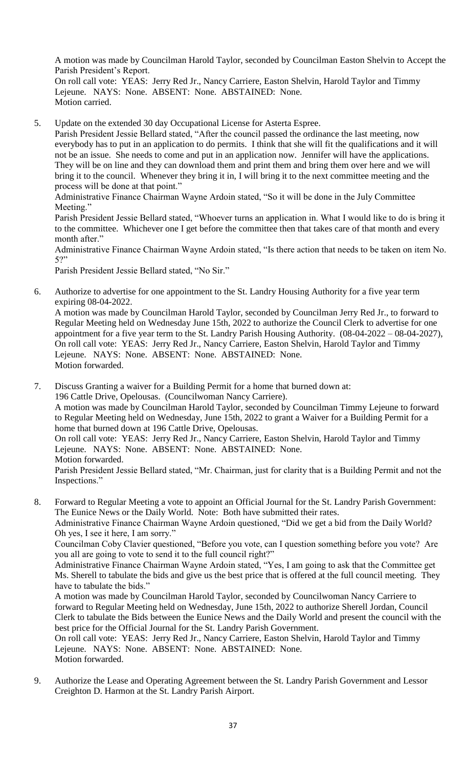A motion was made by Councilman Harold Taylor, seconded by Councilman Easton Shelvin to Accept the Parish President's Report.
On roll call vote: YEAS: Jerry Red Jr., Nancy Carriere, Easton Shelvin, Harold Taylor and Timmy Lejeune. NAYS: None. ABSENT: None. ABSTAINED: None.
Motion carried.

5. Update on the extended 30 day Occupational License for Asterta Espree.
   Parish President Jessie Bellard stated, "After the council passed the ordinance the last meeting, now everybody has to put in an application to do permits. I think that she will fit the qualifications and it will not be an issue. She needs to come and put in an application now. Jennifer will have the applications. They will be on line and they can download them and print them and bring them over here and we will bring it to the council. Whenever they bring it in, I will bring it to the next committee meeting and the process will be done at that point."
   Administrative Finance Chairman Wayne Ardoin stated, "So it will be done in the July Committee Meeting."
   Parish President Jessie Bellard stated, "Whoever turns an application in. What I would like to do is bring it to the committee. Whichever one I get before the committee then that takes care of that month and every month after."
   Administrative Finance Chairman Wayne Ardoin stated, "Is there action that needs to be taken on item No. 5?"
   Parish President Jessie Bellard stated, "No Sir."

6. Authorize to advertise for one appointment to the St. Landry Housing Authority for a five year term expiring 08-04-2022.
   A motion was made by Councilman Harold Taylor, seconded by Councilman Jerry Red Jr., to forward to Regular Meeting held on Wednesday June 15th, 2022 to authorize the Council Clerk to advertise for one appointment for a five year term to the St. Landry Parish Housing Authority. (08-04-2022 – 08-04-2027),
   On roll call vote: YEAS: Jerry Red Jr., Nancy Carriere, Easton Shelvin, Harold Taylor and Timmy Lejeune. NAYS: None. ABSENT: None. ABSTAINED: None.
   Motion forwarded.

7. Discuss Granting a waiver for a Building Permit for a home that burned down at:
   196 Cattle Drive, Opelousas. (Councilwoman Nancy Carriere).
   A motion was made by Councilman Harold Taylor, seconded by Councilman Timmy Lejeune to forward to Regular Meeting held on Wednesday, June 15th, 2022 to grant a Waiver for a Building Permit for a home that burned down at 196 Cattle Drive, Opelousas.
   On roll call vote: YEAS: Jerry Red Jr., Nancy Carriere, Easton Shelvin, Harold Taylor and Timmy Lejeune. NAYS: None. ABSENT: None. ABSTAINED: None.
   Motion forwarded.
   Parish President Jessie Bellard stated, "Mr. Chairman, just for clarity that is a Building Permit and not the Inspections."

8. Forward to Regular Meeting a vote to appoint an Official Journal for the St. Landry Parish Government: The Eunice News or the Daily World. Note: Both have submitted their rates.
   Administrative Finance Chairman Wayne Ardoin questioned, "Did we get a bid from the Daily World? Oh yes, I see it here, I am sorry."
   Councilman Coby Clavier questioned, "Before you vote, can I question something before you vote? Are you all are going to vote to send it to the full council right?"
   Administrative Finance Chairman Wayne Ardoin stated, "Yes, I am going to ask that the Committee get Ms. Sherell to tabulate the bids and give us the best price that is offered at the full council meeting. They have to tabulate the bids."
   A motion was made by Councilman Harold Taylor, seconded by Councilwoman Nancy Carriere to forward to Regular Meeting held on Wednesday, June 15th, 2022 to authorize Sherell Jordan, Council Clerk to tabulate the Bids between the Eunice News and the Daily World and present the council with the best price for the Official Journal for the St. Landry Parish Government.
   On roll call vote: YEAS: Jerry Red Jr., Nancy Carriere, Easton Shelvin, Harold Taylor and Timmy Lejeune. NAYS: None. ABSENT: None. ABSTAINED: None.
   Motion forwarded.

9. Authorize the Lease and Operating Agreement between the St. Landry Parish Government and Lessor Creighton D. Harmon at the St. Landry Parish Airport.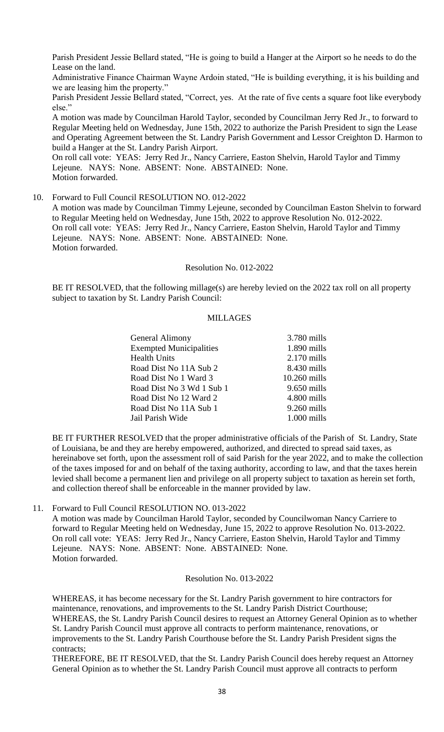Parish President Jessie Bellard stated, "He is going to build a Hanger at the Airport so he needs to do the Lease on the land.

Administrative Finance Chairman Wayne Ardoin stated, "He is building everything, it is his building and we are leasing him the property."

Parish President Jessie Bellard stated, "Correct, yes. At the rate of five cents a square foot like everybody else."

A motion was made by Councilman Harold Taylor, seconded by Councilman Jerry Red Jr., to forward to Regular Meeting held on Wednesday, June 15th, 2022 to authorize the Parish President to sign the Lease and Operating Agreement between the St. Landry Parish Government and Lessor Creighton D. Harmon to build a Hanger at the St. Landry Parish Airport.

On roll call vote: YEAS: Jerry Red Jr., Nancy Carriere, Easton Shelvin, Harold Taylor and Timmy Lejeune. NAYS: None. ABSENT: None. ABSTAINED: None.

Motion forwarded.

10. Forward to Full Council RESOLUTION NO. 012-2022

A motion was made by Councilman Timmy Lejeune, seconded by Councilman Easton Shelvin to forward to Regular Meeting held on Wednesday, June 15th, 2022 to approve Resolution No. 012-2022.

On roll call vote: YEAS: Jerry Red Jr., Nancy Carriere, Easton Shelvin, Harold Taylor and Timmy Lejeune. NAYS: None. ABSENT: None. ABSTAINED: None.

Motion forwarded.

Resolution No. 012-2022

BE IT RESOLVED, that the following millage(s) are hereby levied on the 2022 tax roll on all property subject to taxation by St. Landry Parish Council:

MILLAGES

| | |
|---|---|
| General Alimony | 3.780 mills |
| Exempted Municipalities | 1.890 mills |
| Health Units | 2.170 mills |
| Road Dist No 11A Sub 2 | 8.430 mills |
| Road Dist No 1 Ward 3 | 10.260 mills |
| Road Dist No 3 Wd 1 Sub 1 | 9.650 mills |
| Road Dist No 12 Ward 2 | 4.800 mills |
| Road Dist No 11A Sub 1 | 9.260 mills |
| Jail Parish Wide | 1.000 mills |

BE IT FURTHER RESOLVED that the proper administrative officials of the Parish of St. Landry, State of Louisiana, be and they are hereby empowered, authorized, and directed to spread said taxes, as hereinabove set forth, upon the assessment roll of said Parish for the year 2022, and to make the collection of the taxes imposed for and on behalf of the taxing authority, according to law, and that the taxes herein levied shall become a permanent lien and privilege on all property subject to taxation as herein set forth, and collection thereof shall be enforceable in the manner provided by law.

11. Forward to Full Council RESOLUTION NO. 013-2022

A motion was made by Councilman Harold Taylor, seconded by Councilwoman Nancy Carriere to forward to Regular Meeting held on Wednesday, June 15, 2022 to approve Resolution No. 013-2022.

On roll call vote: YEAS: Jerry Red Jr., Nancy Carriere, Easton Shelvin, Harold Taylor and Timmy Lejeune. NAYS: None. ABSENT: None. ABSTAINED: None.

Motion forwarded.

Resolution No. 013-2022

WHEREAS, it has become necessary for the St. Landry Parish government to hire contractors for maintenance, renovations, and improvements to the St. Landry Parish District Courthouse;

WHEREAS, the St. Landry Parish Council desires to request an Attorney General Opinion as to whether St. Landry Parish Council must approve all contracts to perform maintenance, renovations, or improvements to the St. Landry Parish Courthouse before the St. Landry Parish President signs the contracts;

THEREFORE, BE IT RESOLVED, that the St. Landry Parish Council does hereby request an Attorney General Opinion as to whether the St. Landry Parish Council must approve all contracts to perform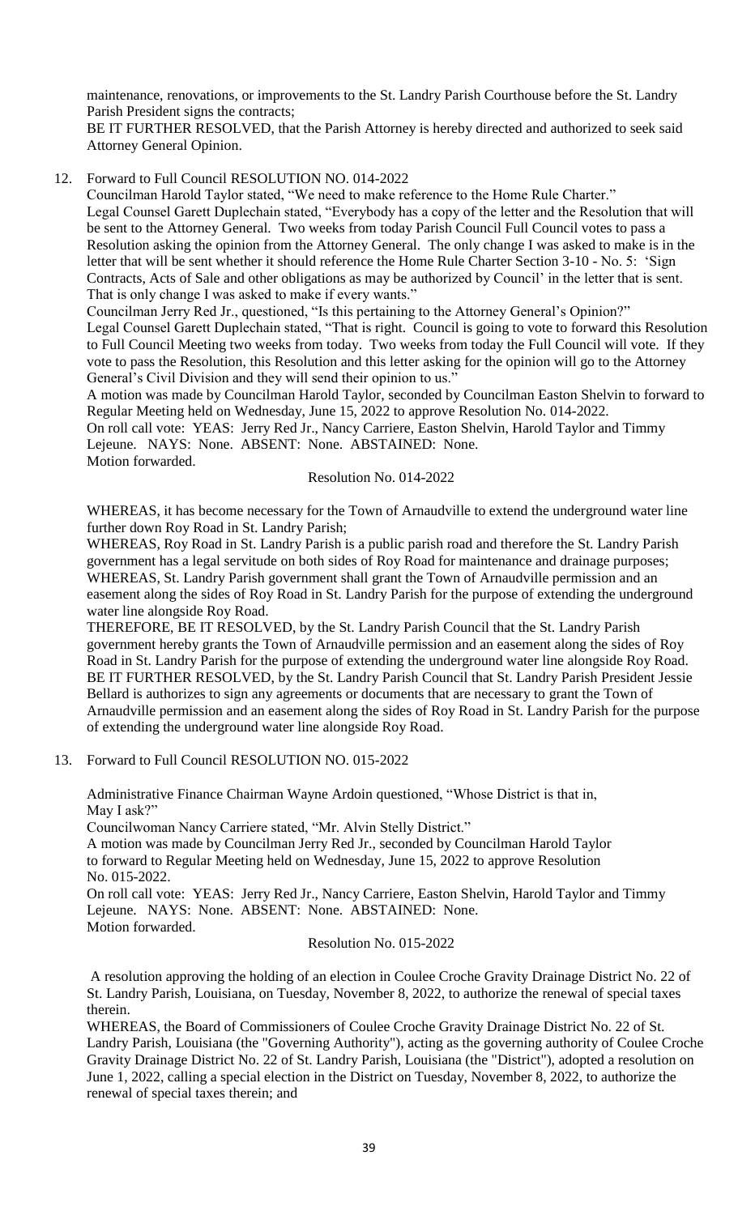maintenance, renovations, or improvements to the St. Landry Parish Courthouse before the St. Landry Parish President signs the contracts;

BE IT FURTHER RESOLVED, that the Parish Attorney is hereby directed and authorized to seek said Attorney General Opinion.

12. Forward to Full Council RESOLUTION NO. 014-2022

Councilman Harold Taylor stated, "We need to make reference to the Home Rule Charter."

Legal Counsel Garett Duplechain stated, "Everybody has a copy of the letter and the Resolution that will be sent to the Attorney General. Two weeks from today Parish Council Full Council votes to pass a Resolution asking the opinion from the Attorney General. The only change I was asked to make is in the letter that will be sent whether it should reference the Home Rule Charter Section 3-10 - No. 5: 'Sign Contracts, Acts of Sale and other obligations as may be authorized by Council' in the letter that is sent. That is only change I was asked to make if every wants."

Councilman Jerry Red Jr., questioned, "Is this pertaining to the Attorney General's Opinion?"

Legal Counsel Garett Duplechain stated, "That is right. Council is going to vote to forward this Resolution to Full Council Meeting two weeks from today. Two weeks from today the Full Council will vote. If they vote to pass the Resolution, this Resolution and this letter asking for the opinion will go to the Attorney General's Civil Division and they will send their opinion to us."

A motion was made by Councilman Harold Taylor, seconded by Councilman Easton Shelvin to forward to Regular Meeting held on Wednesday, June 15, 2022 to approve Resolution No. 014-2022.

On roll call vote: YEAS: Jerry Red Jr., Nancy Carriere, Easton Shelvin, Harold Taylor and Timmy Lejeune. NAYS: None. ABSENT: None. ABSTAINED: None.

Motion forwarded.

Resolution No. 014-2022

WHEREAS, it has become necessary for the Town of Arnaudville to extend the underground water line further down Roy Road in St. Landry Parish;

WHEREAS, Roy Road in St. Landry Parish is a public parish road and therefore the St. Landry Parish government has a legal servitude on both sides of Roy Road for maintenance and drainage purposes;

WHEREAS, St. Landry Parish government shall grant the Town of Arnaudville permission and an easement along the sides of Roy Road in St. Landry Parish for the purpose of extending the underground water line alongside Roy Road.

THEREFORE, BE IT RESOLVED, by the St. Landry Parish Council that the St. Landry Parish government hereby grants the Town of Arnaudville permission and an easement along the sides of Roy Road in St. Landry Parish for the purpose of extending the underground water line alongside Roy Road.

BE IT FURTHER RESOLVED, by the St. Landry Parish Council that St. Landry Parish President Jessie Bellard is authorizes to sign any agreements or documents that are necessary to grant the Town of Arnaudville permission and an easement along the sides of Roy Road in St. Landry Parish for the purpose of extending the underground water line alongside Roy Road.

13. Forward to Full Council RESOLUTION NO. 015-2022

Administrative Finance Chairman Wayne Ardoin questioned, "Whose District is that in, May I ask?"

Councilwoman Nancy Carriere stated, "Mr. Alvin Stelly District."

A motion was made by Councilman Jerry Red Jr., seconded by Councilman Harold Taylor to forward to Regular Meeting held on Wednesday, June 15, 2022 to approve Resolution No. 015-2022.

On roll call vote: YEAS: Jerry Red Jr., Nancy Carriere, Easton Shelvin, Harold Taylor and Timmy Lejeune. NAYS: None. ABSENT: None. ABSTAINED: None.

Motion forwarded.

Resolution No. 015-2022

A resolution approving the holding of an election in Coulee Croche Gravity Drainage District No. 22 of St. Landry Parish, Louisiana, on Tuesday, November 8, 2022, to authorize the renewal of special taxes therein.

WHEREAS, the Board of Commissioners of Coulee Croche Gravity Drainage District No. 22 of St. Landry Parish, Louisiana (the "Governing Authority"), acting as the governing authority of Coulee Croche Gravity Drainage District No. 22 of St. Landry Parish, Louisiana (the "District"), adopted a resolution on June 1, 2022, calling a special election in the District on Tuesday, November 8, 2022, to authorize the renewal of special taxes therein; and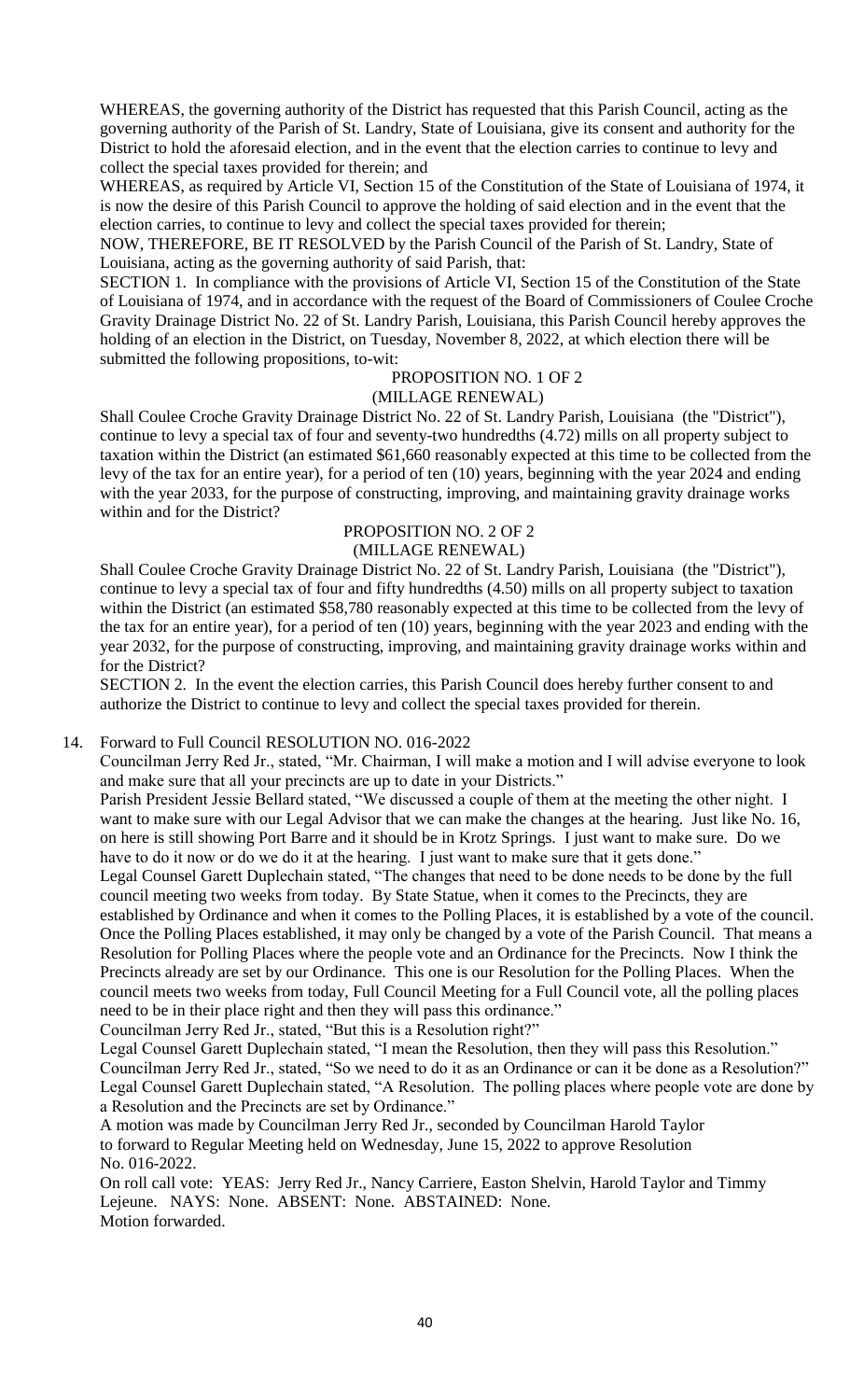WHEREAS, the governing authority of the District has requested that this Parish Council, acting as the governing authority of the Parish of St. Landry, State of Louisiana, give its consent and authority for the District to hold the aforesaid election, and in the event that the election carries to continue to levy and collect the special taxes provided for therein; and

WHEREAS, as required by Article VI, Section 15 of the Constitution of the State of Louisiana of 1974, it is now the desire of this Parish Council to approve the holding of said election and in the event that the election carries, to continue to levy and collect the special taxes provided for therein;

NOW, THEREFORE, BE IT RESOLVED by the Parish Council of the Parish of St. Landry, State of Louisiana, acting as the governing authority of said Parish, that:

SECTION 1. In compliance with the provisions of Article VI, Section 15 of the Constitution of the State of Louisiana of 1974, and in accordance with the request of the Board of Commissioners of Coulee Croche Gravity Drainage District No. 22 of St. Landry Parish, Louisiana, this Parish Council hereby approves the holding of an election in the District, on Tuesday, November 8, 2022, at which election there will be submitted the following propositions, to-wit:

PROPOSITION NO. 1 OF 2
(MILLAGE RENEWAL)

Shall Coulee Croche Gravity Drainage District No. 22 of St. Landry Parish, Louisiana (the "District"), continue to levy a special tax of four and seventy-two hundredths (4.72) mills on all property subject to taxation within the District (an estimated $61,660 reasonably expected at this time to be collected from the levy of the tax for an entire year), for a period of ten (10) years, beginning with the year 2024 and ending with the year 2033, for the purpose of constructing, improving, and maintaining gravity drainage works within and for the District?

PROPOSITION NO. 2 OF 2
(MILLAGE RENEWAL)

Shall Coulee Croche Gravity Drainage District No. 22 of St. Landry Parish, Louisiana (the "District"), continue to levy a special tax of four and fifty hundredths (4.50) mills on all property subject to taxation within the District (an estimated $58,780 reasonably expected at this time to be collected from the levy of the tax for an entire year), for a period of ten (10) years, beginning with the year 2023 and ending with the year 2032, for the purpose of constructing, improving, and maintaining gravity drainage works within and for the District?

SECTION 2. In the event the election carries, this Parish Council does hereby further consent to and authorize the District to continue to levy and collect the special taxes provided for therein.

14. Forward to Full Council RESOLUTION NO. 016-2022

Councilman Jerry Red Jr., stated, "Mr. Chairman, I will make a motion and I will advise everyone to look and make sure that all your precincts are up to date in your Districts."

Parish President Jessie Bellard stated, "We discussed a couple of them at the meeting the other night. I want to make sure with our Legal Advisor that we can make the changes at the hearing. Just like No. 16, on here is still showing Port Barre and it should be in Krotz Springs. I just want to make sure. Do we have to do it now or do we do it at the hearing. I just want to make sure that it gets done."

Legal Counsel Garett Duplechain stated, "The changes that need to be done needs to be done by the full council meeting two weeks from today. By State Statue, when it comes to the Precincts, they are established by Ordinance and when it comes to the Polling Places, it is established by a vote of the council. Once the Polling Places established, it may only be changed by a vote of the Parish Council. That means a Resolution for Polling Places where the people vote and an Ordinance for the Precincts. Now I think the Precincts already are set by our Ordinance. This one is our Resolution for the Polling Places. When the council meets two weeks from today, Full Council Meeting for a Full Council vote, all the polling places need to be in their place right and then they will pass this ordinance."

Councilman Jerry Red Jr., stated, "But this is a Resolution right?"

Legal Counsel Garett Duplechain stated, "I mean the Resolution, then they will pass this Resolution."

Councilman Jerry Red Jr., stated, "So we need to do it as an Ordinance or can it be done as a Resolution?"

Legal Counsel Garett Duplechain stated, "A Resolution. The polling places where people vote are done by a Resolution and the Precincts are set by Ordinance."

A motion was made by Councilman Jerry Red Jr., seconded by Councilman Harold Taylor to forward to Regular Meeting held on Wednesday, June 15, 2022 to approve Resolution No. 016-2022.

On roll call vote: YEAS: Jerry Red Jr., Nancy Carriere, Easton Shelvin, Harold Taylor and Timmy Lejeune. NAYS: None. ABSENT: None. ABSTAINED: None.
Motion forwarded.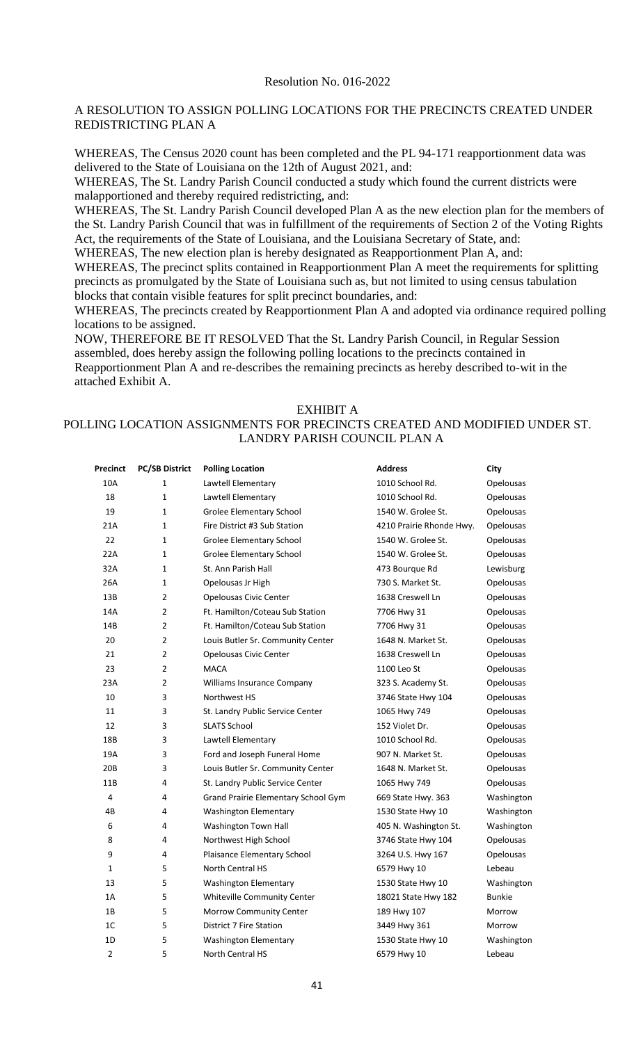Resolution No. 016-2022

A RESOLUTION TO ASSIGN POLLING LOCATIONS FOR THE PRECINCTS CREATED UNDER REDISTRICTING PLAN A

WHEREAS, The Census 2020 count has been completed and the PL 94-171 reapportionment data was delivered to the State of Louisiana on the 12th of August 2021, and:

WHEREAS, The St. Landry Parish Council conducted a study which found the current districts were malapportioned and thereby required redistricting, and:

WHEREAS, The St. Landry Parish Council developed Plan A as the new election plan for the members of the St. Landry Parish Council that was in fulfillment of the requirements of Section 2 of the Voting Rights Act, the requirements of the State of Louisiana, and the Louisiana Secretary of State, and:

WHEREAS, The new election plan is hereby designated as Reapportionment Plan A, and:

WHEREAS, The precinct splits contained in Reapportionment Plan A meet the requirements for splitting precincts as promulgated by the State of Louisiana such as, but not limited to using census tabulation blocks that contain visible features for split precinct boundaries, and:

WHEREAS, The precincts created by Reapportionment Plan A and adopted via ordinance required polling locations to be assigned.

NOW, THEREFORE BE IT RESOLVED That the St. Landry Parish Council, in Regular Session assembled, does hereby assign the following polling locations to the precincts contained in Reapportionment Plan A and re-describes the remaining precincts as hereby described to-wit in the attached Exhibit A.

EXHIBIT A

POLLING LOCATION ASSIGNMENTS FOR PRECINCTS CREATED AND MODIFIED UNDER ST. LANDRY PARISH COUNCIL PLAN A

| Precinct | PC/SB District | Polling Location | Address | City |
|---|---|---|---|---|
| 10A | 1 | Lawtell Elementary | 1010 School Rd. | Opelousas |
| 18 | 1 | Lawtell Elementary | 1010 School Rd. | Opelousas |
| 19 | 1 | Grolee Elementary School | 1540 W. Grolee St. | Opelousas |
| 21A | 1 | Fire District #3 Sub Station | 4210 Prairie Rhonde Hwy. | Opelousas |
| 22 | 1 | Grolee Elementary School | 1540 W. Grolee St. | Opelousas |
| 22A | 1 | Grolee Elementary School | 1540 W. Grolee St. | Opelousas |
| 32A | 1 | St. Ann Parish Hall | 473 Bourque Rd | Lewisburg |
| 26A | 1 | Opelousas Jr High | 730 S. Market St. | Opelousas |
| 13B | 2 | Opelousas Civic Center | 1638 Creswell Ln | Opelousas |
| 14A | 2 | Ft. Hamilton/Coteau Sub Station | 7706 Hwy 31 | Opelousas |
| 14B | 2 | Ft. Hamilton/Coteau Sub Station | 7706 Hwy 31 | Opelousas |
| 20 | 2 | Louis Butler Sr. Community Center | 1648 N. Market St. | Opelousas |
| 21 | 2 | Opelousas Civic Center | 1638 Creswell Ln | Opelousas |
| 23 | 2 | MACA | 1100 Leo St | Opelousas |
| 23A | 2 | Williams Insurance Company | 323 S. Academy St. | Opelousas |
| 10 | 3 | Northwest HS | 3746 State Hwy 104 | Opelousas |
| 11 | 3 | St. Landry Public Service Center | 1065 Hwy 749 | Opelousas |
| 12 | 3 | SLATS School | 152 Violet Dr. | Opelousas |
| 18B | 3 | Lawtell Elementary | 1010 School Rd. | Opelousas |
| 19A | 3 | Ford and Joseph Funeral Home | 907 N. Market St. | Opelousas |
| 20B | 3 | Louis Butler Sr. Community Center | 1648 N. Market St. | Opelousas |
| 11B | 4 | St. Landry Public Service Center | 1065 Hwy 749 | Opelousas |
| 4 | 4 | Grand Prairie Elementary School Gym | 669 State Hwy. 363 | Washington |
| 4B | 4 | Washington Elementary | 1530 State Hwy 10 | Washington |
| 6 | 4 | Washington Town Hall | 405 N. Washington St. | Washington |
| 8 | 4 | Northwest High School | 3746 State Hwy 104 | Opelousas |
| 9 | 4 | Plaisance Elementary School | 3264 U.S. Hwy 167 | Opelousas |
| 1 | 5 | North Central HS | 6579 Hwy 10 | Lebeau |
| 13 | 5 | Washington Elementary | 1530 State Hwy 10 | Washington |
| 1A | 5 | Whiteville Community Center | 18021 State Hwy 182 | Bunkie |
| 1B | 5 | Morrow Community Center | 189 Hwy 107 | Morrow |
| 1C | 5 | District 7 Fire Station | 3449 Hwy 361 | Morrow |
| 1D | 5 | Washington Elementary | 1530 State Hwy 10 | Washington |
| 2 | 5 | North Central HS | 6579 Hwy 10 | Lebeau |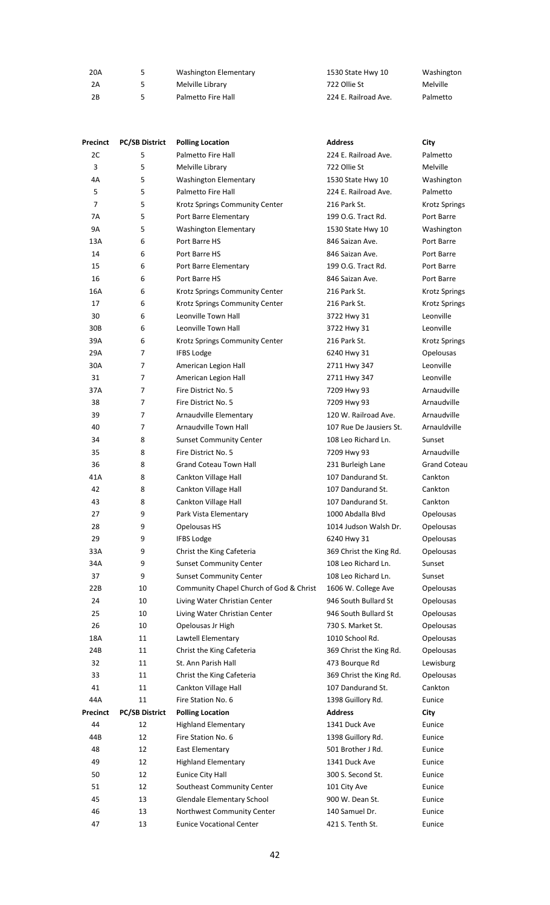| | | | | |
|---|---|---|---|---|
| 20A | 5 | Washington Elementary | 1530 State Hwy 10 | Washington |
| 2A | 5 | Melville Library | 722 Ollie St | Melville |
| 2B | 5 | Palmetto Fire Hall | 224 E. Railroad Ave. | Palmetto |

| Precinct | PC/SB District | Polling Location | Address | City |
|---|---|---|---|---|
| 2C | 5 | Palmetto Fire Hall | 224 E. Railroad Ave. | Palmetto |
| 3 | 5 | Melville Library | 722 Ollie St | Melville |
| 4A | 5 | Washington Elementary | 1530 State Hwy 10 | Washington |
| 5 | 5 | Palmetto Fire Hall | 224 E. Railroad Ave. | Palmetto |
| 7 | 5 | Krotz Springs Community Center | 216 Park St. | Krotz Springs |
| 7A | 5 | Port Barre Elementary | 199 O.G. Tract Rd. | Port Barre |
| 9A | 5 | Washington Elementary | 1530 State Hwy 10 | Washington |
| 13A | 6 | Port Barre HS | 846 Saizan Ave. | Port Barre |
| 14 | 6 | Port Barre HS | 846 Saizan Ave. | Port Barre |
| 15 | 6 | Port Barre Elementary | 199 O.G. Tract Rd. | Port Barre |
| 16 | 6 | Port Barre HS | 846 Saizan Ave. | Port Barre |
| 16A | 6 | Krotz Springs Community Center | 216 Park St. | Krotz Springs |
| 17 | 6 | Krotz Springs Community Center | 216 Park St. | Krotz Springs |
| 30 | 6 | Leonville Town Hall | 3722 Hwy 31 | Leonville |
| 30B | 6 | Leonville Town Hall | 3722 Hwy 31 | Leonville |
| 39A | 6 | Krotz Springs Community Center | 216 Park St. | Krotz Springs |
| 29A | 7 | IFBS Lodge | 6240 Hwy 31 | Opelousas |
| 30A | 7 | American Legion Hall | 2711 Hwy 347 | Leonville |
| 31 | 7 | American Legion Hall | 2711 Hwy 347 | Leonville |
| 37A | 7 | Fire District No. 5 | 7209 Hwy 93 | Arnaudville |
| 38 | 7 | Fire District No. 5 | 7209 Hwy 93 | Arnaudville |
| 39 | 7 | Arnaudville Elementary | 120 W. Railroad Ave. | Arnaudville |
| 40 | 7 | Arnaudville Town Hall | 107 Rue De Jausiers St. | Arnauldville |
| 34 | 8 | Sunset Community Center | 108 Leo Richard Ln. | Sunset |
| 35 | 8 | Fire District No. 5 | 7209 Hwy 93 | Arnaudville |
| 36 | 8 | Grand Coteau Town Hall | 231 Burleigh Lane | Grand Coteau |
| 41A | 8 | Cankton Village Hall | 107 Dandurand St. | Cankton |
| 42 | 8 | Cankton Village Hall | 107 Dandurand St. | Cankton |
| 43 | 8 | Cankton Village Hall | 107 Dandurand St. | Cankton |
| 27 | 9 | Park Vista Elementary | 1000 Abdalla Blvd | Opelousas |
| 28 | 9 | Opelousas HS | 1014 Judson Walsh Dr. | Opelousas |
| 29 | 9 | IFBS Lodge | 6240 Hwy 31 | Opelousas |
| 33A | 9 | Christ the King Cafeteria | 369 Christ the King Rd. | Opelousas |
| 34A | 9 | Sunset Community Center | 108 Leo Richard Ln. | Sunset |
| 37 | 9 | Sunset Community Center | 108 Leo Richard Ln. | Sunset |
| 22B | 10 | Community Chapel Church of God & Christ | 1606 W. College Ave | Opelousas |
| 24 | 10 | Living Water Christian Center | 946 South Bullard St | Opelousas |
| 25 | 10 | Living Water Christian Center | 946 South Bullard St | Opelousas |
| 26 | 10 | Opelousas Jr High | 730 S. Market St. | Opelousas |
| 18A | 11 | Lawtell Elementary | 1010 School Rd. | Opelousas |
| 24B | 11 | Christ the King Cafeteria | 369 Christ the King Rd. | Opelousas |
| 32 | 11 | St. Ann Parish Hall | 473 Bourque Rd | Lewisburg |
| 33 | 11 | Christ the King Cafeteria | 369 Christ the King Rd. | Opelousas |
| 41 | 11 | Cankton Village Hall | 107 Dandurand St. | Cankton |
| 44A | 11 | Fire Station No. 6 | 1398 Guillory Rd. | Eunice |
| **Precinct** | **PC/SB District** | **Polling Location** | **Address** | **City** |
| 44 | 12 | Highland Elementary | 1341 Duck Ave | Eunice |
| 44B | 12 | Fire Station No. 6 | 1398 Guillory Rd. | Eunice |
| 48 | 12 | East Elementary | 501 Brother J Rd. | Eunice |
| 49 | 12 | Highland Elementary | 1341 Duck Ave | Eunice |
| 50 | 12 | Eunice City Hall | 300 S. Second St. | Eunice |
| 51 | 12 | Southeast Community Center | 101 City Ave | Eunice |
| 45 | 13 | Glendale Elementary School | 900 W. Dean St. | Eunice |
| 46 | 13 | Northwest Community Center | 140 Samuel Dr. | Eunice |
| 47 | 13 | Eunice Vocational Center | 421 S. Tenth St. | Eunice |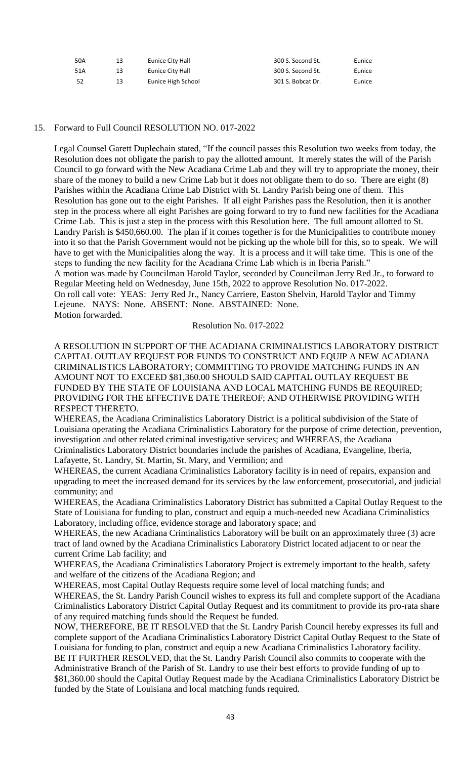| 50A | 13 | Eunice City Hall | 300 S. Second St. | Eunice |
|---|---|---|---|---|
| 51A | 13 | Eunice City Hall | 300 S. Second St. | Eunice |
| 52 | 13 | Eunice High School | 301 S. Bobcat Dr. | Eunice |

15. Forward to Full Council RESOLUTION NO. 017-2022

Legal Counsel Garett Duplechain stated, "If the council passes this Resolution two weeks from today, the Resolution does not obligate the parish to pay the allotted amount. It merely states the will of the Parish Council to go forward with the New Acadiana Crime Lab and they will try to appropriate the money, their share of the money to build a new Crime Lab but it does not obligate them to do so. There are eight (8) Parishes within the Acadiana Crime Lab District with St. Landry Parish being one of them. This Resolution has gone out to the eight Parishes. If all eight Parishes pass the Resolution, then it is another step in the process where all eight Parishes are going forward to try to fund new facilities for the Acadiana Crime Lab. This is just a step in the process with this Resolution here. The full amount allotted to St. Landry Parish is $450,660.00. The plan if it comes together is for the Municipalities to contribute money into it so that the Parish Government would not be picking up the whole bill for this, so to speak. We will have to get with the Municipalities along the way. It is a process and it will take time. This is one of the steps to funding the new facility for the Acadiana Crime Lab which is in Iberia Parish."

A motion was made by Councilman Harold Taylor, seconded by Councilman Jerry Red Jr., to forward to Regular Meeting held on Wednesday, June 15th, 2022 to approve Resolution No. 017-2022.

On roll call vote: YEAS: Jerry Red Jr., Nancy Carriere, Easton Shelvin, Harold Taylor and Timmy Lejeune. NAYS: None. ABSENT: None. ABSTAINED: None.

Motion forwarded.

Resolution No. 017-2022

A RESOLUTION IN SUPPORT OF THE ACADIANA CRIMINALISTICS LABORATORY DISTRICT CAPITAL OUTLAY REQUEST FOR FUNDS TO CONSTRUCT AND EQUIP A NEW ACADIANA CRIMINALISTICS LABORATORY; COMMITTING TO PROVIDE MATCHING FUNDS IN AN AMOUNT NOT TO EXCEED $81,360.00 SHOULD SAID CAPITAL OUTLAY REQUEST BE FUNDED BY THE STATE OF LOUISIANA AND LOCAL MATCHING FUNDS BE REQUIRED; PROVIDING FOR THE EFFECTIVE DATE THEREOF; AND OTHERWISE PROVIDING WITH RESPECT THERETO.

WHEREAS, the Acadiana Criminalistics Laboratory District is a political subdivision of the State of Louisiana operating the Acadiana Criminalistics Laboratory for the purpose of crime detection, prevention, investigation and other related criminal investigative services; and WHEREAS, the Acadiana Criminalistics Laboratory District boundaries include the parishes of Acadiana, Evangeline, Iberia, Lafayette, St. Landry, St. Martin, St. Mary, and Vermilion; and

WHEREAS, the current Acadiana Criminalistics Laboratory facility is in need of repairs, expansion and upgrading to meet the increased demand for its services by the law enforcement, prosecutorial, and judicial community; and

WHEREAS, the Acadiana Criminalistics Laboratory District has submitted a Capital Outlay Request to the State of Louisiana for funding to plan, construct and equip a much-needed new Acadiana Criminalistics Laboratory, including office, evidence storage and laboratory space; and

WHEREAS, the new Acadiana Criminalistics Laboratory will be built on an approximately three (3) acre tract of land owned by the Acadiana Criminalistics Laboratory District located adjacent to or near the current Crime Lab facility; and

WHEREAS, the Acadiana Criminalistics Laboratory Project is extremely important to the health, safety and welfare of the citizens of the Acadiana Region; and

WHEREAS, most Capital Outlay Requests require some level of local matching funds; and

WHEREAS, the St. Landry Parish Council wishes to express its full and complete support of the Acadiana Criminalistics Laboratory District Capital Outlay Request and its commitment to provide its pro-rata share of any required matching funds should the Request be funded.

NOW, THEREFORE, BE IT RESOLVED that the St. Landry Parish Council hereby expresses its full and complete support of the Acadiana Criminalistics Laboratory District Capital Outlay Request to the State of Louisiana for funding to plan, construct and equip a new Acadiana Criminalistics Laboratory facility.

BE IT FURTHER RESOLVED, that the St. Landry Parish Council also commits to cooperate with the Administrative Branch of the Parish of St. Landry to use their best efforts to provide funding of up to $81,360.00 should the Capital Outlay Request made by the Acadiana Criminalistics Laboratory District be funded by the State of Louisiana and local matching funds required.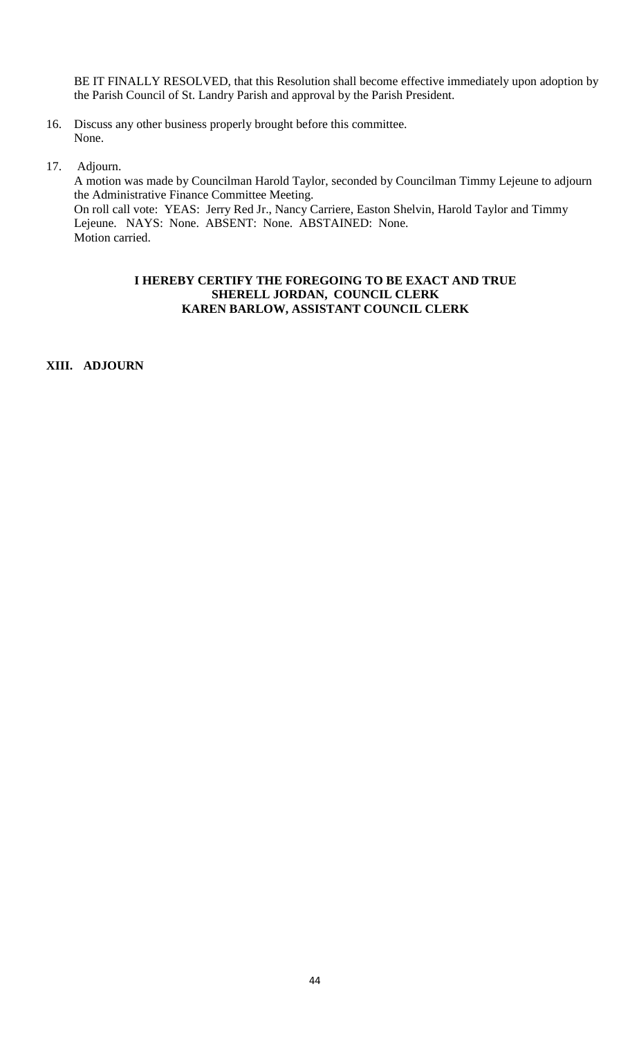BE IT FINALLY RESOLVED, that this Resolution shall become effective immediately upon adoption by the Parish Council of St. Landry Parish and approval by the Parish President.

16. Discuss any other business properly brought before this committee.
    None.

17. Adjourn.
    A motion was made by Councilman Harold Taylor, seconded by Councilman Timmy Lejeune to adjourn the Administrative Finance Committee Meeting.
    On roll call vote: YEAS: Jerry Red Jr., Nancy Carriere, Easton Shelvin, Harold Taylor and Timmy Lejeune. NAYS: None. ABSENT: None. ABSTAINED: None.
    Motion carried.

**I HEREBY CERTIFY THE FOREGOING TO BE EXACT AND TRUE**
**SHERELL JORDAN, COUNCIL CLERK**
**KAREN BARLOW, ASSISTANT COUNCIL CLERK**

**XIII. ADJOURN**